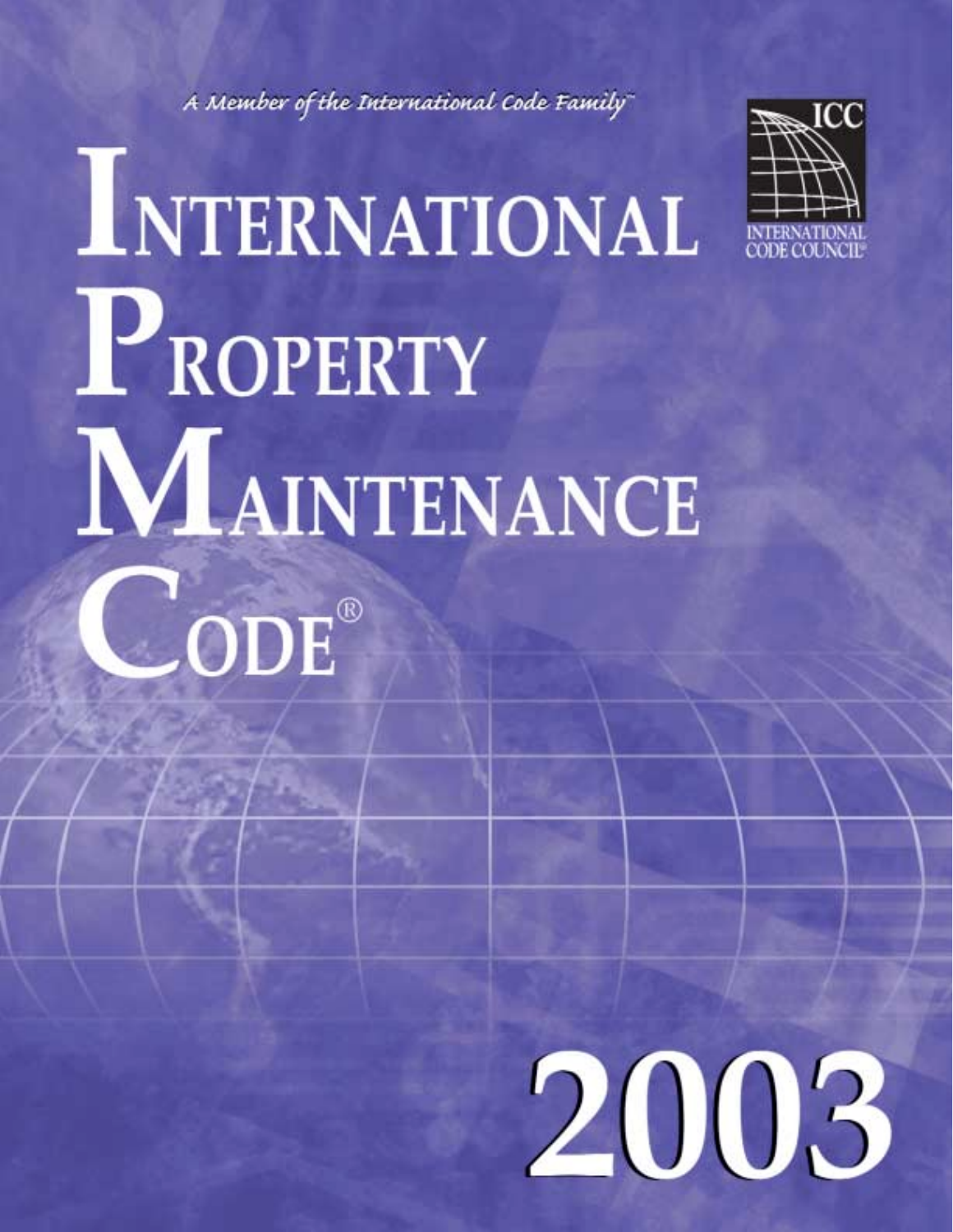*A Member of the International Code Family™*

ICC

INTERNATIONAL CODE COUNCIL®

# INTERNATIONAL PROPERTY MAINTENANCE CODE®

# 2003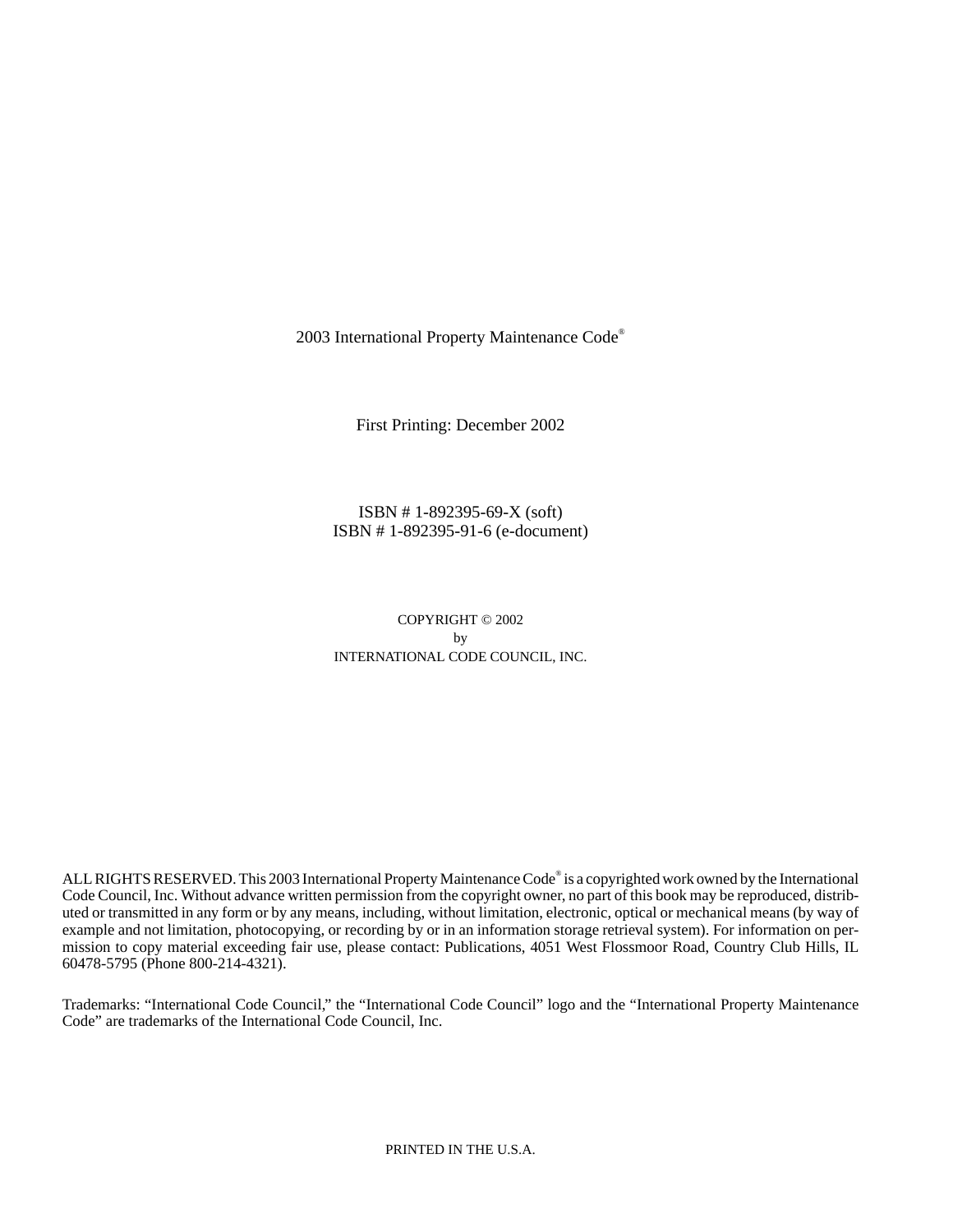2003 International Property Maintenance Code®

First Printing: December 2002

ISBN # 1-892395-69-X (soft)
ISBN # 1-892395-91-6 (e-document)

COPYRIGHT © 2002
by
INTERNATIONAL CODE COUNCIL, INC.

ALL RIGHTS RESERVED. This 2003 International Property Maintenance Code® is a copyrighted work owned by the International Code Council, Inc. Without advance written permission from the copyright owner, no part of this book may be reproduced, distributed or transmitted in any form or by any means, including, without limitation, electronic, optical or mechanical means (by way of example and not limitation, photocopying, or recording by or in an information storage retrieval system). For information on permission to copy material exceeding fair use, please contact: Publications, 4051 West Flossmoor Road, Country Club Hills, IL 60478-5795 (Phone 800-214-4321).

Trademarks: "International Code Council," the "International Code Council" logo and the "International Property Maintenance Code" are trademarks of the International Code Council, Inc.

PRINTED IN THE U.S.A.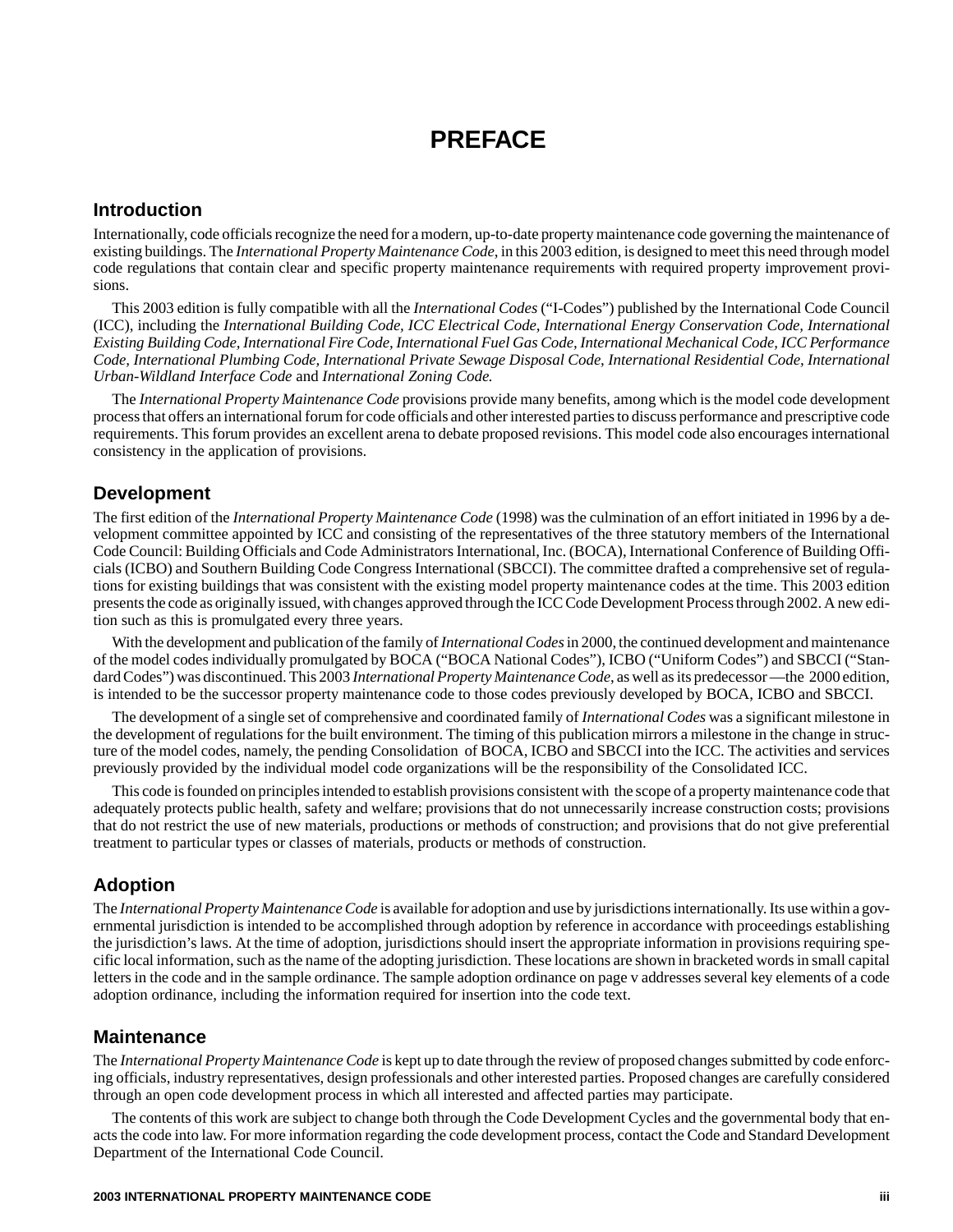# PREFACE

## Introduction

Internationally, code officials recognize the need for a modern, up-to-date property maintenance code governing the maintenance of existing buildings. The *International Property Maintenance Code*, in this 2003 edition, is designed to meet this need through model code regulations that contain clear and specific property maintenance requirements with required property improvement provisions.

This 2003 edition is fully compatible with all the *International Codes* ("I-Codes") published by the International Code Council (ICC), including the *International Building Code, ICC Electrical Code, International Energy Conservation Code, International Existing Building Code, International Fire Code, International Fuel Gas Code, International Mechanical Code, ICC Performance Code, International Plumbing Code, International Private Sewage Disposal Code, International Residential Code, International Urban-Wildland Interface Code* and *International Zoning Code.*

The *International Property Maintenance Code* provisions provide many benefits, among which is the model code development process that offers an international forum for code officials and other interested parties to discuss performance and prescriptive code requirements. This forum provides an excellent arena to debate proposed revisions. This model code also encourages international consistency in the application of provisions.

## Development

The first edition of the *International Property Maintenance Code* (1998) was the culmination of an effort initiated in 1996 by a development committee appointed by ICC and consisting of the representatives of the three statutory members of the International Code Council: Building Officials and Code Administrators International, Inc. (BOCA), International Conference of Building Officials (ICBO) and Southern Building Code Congress International (SBCCI). The committee drafted a comprehensive set of regulations for existing buildings that was consistent with the existing model property maintenance codes at the time. This 2003 edition presents the code as originally issued, with changes approved through the ICC Code Development Process through 2002. A new edition such as this is promulgated every three years.

With the development and publication of the family of *International Codes* in 2000, the continued development and maintenance of the model codes individually promulgated by BOCA ("BOCA National Codes"), ICBO ("Uniform Codes") and SBCCI ("Standard Codes") was discontinued. This 2003 *International Property Maintenance Code*, as well as its predecessor —the 2000 edition, is intended to be the successor property maintenance code to those codes previously developed by BOCA, ICBO and SBCCI.

The development of a single set of comprehensive and coordinated family of *International Codes* was a significant milestone in the development of regulations for the built environment. The timing of this publication mirrors a milestone in the change in structure of the model codes, namely, the pending Consolidation of BOCA, ICBO and SBCCI into the ICC. The activities and services previously provided by the individual model code organizations will be the responsibility of the Consolidated ICC.

This code is founded on principles intended to establish provisions consistent with the scope of a property maintenance code that adequately protects public health, safety and welfare; provisions that do not unnecessarily increase construction costs; provisions that do not restrict the use of new materials, productions or methods of construction; and provisions that do not give preferential treatment to particular types or classes of materials, products or methods of construction.

## Adoption

The *International Property Maintenance Code* is available for adoption and use by jurisdictions internationally. Its use within a governmental jurisdiction is intended to be accomplished through adoption by reference in accordance with proceedings establishing the jurisdiction's laws. At the time of adoption, jurisdictions should insert the appropriate information in provisions requiring specific local information, such as the name of the adopting jurisdiction. These locations are shown in bracketed words in small capital letters in the code and in the sample ordinance. The sample adoption ordinance on page v addresses several key elements of a code adoption ordinance, including the information required for insertion into the code text.

## Maintenance

The *International Property Maintenance Code* is kept up to date through the review of proposed changes submitted by code enforcing officials, industry representatives, design professionals and other interested parties. Proposed changes are carefully considered through an open code development process in which all interested and affected parties may participate.

The contents of this work are subject to change both through the Code Development Cycles and the governmental body that enacts the code into law. For more information regarding the code development process, contact the Code and Standard Development Department of the International Code Council.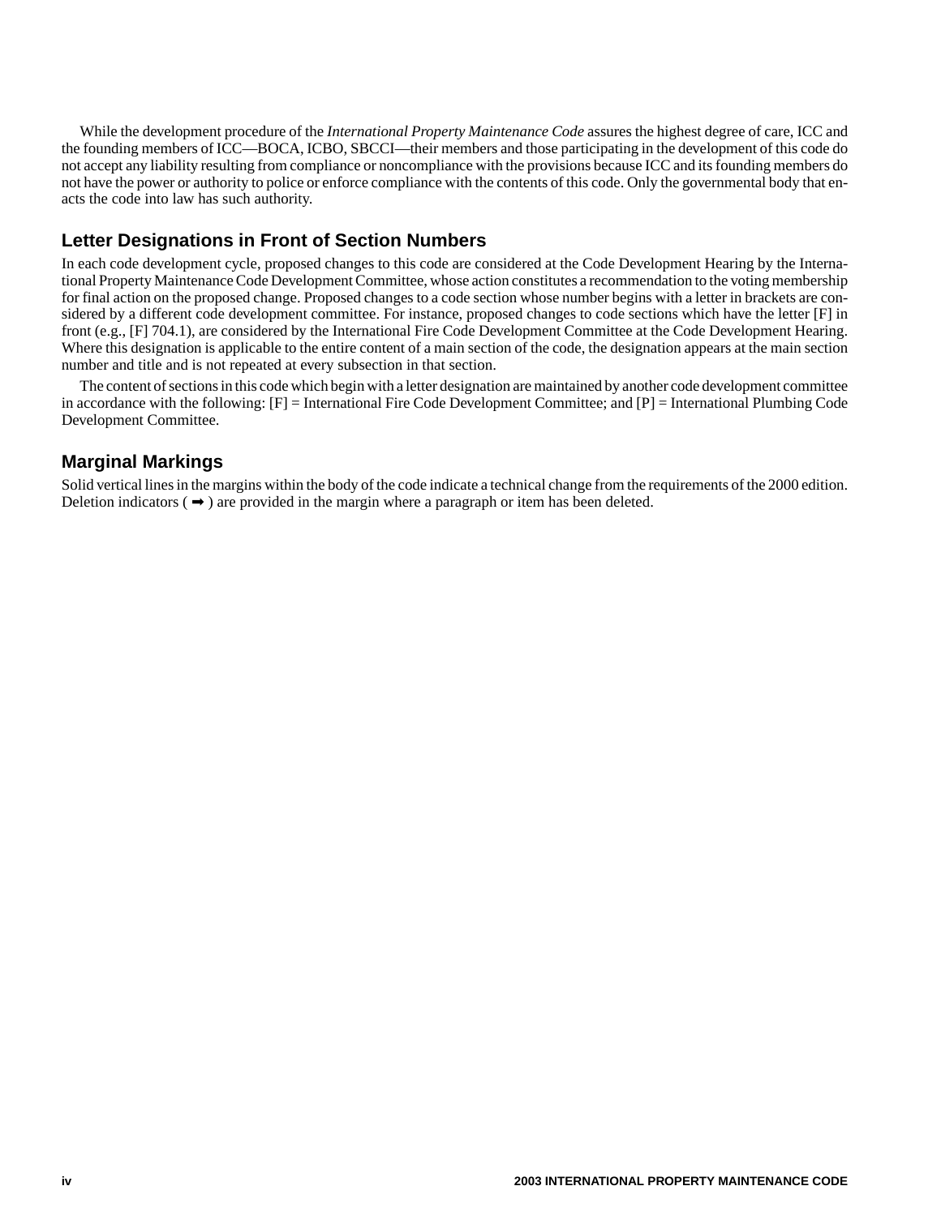While the development procedure of the *International Property Maintenance Code* assures the highest degree of care, ICC and the founding members of ICC—BOCA, ICBO, SBCCI—their members and those participating in the development of this code do not accept any liability resulting from compliance or noncompliance with the provisions because ICC and its founding members do not have the power or authority to police or enforce compliance with the contents of this code. Only the governmental body that enacts the code into law has such authority.

## Letter Designations in Front of Section Numbers

In each code development cycle, proposed changes to this code are considered at the Code Development Hearing by the International Property Maintenance Code Development Committee, whose action constitutes a recommendation to the voting membership for final action on the proposed change. Proposed changes to a code section whose number begins with a letter in brackets are considered by a different code development committee. For instance, proposed changes to code sections which have the letter [F] in front (e.g., [F] 704.1), are considered by the International Fire Code Development Committee at the Code Development Hearing. Where this designation is applicable to the entire content of a main section of the code, the designation appears at the main section number and title and is not repeated at every subsection in that section.

The content of sections in this code which begin with a letter designation are maintained by another code development committee in accordance with the following: [F] = International Fire Code Development Committee; and [P] = International Plumbing Code Development Committee.

## Marginal Markings

Solid vertical lines in the margins within the body of the code indicate a technical change from the requirements of the 2000 edition. Deletion indicators ( ➡ ) are provided in the margin where a paragraph or item has been deleted.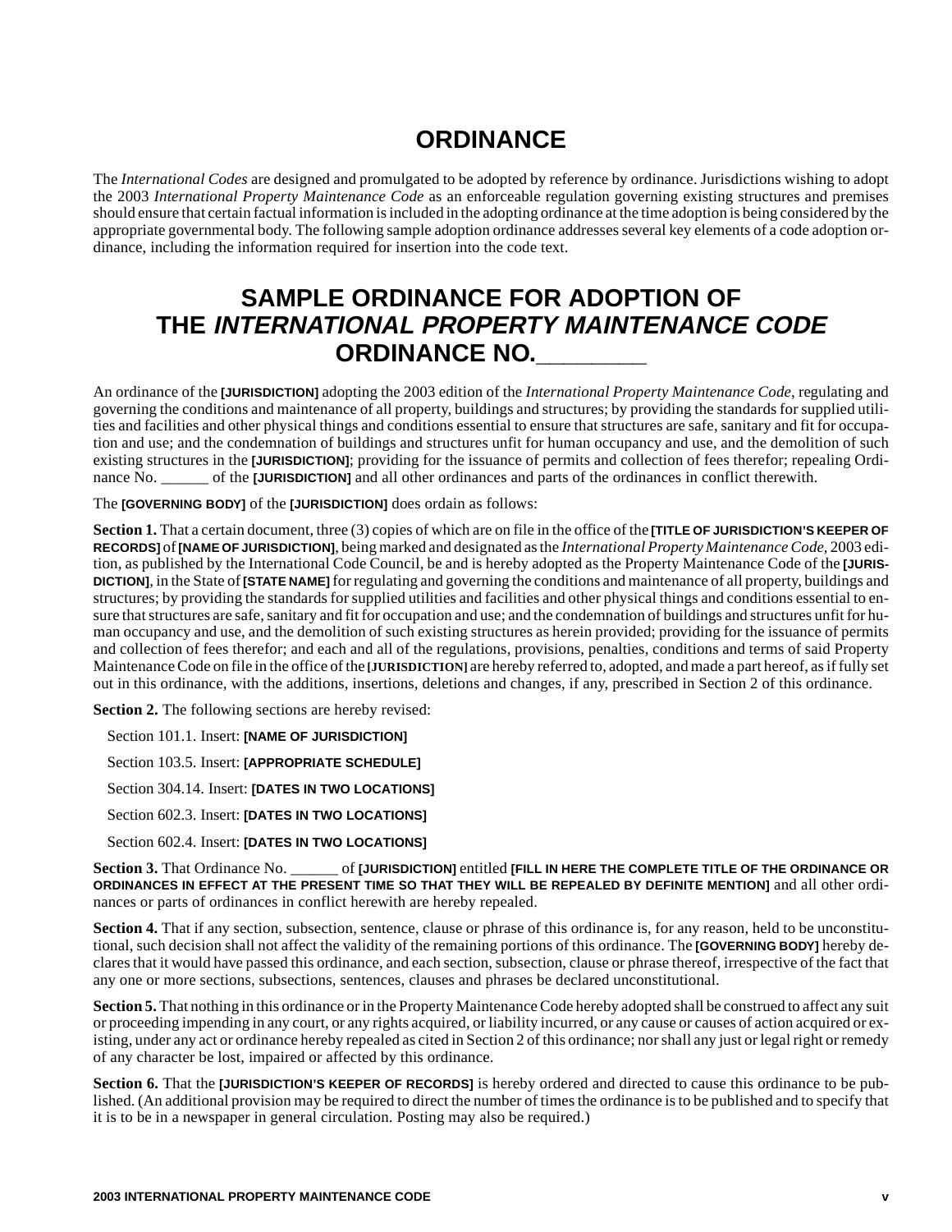# ORDINANCE

The *International Codes* are designed and promulgated to be adopted by reference by ordinance. Jurisdictions wishing to adopt the 2003 *International Property Maintenance Code* as an enforceable regulation governing existing structures and premises should ensure that certain factual information is included in the adopting ordinance at the time adoption is being considered by the appropriate governmental body. The following sample adoption ordinance addresses several key elements of a code adoption ordinance, including the information required for insertion into the code text.

## SAMPLE ORDINANCE FOR ADOPTION OF THE *INTERNATIONAL PROPERTY MAINTENANCE CODE* ORDINANCE NO.________

An ordinance of the **[JURISDICTION]** adopting the 2003 edition of the *International Property Maintenance Code*, regulating and governing the conditions and maintenance of all property, buildings and structures; by providing the standards for supplied utilities and facilities and other physical things and conditions essential to ensure that structures are safe, sanitary and fit for occupation and use; and the condemnation of buildings and structures unfit for human occupancy and use, and the demolition of such existing structures in the **[JURISDICTION]**; providing for the issuance of permits and collection of fees therefor; repealing Ordinance No. ______ of the **[JURISDICTION]** and all other ordinances and parts of the ordinances in conflict therewith.

The **[GOVERNING BODY]** of the **[JURISDICTION]** does ordain as follows:

**Section 1.** That a certain document, three (3) copies of which are on file in the office of the **[TITLE OF JURISDICTION'S KEEPER OF RECORDS]** of **[NAME OF JURISDICTION]**, being marked and designated as the *International Property Maintenance Code*, 2003 edition, as published by the International Code Council, be and is hereby adopted as the Property Maintenance Code of the **[JURISDICTION]**, in the State of **[STATE NAME]** for regulating and governing the conditions and maintenance of all property, buildings and structures; by providing the standards for supplied utilities and facilities and other physical things and conditions essential to ensure that structures are safe, sanitary and fit for occupation and use; and the condemnation of buildings and structures unfit for human occupancy and use, and the demolition of such existing structures as herein provided; providing for the issuance of permits and collection of fees therefor; and each and all of the regulations, provisions, penalties, conditions and terms of said Property Maintenance Code on file in the office of the **[JURISDICTION]** are hereby referred to, adopted, and made a part hereof, as if fully set out in this ordinance, with the additions, insertions, deletions and changes, if any, prescribed in Section 2 of this ordinance.

**Section 2.** The following sections are hereby revised:

Section 101.1. Insert: **[NAME OF JURISDICTION]**

Section 103.5. Insert: **[APPROPRIATE SCHEDULE]**

Section 304.14. Insert: **[DATES IN TWO LOCATIONS]**

Section 602.3. Insert: **[DATES IN TWO LOCATIONS]**

Section 602.4. Insert: **[DATES IN TWO LOCATIONS]**

**Section 3.** That Ordinance No. ______ of **[JURISDICTION]** entitled **[FILL IN HERE THE COMPLETE TITLE OF THE ORDINANCE OR ORDINANCES IN EFFECT AT THE PRESENT TIME SO THAT THEY WILL BE REPEALED BY DEFINITE MENTION]** and all other ordinances or parts of ordinances in conflict herewith are hereby repealed.

**Section 4.** That if any section, subsection, sentence, clause or phrase of this ordinance is, for any reason, held to be unconstitutional, such decision shall not affect the validity of the remaining portions of this ordinance. The **[GOVERNING BODY]** hereby declares that it would have passed this ordinance, and each section, subsection, clause or phrase thereof, irrespective of the fact that any one or more sections, subsections, sentences, clauses and phrases be declared unconstitutional.

**Section 5.** That nothing in this ordinance or in the Property Maintenance Code hereby adopted shall be construed to affect any suit or proceeding impending in any court, or any rights acquired, or liability incurred, or any cause or causes of action acquired or existing, under any act or ordinance hereby repealed as cited in Section 2 of this ordinance; nor shall any just or legal right or remedy of any character be lost, impaired or affected by this ordinance.

**Section 6.** That the **[JURISDICTION'S KEEPER OF RECORDS]** is hereby ordered and directed to cause this ordinance to be published. (An additional provision may be required to direct the number of times the ordinance is to be published and to specify that it is to be in a newspaper in general circulation. Posting may also be required.)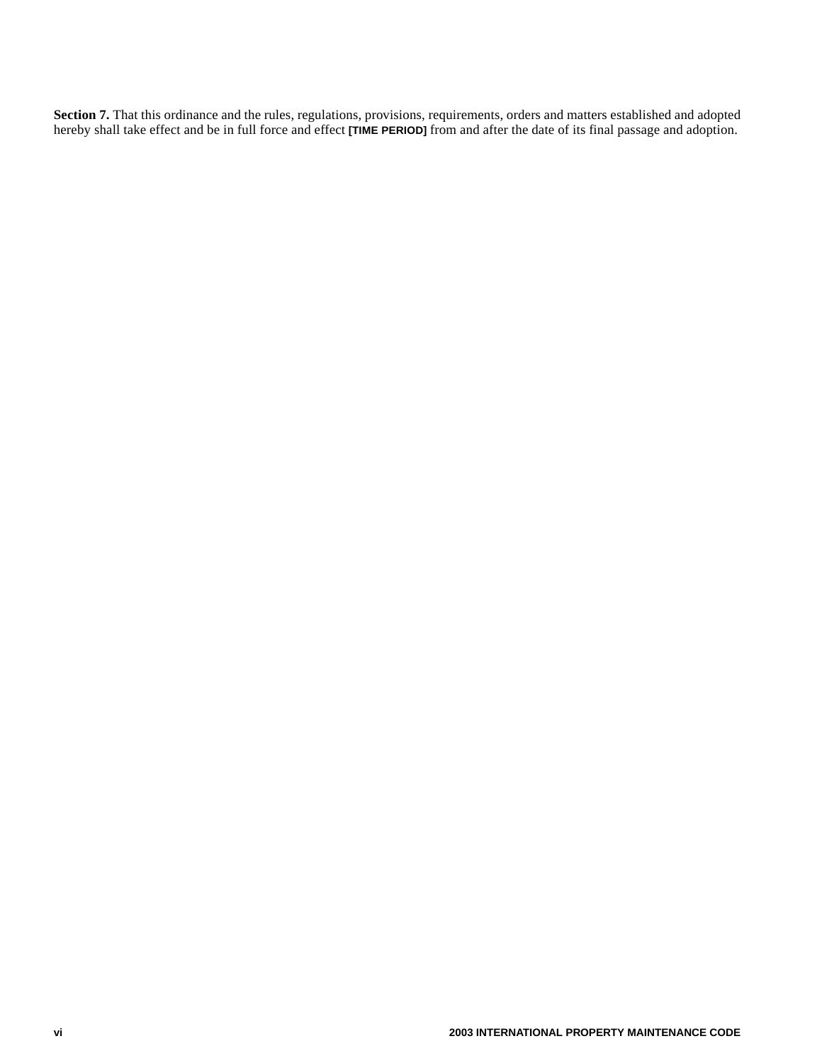**Section 7.** That this ordinance and the rules, regulations, provisions, requirements, orders and matters established and adopted hereby shall take effect and be in full force and effect **[TIME PERIOD]** from and after the date of its final passage and adoption.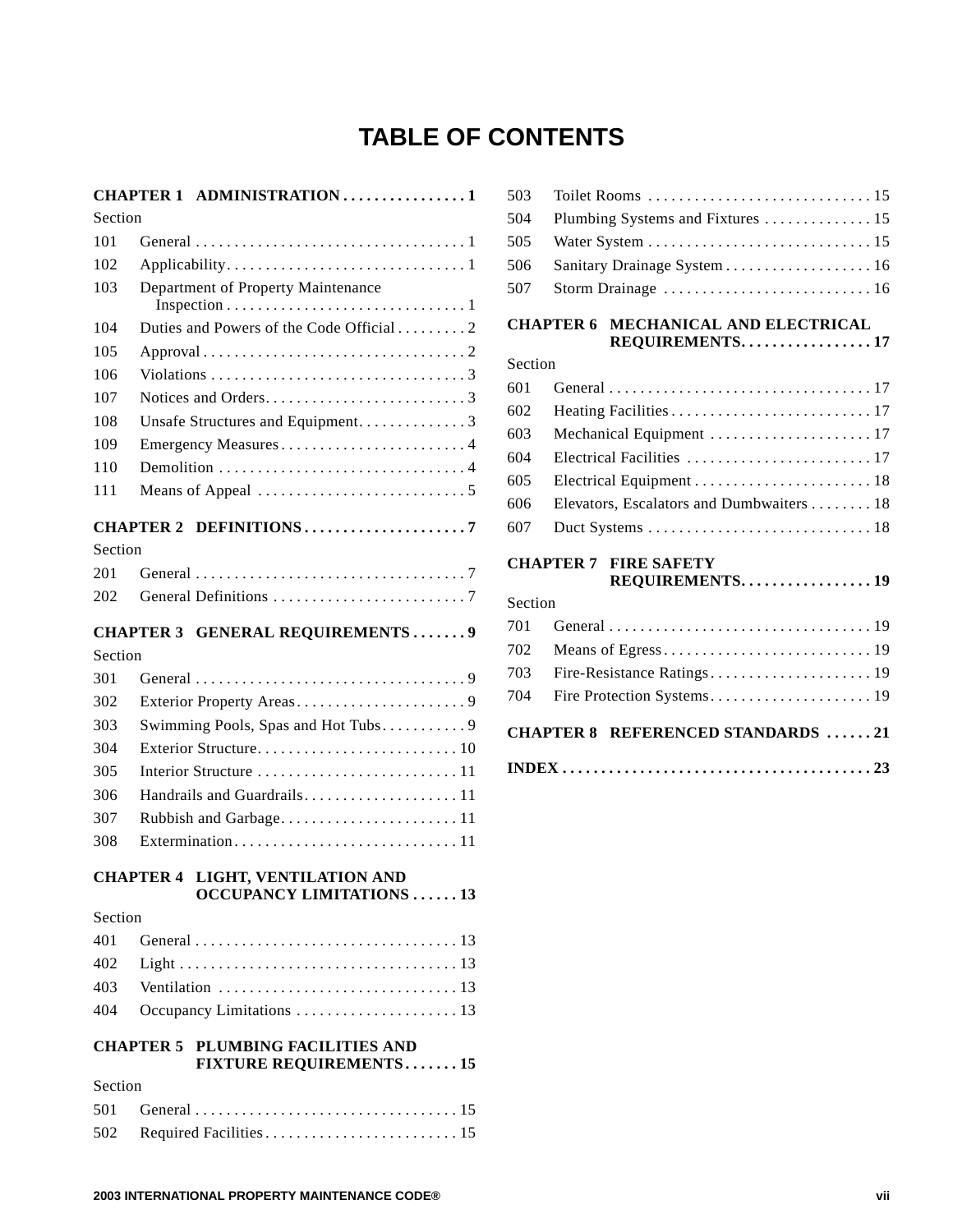# TABLE OF CONTENTS

**CHAPTER 1 ADMINISTRATION . . . . . . . . . . . . . . . . 1**

Section

101 General . . . . . . . . . . . . . . . . . . . . . . . . . . . . . . . . . . . 1
102 Applicability. . . . . . . . . . . . . . . . . . . . . . . . . . . . . . . 1
103 Department of Property Maintenance Inspection . . . . . . . . . . . . . . . . . . . . . . . . . . . . . . 1
104 Duties and Powers of the Code Official . . . . . . . . . 2
105 Approval . . . . . . . . . . . . . . . . . . . . . . . . . . . . . . . . . 2
106 Violations . . . . . . . . . . . . . . . . . . . . . . . . . . . . . . . . 3
107 Notices and Orders. . . . . . . . . . . . . . . . . . . . . . . . . 3
108 Unsafe Structures and Equipment. . . . . . . . . . . . . . 3
109 Emergency Measures . . . . . . . . . . . . . . . . . . . . . . . . 4
110 Demolition . . . . . . . . . . . . . . . . . . . . . . . . . . . . . . . . 4
111 Means of Appeal . . . . . . . . . . . . . . . . . . . . . . . . . . . 5

**CHAPTER 2 DEFINITIONS . . . . . . . . . . . . . . . . . . . . . 7**

Section

201 General . . . . . . . . . . . . . . . . . . . . . . . . . . . . . . . . . . . 7
202 General Definitions . . . . . . . . . . . . . . . . . . . . . . . . . 7

**CHAPTER 3 GENERAL REQUIREMENTS . . . . . . . 9**

Section

301 General . . . . . . . . . . . . . . . . . . . . . . . . . . . . . . . . . . . 9
302 Exterior Property Areas . . . . . . . . . . . . . . . . . . . . . . 9
303 Swimming Pools, Spas and Hot Tubs . . . . . . . . . . . 9
304 Exterior Structure. . . . . . . . . . . . . . . . . . . . . . . . . . 10
305 Interior Structure . . . . . . . . . . . . . . . . . . . . . . . . . . 11
306 Handrails and Guardrails. . . . . . . . . . . . . . . . . . . . 11
307 Rubbish and Garbage. . . . . . . . . . . . . . . . . . . . . . . 11
308 Extermination. . . . . . . . . . . . . . . . . . . . . . . . . . . . . 11

**CHAPTER 4 LIGHT, VENTILATION AND OCCUPANCY LIMITATIONS . . . . . . 13**

Section

401 General . . . . . . . . . . . . . . . . . . . . . . . . . . . . . . . . . . 13
402 Light . . . . . . . . . . . . . . . . . . . . . . . . . . . . . . . . . . . . 13
403 Ventilation . . . . . . . . . . . . . . . . . . . . . . . . . . . . . . . 13
404 Occupancy Limitations . . . . . . . . . . . . . . . . . . . . . 13

**CHAPTER 5 PLUMBING FACILITIES AND FIXTURE REQUIREMENTS . . . . . . . 15**

Section

501 General . . . . . . . . . . . . . . . . . . . . . . . . . . . . . . . . . . 15
502 Required Facilities . . . . . . . . . . . . . . . . . . . . . . . . . 15
503 Toilet Rooms . . . . . . . . . . . . . . . . . . . . . . . . . . . . . 15
504 Plumbing Systems and Fixtures . . . . . . . . . . . . . . 15
505 Water System . . . . . . . . . . . . . . . . . . . . . . . . . . . . . 15
506 Sanitary Drainage System . . . . . . . . . . . . . . . . . . . 16
507 Storm Drainage . . . . . . . . . . . . . . . . . . . . . . . . . . . 16

**CHAPTER 6 MECHANICAL AND ELECTRICAL REQUIREMENTS. . . . . . . . . . . . . . . . . 17**

Section

601 General . . . . . . . . . . . . . . . . . . . . . . . . . . . . . . . . . . 17
602 Heating Facilities . . . . . . . . . . . . . . . . . . . . . . . . . . 17
603 Mechanical Equipment . . . . . . . . . . . . . . . . . . . . . 17
604 Electrical Facilities . . . . . . . . . . . . . . . . . . . . . . . . 17
605 Electrical Equipment . . . . . . . . . . . . . . . . . . . . . . . 18
606 Elevators, Escalators and Dumbwaiters . . . . . . . . 18
607 Duct Systems . . . . . . . . . . . . . . . . . . . . . . . . . . . . . 18

**CHAPTER 7 FIRE SAFETY REQUIREMENTS. . . . . . . . . . . . . . . . . 19**

Section

701 General . . . . . . . . . . . . . . . . . . . . . . . . . . . . . . . . . . 19
702 Means of Egress . . . . . . . . . . . . . . . . . . . . . . . . . . . 19
703 Fire-Resistance Ratings . . . . . . . . . . . . . . . . . . . . . 19
704 Fire Protection Systems. . . . . . . . . . . . . . . . . . . . . 19

**CHAPTER 8 REFERENCED STANDARDS . . . . . . 21**

**INDEX . . . . . . . . . . . . . . . . . . . . . . . . . . . . . . . . . . . . . . . 23**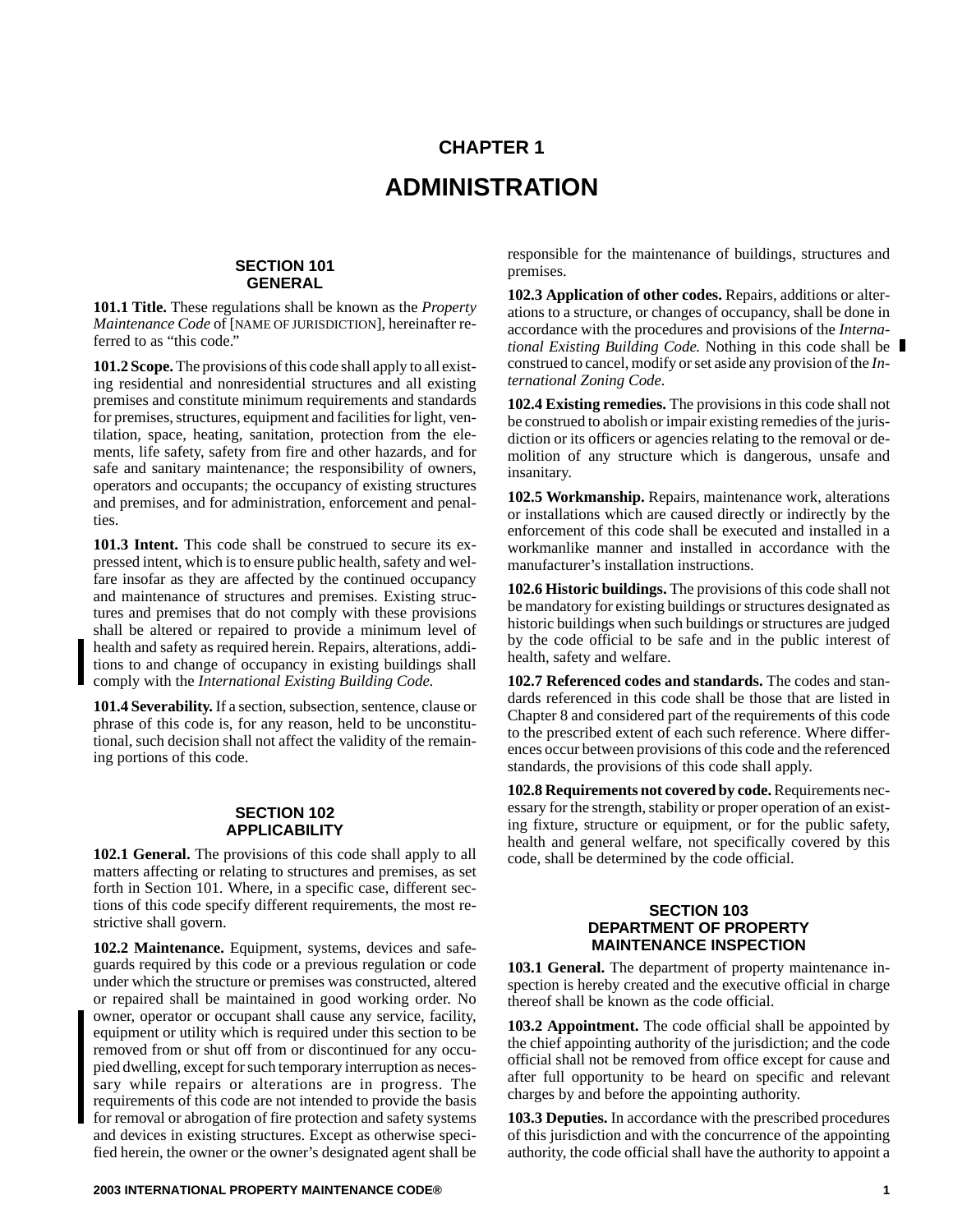# CHAPTER 1

# ADMINISTRATION

## SECTION 101 GENERAL

**101.1 Title.** These regulations shall be known as the *Property Maintenance Code* of [NAME OF JURISDICTION], hereinafter referred to as "this code."

**101.2 Scope.** The provisions of this code shall apply to all existing residential and nonresidential structures and all existing premises and constitute minimum requirements and standards for premises, structures, equipment and facilities for light, ventilation, space, heating, sanitation, protection from the elements, life safety, safety from fire and other hazards, and for safe and sanitary maintenance; the responsibility of owners, operators and occupants; the occupancy of existing structures and premises, and for administration, enforcement and penalties.

**101.3 Intent.** This code shall be construed to secure its expressed intent, which is to ensure public health, safety and welfare insofar as they are affected by the continued occupancy and maintenance of structures and premises. Existing structures and premises that do not comply with these provisions shall be altered or repaired to provide a minimum level of health and safety as required herein. Repairs, alterations, additions to and change of occupancy in existing buildings shall comply with the *International Existing Building Code*.

**101.4 Severability.** If a section, subsection, sentence, clause or phrase of this code is, for any reason, held to be unconstitutional, such decision shall not affect the validity of the remaining portions of this code.

## SECTION 102 APPLICABILITY

**102.1 General.** The provisions of this code shall apply to all matters affecting or relating to structures and premises, as set forth in Section 101. Where, in a specific case, different sections of this code specify different requirements, the most restrictive shall govern.

**102.2 Maintenance.** Equipment, systems, devices and safeguards required by this code or a previous regulation or code under which the structure or premises was constructed, altered or repaired shall be maintained in good working order. No owner, operator or occupant shall cause any service, facility, equipment or utility which is required under this section to be removed from or shut off from or discontinued for any occupied dwelling, except for such temporary interruption as necessary while repairs or alterations are in progress. The requirements of this code are not intended to provide the basis for removal or abrogation of fire protection and safety systems and devices in existing structures. Except as otherwise specified herein, the owner or the owner's designated agent shall be responsible for the maintenance of buildings, structures and premises.

**102.3 Application of other codes.** Repairs, additions or alterations to a structure, or changes of occupancy, shall be done in accordance with the procedures and provisions of the *International Existing Building Code.* Nothing in this code shall be construed to cancel, modify or set aside any provision of the *International Zoning Code*.

**102.4 Existing remedies.** The provisions in this code shall not be construed to abolish or impair existing remedies of the jurisdiction or its officers or agencies relating to the removal or demolition of any structure which is dangerous, unsafe and insanitary.

**102.5 Workmanship.** Repairs, maintenance work, alterations or installations which are caused directly or indirectly by the enforcement of this code shall be executed and installed in a workmanlike manner and installed in accordance with the manufacturer's installation instructions.

**102.6 Historic buildings.** The provisions of this code shall not be mandatory for existing buildings or structures designated as historic buildings when such buildings or structures are judged by the code official to be safe and in the public interest of health, safety and welfare.

**102.7 Referenced codes and standards.** The codes and standards referenced in this code shall be those that are listed in Chapter 8 and considered part of the requirements of this code to the prescribed extent of each such reference. Where differences occur between provisions of this code and the referenced standards, the provisions of this code shall apply.

**102.8 Requirements not covered by code.** Requirements necessary for the strength, stability or proper operation of an existing fixture, structure or equipment, or for the public safety, health and general welfare, not specifically covered by this code, shall be determined by the code official.

## SECTION 103 DEPARTMENT OF PROPERTY MAINTENANCE INSPECTION

**103.1 General.** The department of property maintenance inspection is hereby created and the executive official in charge thereof shall be known as the code official.

**103.2 Appointment.** The code official shall be appointed by the chief appointing authority of the jurisdiction; and the code official shall not be removed from office except for cause and after full opportunity to be heard on specific and relevant charges by and before the appointing authority.

**103.3 Deputies.** In accordance with the prescribed procedures of this jurisdiction and with the concurrence of the appointing authority, the code official shall have the authority to appoint a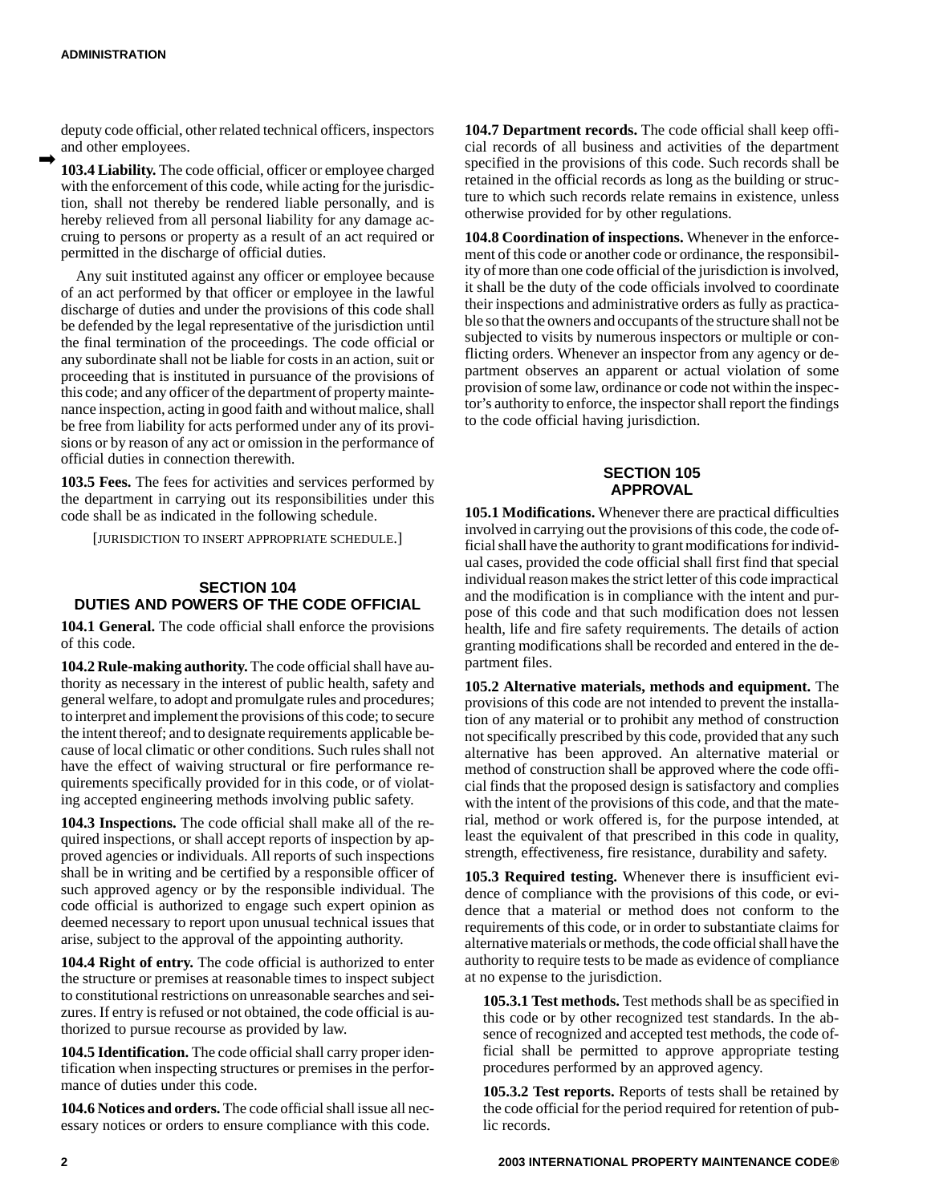deputy code official, other related technical officers, inspectors and other employees.

**103.4 Liability.** The code official, officer or employee charged with the enforcement of this code, while acting for the jurisdiction, shall not thereby be rendered liable personally, and is hereby relieved from all personal liability for any damage accruing to persons or property as a result of an act required or permitted in the discharge of official duties.

Any suit instituted against any officer or employee because of an act performed by that officer or employee in the lawful discharge of duties and under the provisions of this code shall be defended by the legal representative of the jurisdiction until the final termination of the proceedings. The code official or any subordinate shall not be liable for costs in an action, suit or proceeding that is instituted in pursuance of the provisions of this code; and any officer of the department of property maintenance inspection, acting in good faith and without malice, shall be free from liability for acts performed under any of its provisions or by reason of any act or omission in the performance of official duties in connection therewith.

**103.5 Fees.** The fees for activities and services performed by the department in carrying out its responsibilities under this code shall be as indicated in the following schedule.

[JURISDICTION TO INSERT APPROPRIATE SCHEDULE.]

## SECTION 104 DUTIES AND POWERS OF THE CODE OFFICIAL

**104.1 General.** The code official shall enforce the provisions of this code.

**104.2 Rule-making authority.** The code official shall have authority as necessary in the interest of public health, safety and general welfare, to adopt and promulgate rules and procedures; to interpret and implement the provisions of this code; to secure the intent thereof; and to designate requirements applicable because of local climatic or other conditions. Such rules shall not have the effect of waiving structural or fire performance requirements specifically provided for in this code, or of violating accepted engineering methods involving public safety.

**104.3 Inspections.** The code official shall make all of the required inspections, or shall accept reports of inspection by approved agencies or individuals. All reports of such inspections shall be in writing and be certified by a responsible officer of such approved agency or by the responsible individual. The code official is authorized to engage such expert opinion as deemed necessary to report upon unusual technical issues that arise, subject to the approval of the appointing authority.

**104.4 Right of entry.** The code official is authorized to enter the structure or premises at reasonable times to inspect subject to constitutional restrictions on unreasonable searches and seizures. If entry is refused or not obtained, the code official is authorized to pursue recourse as provided by law.

**104.5 Identification.** The code official shall carry proper identification when inspecting structures or premises in the performance of duties under this code.

**104.6 Notices and orders.** The code official shall issue all necessary notices or orders to ensure compliance with this code.

**104.7 Department records.** The code official shall keep official records of all business and activities of the department specified in the provisions of this code. Such records shall be retained in the official records as long as the building or structure to which such records relate remains in existence, unless otherwise provided for by other regulations.

**104.8 Coordination of inspections.** Whenever in the enforcement of this code or another code or ordinance, the responsibility of more than one code official of the jurisdiction is involved, it shall be the duty of the code officials involved to coordinate their inspections and administrative orders as fully as practicable so that the owners and occupants of the structure shall not be subjected to visits by numerous inspectors or multiple or conflicting orders. Whenever an inspector from any agency or department observes an apparent or actual violation of some provision of some law, ordinance or code not within the inspector's authority to enforce, the inspector shall report the findings to the code official having jurisdiction.

## SECTION 105 APPROVAL

**105.1 Modifications.** Whenever there are practical difficulties involved in carrying out the provisions of this code, the code official shall have the authority to grant modifications for individual cases, provided the code official shall first find that special individual reason makes the strict letter of this code impractical and the modification is in compliance with the intent and purpose of this code and that such modification does not lessen health, life and fire safety requirements. The details of action granting modifications shall be recorded and entered in the department files.

**105.2 Alternative materials, methods and equipment.** The provisions of this code are not intended to prevent the installation of any material or to prohibit any method of construction not specifically prescribed by this code, provided that any such alternative has been approved. An alternative material or method of construction shall be approved where the code official finds that the proposed design is satisfactory and complies with the intent of the provisions of this code, and that the material, method or work offered is, for the purpose intended, at least the equivalent of that prescribed in this code in quality, strength, effectiveness, fire resistance, durability and safety.

**105.3 Required testing.** Whenever there is insufficient evidence of compliance with the provisions of this code, or evidence that a material or method does not conform to the requirements of this code, or in order to substantiate claims for alternative materials or methods, the code official shall have the authority to require tests to be made as evidence of compliance at no expense to the jurisdiction.

**105.3.1 Test methods.** Test methods shall be as specified in this code or by other recognized test standards. In the absence of recognized and accepted test methods, the code official shall be permitted to approve appropriate testing procedures performed by an approved agency.

**105.3.2 Test reports.** Reports of tests shall be retained by the code official for the period required for retention of public records.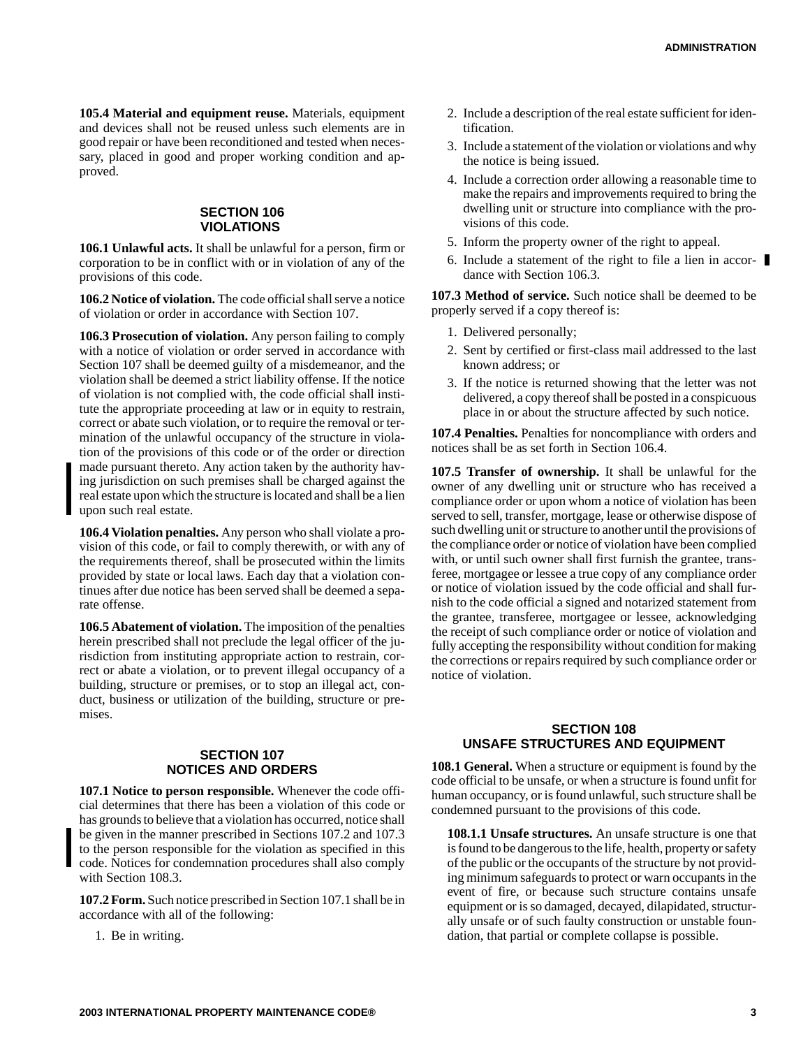**105.4 Material and equipment reuse.** Materials, equipment and devices shall not be reused unless such elements are in good repair or have been reconditioned and tested when necessary, placed in good and proper working condition and approved.

## SECTION 106 VIOLATIONS

**106.1 Unlawful acts.** It shall be unlawful for a person, firm or corporation to be in conflict with or in violation of any of the provisions of this code.

**106.2 Notice of violation.** The code official shall serve a notice of violation or order in accordance with Section 107.

**106.3 Prosecution of violation.** Any person failing to comply with a notice of violation or order served in accordance with Section 107 shall be deemed guilty of a misdemeanor, and the violation shall be deemed a strict liability offense. If the notice of violation is not complied with, the code official shall institute the appropriate proceeding at law or in equity to restrain, correct or abate such violation, or to require the removal or termination of the unlawful occupancy of the structure in violation of the provisions of this code or of the order or direction made pursuant thereto. Any action taken by the authority having jurisdiction on such premises shall be charged against the real estate upon which the structure is located and shall be a lien upon such real estate.

**106.4 Violation penalties.** Any person who shall violate a provision of this code, or fail to comply therewith, or with any of the requirements thereof, shall be prosecuted within the limits provided by state or local laws. Each day that a violation continues after due notice has been served shall be deemed a separate offense.

**106.5 Abatement of violation.** The imposition of the penalties herein prescribed shall not preclude the legal officer of the jurisdiction from instituting appropriate action to restrain, correct or abate a violation, or to prevent illegal occupancy of a building, structure or premises, or to stop an illegal act, conduct, business or utilization of the building, structure or premises.

## SECTION 107 NOTICES AND ORDERS

**107.1 Notice to person responsible.** Whenever the code official determines that there has been a violation of this code or has grounds to believe that a violation has occurred, notice shall be given in the manner prescribed in Sections 107.2 and 107.3 to the person responsible for the violation as specified in this code. Notices for condemnation procedures shall also comply with Section 108.3.

**107.2 Form.** Such notice prescribed in Section 107.1 shall be in accordance with all of the following:

1. Be in writing.
2. Include a description of the real estate sufficient for identification.
3. Include a statement of the violation or violations and why the notice is being issued.
4. Include a correction order allowing a reasonable time to make the repairs and improvements required to bring the dwelling unit or structure into compliance with the provisions of this code.
5. Inform the property owner of the right to appeal.
6. Include a statement of the right to file a lien in accordance with Section 106.3.

**107.3 Method of service.** Such notice shall be deemed to be properly served if a copy thereof is:

1. Delivered personally;
2. Sent by certified or first-class mail addressed to the last known address; or
3. If the notice is returned showing that the letter was not delivered, a copy thereof shall be posted in a conspicuous place in or about the structure affected by such notice.

**107.4 Penalties.** Penalties for noncompliance with orders and notices shall be as set forth in Section 106.4.

**107.5 Transfer of ownership.** It shall be unlawful for the owner of any dwelling unit or structure who has received a compliance order or upon whom a notice of violation has been served to sell, transfer, mortgage, lease or otherwise dispose of such dwelling unit or structure to another until the provisions of the compliance order or notice of violation have been complied with, or until such owner shall first furnish the grantee, transferee, mortgagee or lessee a true copy of any compliance order or notice of violation issued by the code official and shall furnish to the code official a signed and notarized statement from the grantee, transferee, mortgagee or lessee, acknowledging the receipt of such compliance order or notice of violation and fully accepting the responsibility without condition for making the corrections or repairs required by such compliance order or notice of violation.

## SECTION 108 UNSAFE STRUCTURES AND EQUIPMENT

**108.1 General.** When a structure or equipment is found by the code official to be unsafe, or when a structure is found unfit for human occupancy, or is found unlawful, such structure shall be condemned pursuant to the provisions of this code.

**108.1.1 Unsafe structures.** An unsafe structure is one that is found to be dangerous to the life, health, property or safety of the public or the occupants of the structure by not providing minimum safeguards to protect or warn occupants in the event of fire, or because such structure contains unsafe equipment or is so damaged, decayed, dilapidated, structurally unsafe or of such faulty construction or unstable foundation, that partial or complete collapse is possible.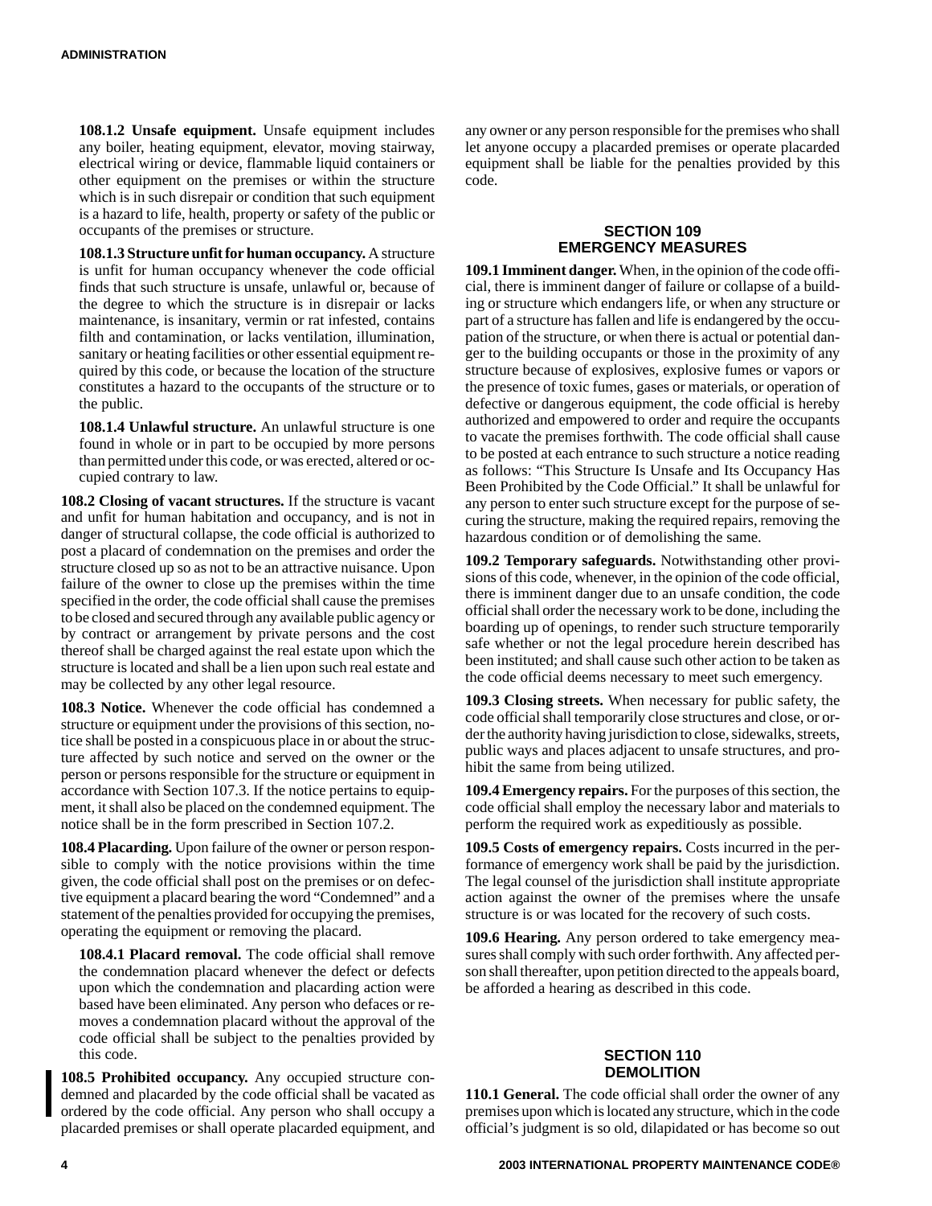**108.1.2 Unsafe equipment.** Unsafe equipment includes any boiler, heating equipment, elevator, moving stairway, electrical wiring or device, flammable liquid containers or other equipment on the premises or within the structure which is in such disrepair or condition that such equipment is a hazard to life, health, property or safety of the public or occupants of the premises or structure.

**108.1.3 Structure unfit for human occupancy.** A structure is unfit for human occupancy whenever the code official finds that such structure is unsafe, unlawful or, because of the degree to which the structure is in disrepair or lacks maintenance, is insanitary, vermin or rat infested, contains filth and contamination, or lacks ventilation, illumination, sanitary or heating facilities or other essential equipment required by this code, or because the location of the structure constitutes a hazard to the occupants of the structure or to the public.

**108.1.4 Unlawful structure.** An unlawful structure is one found in whole or in part to be occupied by more persons than permitted under this code, or was erected, altered or occupied contrary to law.

**108.2 Closing of vacant structures.** If the structure is vacant and unfit for human habitation and occupancy, and is not in danger of structural collapse, the code official is authorized to post a placard of condemnation on the premises and order the structure closed up so as not to be an attractive nuisance. Upon failure of the owner to close up the premises within the time specified in the order, the code official shall cause the premises to be closed and secured through any available public agency or by contract or arrangement by private persons and the cost thereof shall be charged against the real estate upon which the structure is located and shall be a lien upon such real estate and may be collected by any other legal resource.

**108.3 Notice.** Whenever the code official has condemned a structure or equipment under the provisions of this section, notice shall be posted in a conspicuous place in or about the structure affected by such notice and served on the owner or the person or persons responsible for the structure or equipment in accordance with Section 107.3. If the notice pertains to equipment, it shall also be placed on the condemned equipment. The notice shall be in the form prescribed in Section 107.2.

**108.4 Placarding.** Upon failure of the owner or person responsible to comply with the notice provisions within the time given, the code official shall post on the premises or on defective equipment a placard bearing the word "Condemned" and a statement of the penalties provided for occupying the premises, operating the equipment or removing the placard.

**108.4.1 Placard removal.** The code official shall remove the condemnation placard whenever the defect or defects upon which the condemnation and placarding action were based have been eliminated. Any person who defaces or removes a condemnation placard without the approval of the code official shall be subject to the penalties provided by this code.

**108.5 Prohibited occupancy.** Any occupied structure condemned and placarded by the code official shall be vacated as ordered by the code official. Any person who shall occupy a placarded premises or shall operate placarded equipment, and any owner or any person responsible for the premises who shall let anyone occupy a placarded premises or operate placarded equipment shall be liable for the penalties provided by this code.

## SECTION 109 EMERGENCY MEASURES

**109.1 Imminent danger.** When, in the opinion of the code official, there is imminent danger of failure or collapse of a building or structure which endangers life, or when any structure or part of a structure has fallen and life is endangered by the occupation of the structure, or when there is actual or potential danger to the building occupants or those in the proximity of any structure because of explosives, explosive fumes or vapors or the presence of toxic fumes, gases or materials, or operation of defective or dangerous equipment, the code official is hereby authorized and empowered to order and require the occupants to vacate the premises forthwith. The code official shall cause to be posted at each entrance to such structure a notice reading as follows: "This Structure Is Unsafe and Its Occupancy Has Been Prohibited by the Code Official." It shall be unlawful for any person to enter such structure except for the purpose of securing the structure, making the required repairs, removing the hazardous condition or of demolishing the same.

**109.2 Temporary safeguards.** Notwithstanding other provisions of this code, whenever, in the opinion of the code official, there is imminent danger due to an unsafe condition, the code official shall order the necessary work to be done, including the boarding up of openings, to render such structure temporarily safe whether or not the legal procedure herein described has been instituted; and shall cause such other action to be taken as the code official deems necessary to meet such emergency.

**109.3 Closing streets.** When necessary for public safety, the code official shall temporarily close structures and close, or order the authority having jurisdiction to close, sidewalks, streets, public ways and places adjacent to unsafe structures, and prohibit the same from being utilized.

**109.4 Emergency repairs.** For the purposes of this section, the code official shall employ the necessary labor and materials to perform the required work as expeditiously as possible.

**109.5 Costs of emergency repairs.** Costs incurred in the performance of emergency work shall be paid by the jurisdiction. The legal counsel of the jurisdiction shall institute appropriate action against the owner of the premises where the unsafe structure is or was located for the recovery of such costs.

**109.6 Hearing.** Any person ordered to take emergency measures shall comply with such order forthwith. Any affected person shall thereafter, upon petition directed to the appeals board, be afforded a hearing as described in this code.

## SECTION 110 DEMOLITION

**110.1 General.** The code official shall order the owner of any premises upon which is located any structure, which in the code official's judgment is so old, dilapidated or has become so out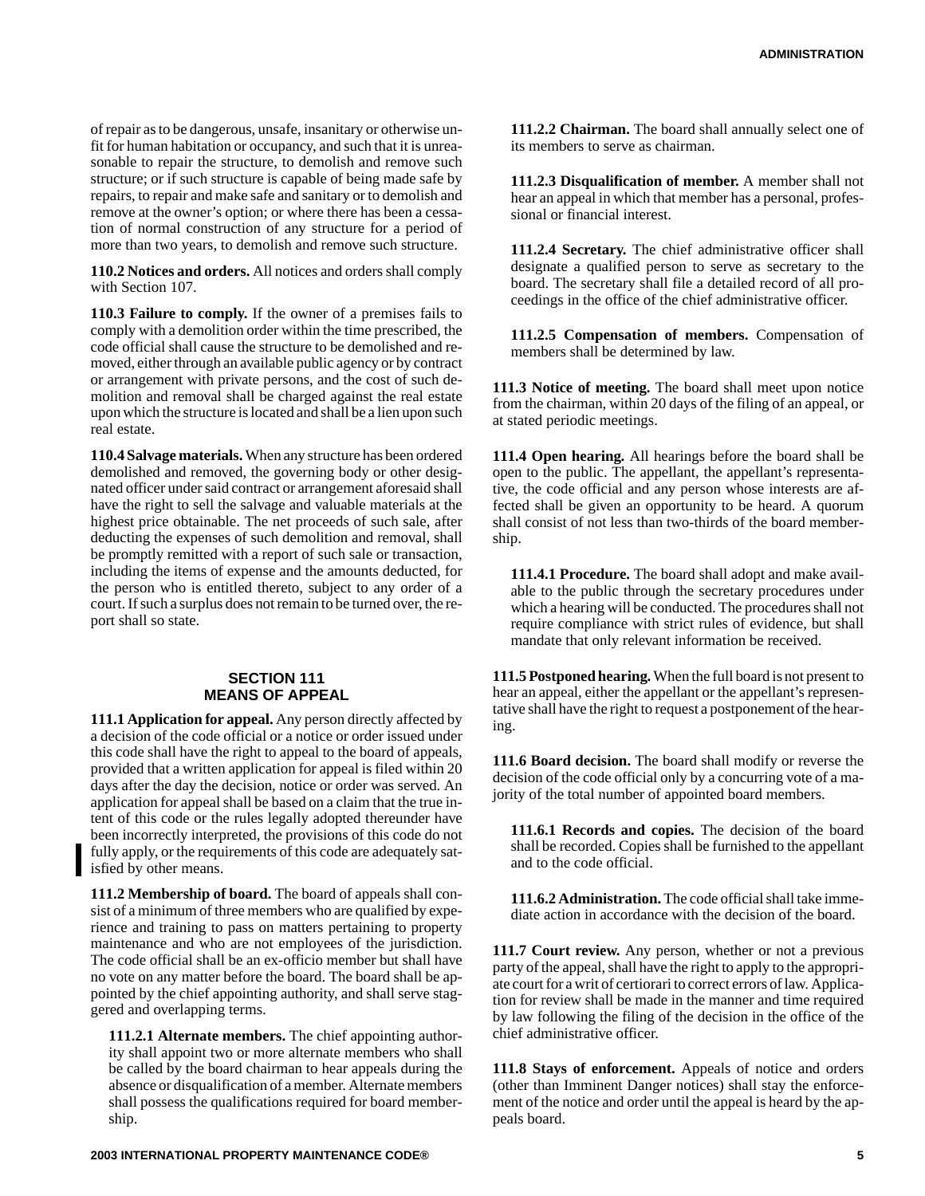of repair as to be dangerous, unsafe, insanitary or otherwise unfit for human habitation or occupancy, and such that it is unreasonable to repair the structure, to demolish and remove such structure; or if such structure is capable of being made safe by repairs, to repair and make safe and sanitary or to demolish and remove at the owner's option; or where there has been a cessation of normal construction of any structure for a period of more than two years, to demolish and remove such structure.

**110.2 Notices and orders.** All notices and orders shall comply with Section 107.

**110.3 Failure to comply.** If the owner of a premises fails to comply with a demolition order within the time prescribed, the code official shall cause the structure to be demolished and removed, either through an available public agency or by contract or arrangement with private persons, and the cost of such demolition and removal shall be charged against the real estate upon which the structure is located and shall be a lien upon such real estate.

**110.4 Salvage materials.** When any structure has been ordered demolished and removed, the governing body or other designated officer under said contract or arrangement aforesaid shall have the right to sell the salvage and valuable materials at the highest price obtainable. The net proceeds of such sale, after deducting the expenses of such demolition and removal, shall be promptly remitted with a report of such sale or transaction, including the items of expense and the amounts deducted, for the person who is entitled thereto, subject to any order of a court. If such a surplus does not remain to be turned over, the report shall so state.

## SECTION 111
## MEANS OF APPEAL

**111.1 Application for appeal.** Any person directly affected by a decision of the code official or a notice or order issued under this code shall have the right to appeal to the board of appeals, provided that a written application for appeal is filed within 20 days after the day the decision, notice or order was served. An application for appeal shall be based on a claim that the true intent of this code or the rules legally adopted thereunder have been incorrectly interpreted, the provisions of this code do not fully apply, or the requirements of this code are adequately satisfied by other means.

**111.2 Membership of board.** The board of appeals shall consist of a minimum of three members who are qualified by experience and training to pass on matters pertaining to property maintenance and who are not employees of the jurisdiction. The code official shall be an ex-officio member but shall have no vote on any matter before the board. The board shall be appointed by the chief appointing authority, and shall serve staggered and overlapping terms.

**111.2.1 Alternate members.** The chief appointing authority shall appoint two or more alternate members who shall be called by the board chairman to hear appeals during the absence or disqualification of a member. Alternate members shall possess the qualifications required for board membership.

**111.2.2 Chairman.** The board shall annually select one of its members to serve as chairman.

**111.2.3 Disqualification of member.** A member shall not hear an appeal in which that member has a personal, professional or financial interest.

**111.2.4 Secretary.** The chief administrative officer shall designate a qualified person to serve as secretary to the board. The secretary shall file a detailed record of all proceedings in the office of the chief administrative officer.

**111.2.5 Compensation of members.** Compensation of members shall be determined by law.

**111.3 Notice of meeting.** The board shall meet upon notice from the chairman, within 20 days of the filing of an appeal, or at stated periodic meetings.

**111.4 Open hearing.** All hearings before the board shall be open to the public. The appellant, the appellant's representative, the code official and any person whose interests are affected shall be given an opportunity to be heard. A quorum shall consist of not less than two-thirds of the board membership.

**111.4.1 Procedure.** The board shall adopt and make available to the public through the secretary procedures under which a hearing will be conducted. The procedures shall not require compliance with strict rules of evidence, but shall mandate that only relevant information be received.

**111.5 Postponed hearing.** When the full board is not present to hear an appeal, either the appellant or the appellant's representative shall have the right to request a postponement of the hearing.

**111.6 Board decision.** The board shall modify or reverse the decision of the code official only by a concurring vote of a majority of the total number of appointed board members.

**111.6.1 Records and copies.** The decision of the board shall be recorded. Copies shall be furnished to the appellant and to the code official.

**111.6.2 Administration.** The code official shall take immediate action in accordance with the decision of the board.

**111.7 Court review.** Any person, whether or not a previous party of the appeal, shall have the right to apply to the appropriate court for a writ of certiorari to correct errors of law. Application for review shall be made in the manner and time required by law following the filing of the decision in the office of the chief administrative officer.

**111.8 Stays of enforcement.** Appeals of notice and orders (other than Imminent Danger notices) shall stay the enforcement of the notice and order until the appeal is heard by the appeals board.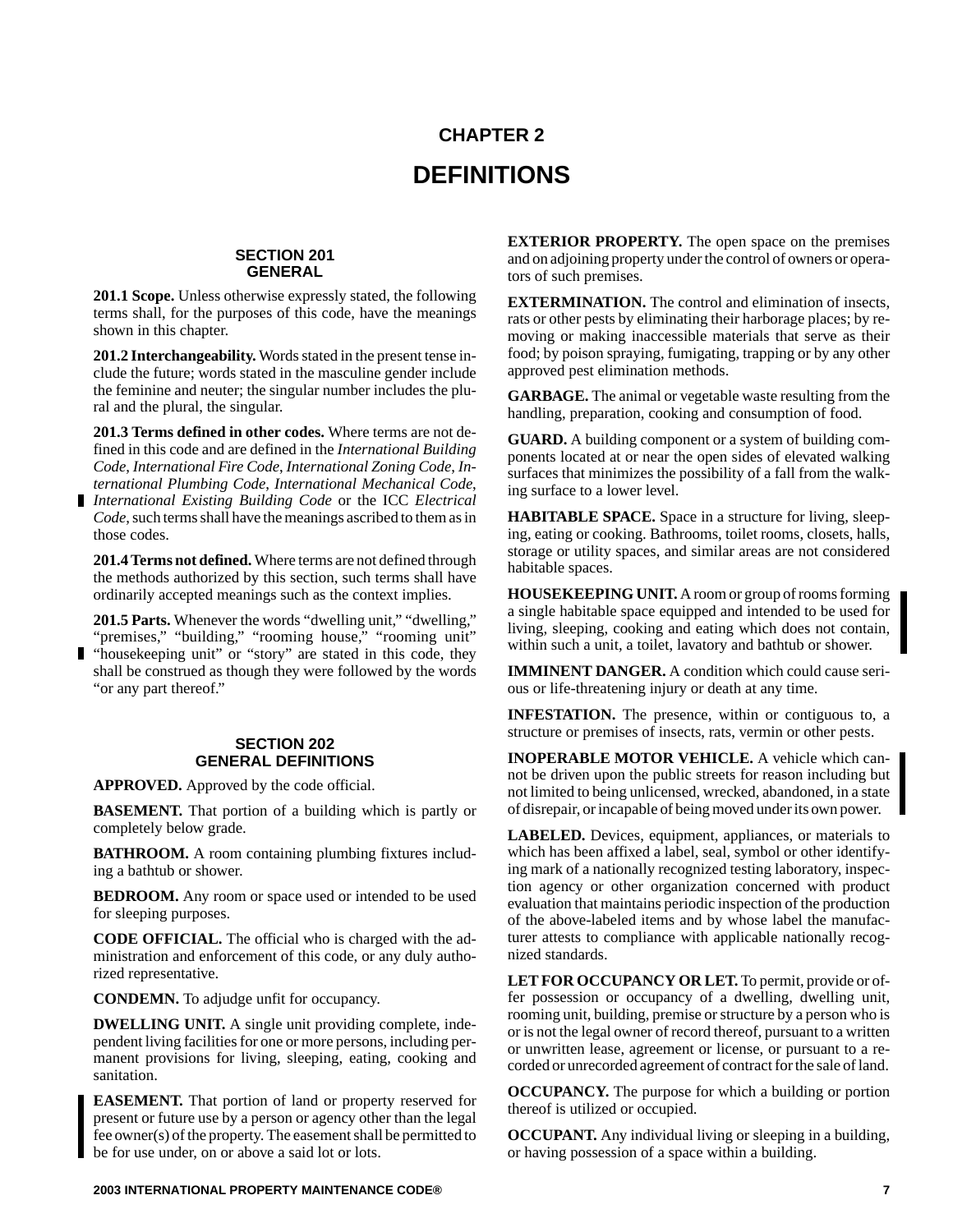# CHAPTER 2

# DEFINITIONS

## SECTION 201 GENERAL

**201.1 Scope.** Unless otherwise expressly stated, the following terms shall, for the purposes of this code, have the meanings shown in this chapter.

**201.2 Interchangeability.** Words stated in the present tense include the future; words stated in the masculine gender include the feminine and neuter; the singular number includes the plural and the plural, the singular.

**201.3 Terms defined in other codes.** Where terms are not defined in this code and are defined in the *International Building Code*, *International Fire Code*, *International Zoning Code*, *International Plumbing Code*, *International Mechanical Code*, *International Existing Building Code* or the ICC *Electrical Code*, such terms shall have the meanings ascribed to them as in those codes.

**201.4 Terms not defined.** Where terms are not defined through the methods authorized by this section, such terms shall have ordinarily accepted meanings such as the context implies.

**201.5 Parts.** Whenever the words "dwelling unit," "dwelling," "premises," "building," "rooming house," "rooming unit" "housekeeping unit" or "story" are stated in this code, they shall be construed as though they were followed by the words "or any part thereof."

## SECTION 202 GENERAL DEFINITIONS

**APPROVED.** Approved by the code official.

**BASEMENT.** That portion of a building which is partly or completely below grade.

**BATHROOM.** A room containing plumbing fixtures including a bathtub or shower.

**BEDROOM.** Any room or space used or intended to be used for sleeping purposes.

**CODE OFFICIAL.** The official who is charged with the administration and enforcement of this code, or any duly authorized representative.

**CONDEMN.** To adjudge unfit for occupancy.

**DWELLING UNIT.** A single unit providing complete, independent living facilities for one or more persons, including permanent provisions for living, sleeping, eating, cooking and sanitation.

**EASEMENT.** That portion of land or property reserved for present or future use by a person or agency other than the legal fee owner(s) of the property. The easement shall be permitted to be for use under, on or above a said lot or lots.

**EXTERIOR PROPERTY.** The open space on the premises and on adjoining property under the control of owners or operators of such premises.

**EXTERMINATION.** The control and elimination of insects, rats or other pests by eliminating their harborage places; by removing or making inaccessible materials that serve as their food; by poison spraying, fumigating, trapping or by any other approved pest elimination methods.

**GARBAGE.** The animal or vegetable waste resulting from the handling, preparation, cooking and consumption of food.

**GUARD.** A building component or a system of building components located at or near the open sides of elevated walking surfaces that minimizes the possibility of a fall from the walking surface to a lower level.

**HABITABLE SPACE.** Space in a structure for living, sleeping, eating or cooking. Bathrooms, toilet rooms, closets, halls, storage or utility spaces, and similar areas are not considered habitable spaces.

**HOUSEKEEPING UNIT.** A room or group of rooms forming a single habitable space equipped and intended to be used for living, sleeping, cooking and eating which does not contain, within such a unit, a toilet, lavatory and bathtub or shower.

**IMMINENT DANGER.** A condition which could cause serious or life-threatening injury or death at any time.

**INFESTATION.** The presence, within or contiguous to, a structure or premises of insects, rats, vermin or other pests.

**INOPERABLE MOTOR VEHICLE.** A vehicle which cannot be driven upon the public streets for reason including but not limited to being unlicensed, wrecked, abandoned, in a state of disrepair, or incapable of being moved under its own power.

**LABELED.** Devices, equipment, appliances, or materials to which has been affixed a label, seal, symbol or other identifying mark of a nationally recognized testing laboratory, inspection agency or other organization concerned with product evaluation that maintains periodic inspection of the production of the above-labeled items and by whose label the manufacturer attests to compliance with applicable nationally recognized standards.

**LET FOR OCCUPANCY OR LET.** To permit, provide or offer possession or occupancy of a dwelling, dwelling unit, rooming unit, building, premise or structure by a person who is or is not the legal owner of record thereof, pursuant to a written or unwritten lease, agreement or license, or pursuant to a recorded or unrecorded agreement of contract for the sale of land.

**OCCUPANCY.** The purpose for which a building or portion thereof is utilized or occupied.

**OCCUPANT.** Any individual living or sleeping in a building, or having possession of a space within a building.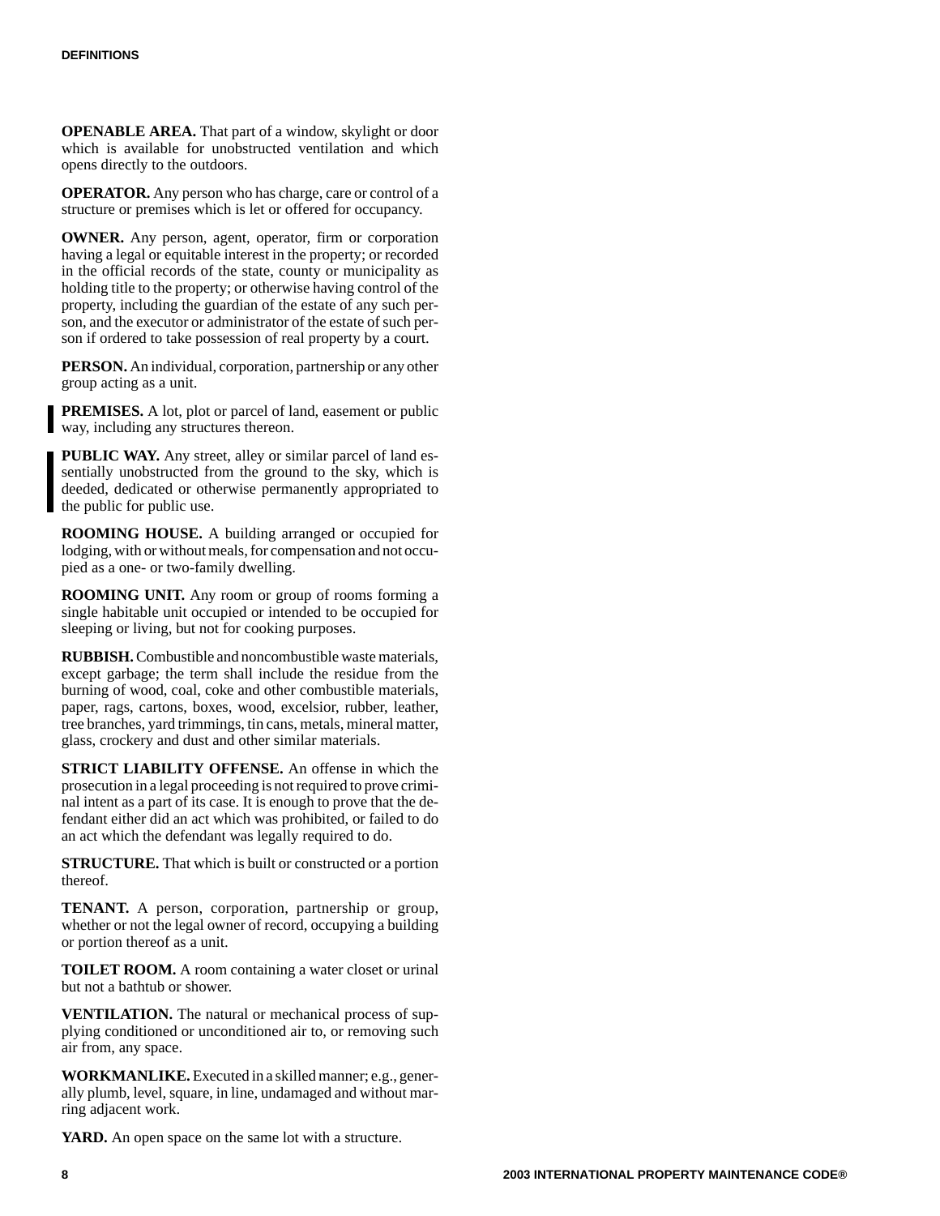**OPENABLE AREA.** That part of a window, skylight or door which is available for unobstructed ventilation and which opens directly to the outdoors.

**OPERATOR.** Any person who has charge, care or control of a structure or premises which is let or offered for occupancy.

**OWNER.** Any person, agent, operator, firm or corporation having a legal or equitable interest in the property; or recorded in the official records of the state, county or municipality as holding title to the property; or otherwise having control of the property, including the guardian of the estate of any such person, and the executor or administrator of the estate of such person if ordered to take possession of real property by a court.

**PERSON.** An individual, corporation, partnership or any other group acting as a unit.

**PREMISES.** A lot, plot or parcel of land, easement or public way, including any structures thereon.

**PUBLIC WAY.** Any street, alley or similar parcel of land essentially unobstructed from the ground to the sky, which is deeded, dedicated or otherwise permanently appropriated to the public for public use.

**ROOMING HOUSE.** A building arranged or occupied for lodging, with or without meals, for compensation and not occupied as a one- or two-family dwelling.

**ROOMING UNIT.** Any room or group of rooms forming a single habitable unit occupied or intended to be occupied for sleeping or living, but not for cooking purposes.

**RUBBISH.** Combustible and noncombustible waste materials, except garbage; the term shall include the residue from the burning of wood, coal, coke and other combustible materials, paper, rags, cartons, boxes, wood, excelsior, rubber, leather, tree branches, yard trimmings, tin cans, metals, mineral matter, glass, crockery and dust and other similar materials.

**STRICT LIABILITY OFFENSE.** An offense in which the prosecution in a legal proceeding is not required to prove criminal intent as a part of its case. It is enough to prove that the defendant either did an act which was prohibited, or failed to do an act which the defendant was legally required to do.

**STRUCTURE.** That which is built or constructed or a portion thereof.

**TENANT.** A person, corporation, partnership or group, whether or not the legal owner of record, occupying a building or portion thereof as a unit.

**TOILET ROOM.** A room containing a water closet or urinal but not a bathtub or shower.

**VENTILATION.** The natural or mechanical process of supplying conditioned or unconditioned air to, or removing such air from, any space.

**WORKMANLIKE.** Executed in a skilled manner; e.g., generally plumb, level, square, in line, undamaged and without marring adjacent work.

**YARD.** An open space on the same lot with a structure.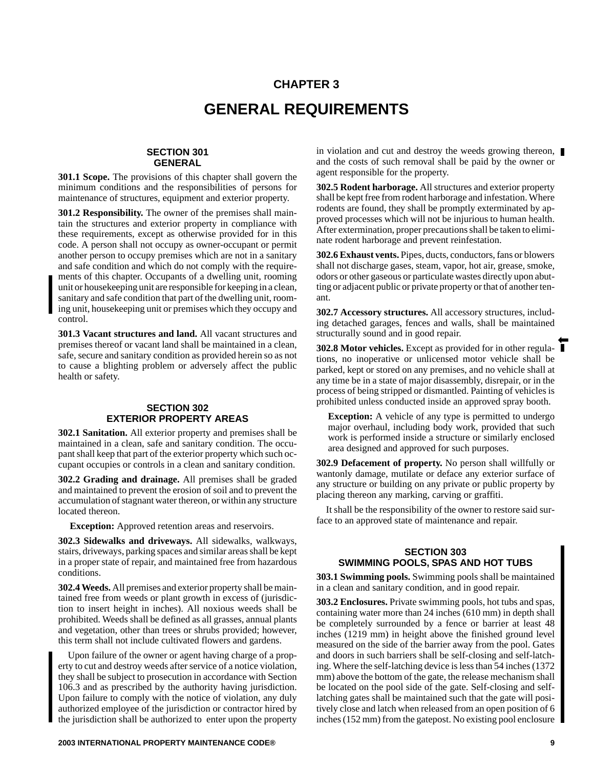# CHAPTER 3

# GENERAL REQUIREMENTS

## SECTION 301
## GENERAL

**301.1 Scope.** The provisions of this chapter shall govern the minimum conditions and the responsibilities of persons for maintenance of structures, equipment and exterior property.

**301.2 Responsibility.** The owner of the premises shall maintain the structures and exterior property in compliance with these requirements, except as otherwise provided for in this code. A person shall not occupy as owner-occupant or permit another person to occupy premises which are not in a sanitary and safe condition and which do not comply with the requirements of this chapter. Occupants of a dwelling unit, rooming unit or housekeeping unit are responsible for keeping in a clean, sanitary and safe condition that part of the dwelling unit, rooming unit, housekeeping unit or premises which they occupy and control.

**301.3 Vacant structures and land.** All vacant structures and premises thereof or vacant land shall be maintained in a clean, safe, secure and sanitary condition as provided herein so as not to cause a blighting problem or adversely affect the public health or safety.

## SECTION 302
## EXTERIOR PROPERTY AREAS

**302.1 Sanitation.** All exterior property and premises shall be maintained in a clean, safe and sanitary condition. The occupant shall keep that part of the exterior property which such occupant occupies or controls in a clean and sanitary condition.

**302.2 Grading and drainage.** All premises shall be graded and maintained to prevent the erosion of soil and to prevent the accumulation of stagnant water thereon, or within any structure located thereon.

**Exception:** Approved retention areas and reservoirs.

**302.3 Sidewalks and driveways.** All sidewalks, walkways, stairs, driveways, parking spaces and similar areas shall be kept in a proper state of repair, and maintained free from hazardous conditions.

**302.4 Weeds.** All premises and exterior property shall be maintained free from weeds or plant growth in excess of (jurisdiction to insert height in inches). All noxious weeds shall be prohibited. Weeds shall be defined as all grasses, annual plants and vegetation, other than trees or shrubs provided; however, this term shall not include cultivated flowers and gardens.

Upon failure of the owner or agent having charge of a property to cut and destroy weeds after service of a notice violation, they shall be subject to prosecution in accordance with Section 106.3 and as prescribed by the authority having jurisdiction. Upon failure to comply with the notice of violation, any duly authorized employee of the jurisdiction or contractor hired by the jurisdiction shall be authorized to enter upon the property in violation and cut and destroy the weeds growing thereon, and the costs of such removal shall be paid by the owner or agent responsible for the property.

**302.5 Rodent harborage.** All structures and exterior property shall be kept free from rodent harborage and infestation. Where rodents are found, they shall be promptly exterminated by approved processes which will not be injurious to human health. After extermination, proper precautions shall be taken to eliminate rodent harborage and prevent reinfestation.

**302.6 Exhaust vents.** Pipes, ducts, conductors, fans or blowers shall not discharge gases, steam, vapor, hot air, grease, smoke, odors or other gaseous or particulate wastes directly upon abutting or adjacent public or private property or that of another tenant.

**302.7 Accessory structures.** All accessory structures, including detached garages, fences and walls, shall be maintained structurally sound and in good repair.

**302.8 Motor vehicles.** Except as provided for in other regulations, no inoperative or unlicensed motor vehicle shall be parked, kept or stored on any premises, and no vehicle shall at any time be in a state of major disassembly, disrepair, or in the process of being stripped or dismantled. Painting of vehicles is prohibited unless conducted inside an approved spray booth.

**Exception:** A vehicle of any type is permitted to undergo major overhaul, including body work, provided that such work is performed inside a structure or similarly enclosed area designed and approved for such purposes.

**302.9 Defacement of property.** No person shall willfully or wantonly damage, mutilate or deface any exterior surface of any structure or building on any private or public property by placing thereon any marking, carving or graffiti.

It shall be the responsibility of the owner to restore said surface to an approved state of maintenance and repair.

## SECTION 303
## SWIMMING POOLS, SPAS AND HOT TUBS

**303.1 Swimming pools.** Swimming pools shall be maintained in a clean and sanitary condition, and in good repair.

**303.2 Enclosures.** Private swimming pools, hot tubs and spas, containing water more than 24 inches (610 mm) in depth shall be completely surrounded by a fence or barrier at least 48 inches (1219 mm) in height above the finished ground level measured on the side of the barrier away from the pool. Gates and doors in such barriers shall be self-closing and self-latching. Where the self-latching device is less than 54 inches (1372 mm) above the bottom of the gate, the release mechanism shall be located on the pool side of the gate. Self-closing and self-latching gates shall be maintained such that the gate will positively close and latch when released from an open position of 6 inches (152 mm) from the gatepost. No existing pool enclosure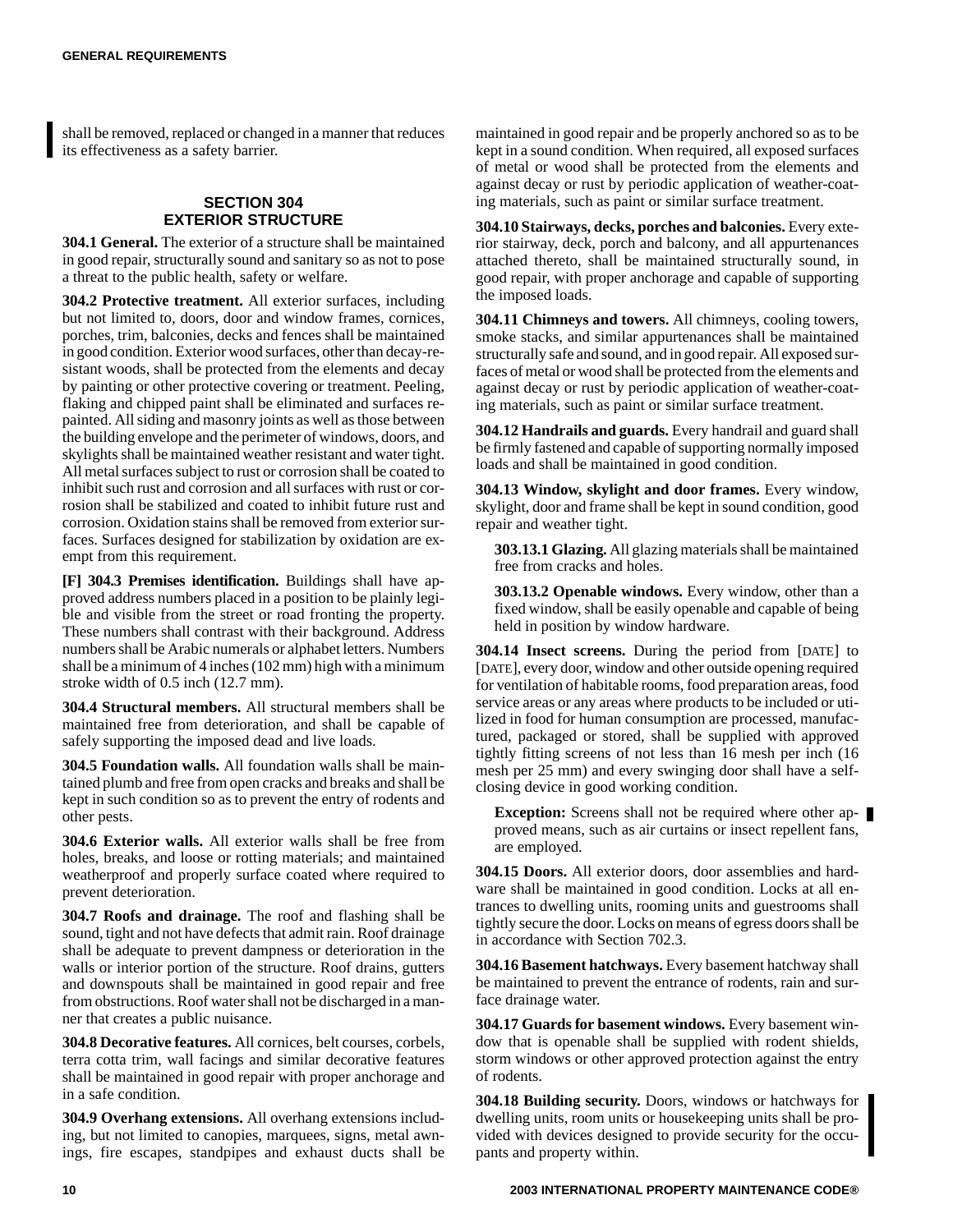shall be removed, replaced or changed in a manner that reduces its effectiveness as a safety barrier.

## SECTION 304 EXTERIOR STRUCTURE

**304.1 General.** The exterior of a structure shall be maintained in good repair, structurally sound and sanitary so as not to pose a threat to the public health, safety or welfare.

**304.2 Protective treatment.** All exterior surfaces, including but not limited to, doors, door and window frames, cornices, porches, trim, balconies, decks and fences shall be maintained in good condition. Exterior wood surfaces, other than decay-resistant woods, shall be protected from the elements and decay by painting or other protective covering or treatment. Peeling, flaking and chipped paint shall be eliminated and surfaces repainted. All siding and masonry joints as well as those between the building envelope and the perimeter of windows, doors, and skylights shall be maintained weather resistant and water tight. All metal surfaces subject to rust or corrosion shall be coated to inhibit such rust and corrosion and all surfaces with rust or corrosion shall be stabilized and coated to inhibit future rust and corrosion. Oxidation stains shall be removed from exterior surfaces. Surfaces designed for stabilization by oxidation are exempt from this requirement.

**[F] 304.3 Premises identification.** Buildings shall have approved address numbers placed in a position to be plainly legible and visible from the street or road fronting the property. These numbers shall contrast with their background. Address numbers shall be Arabic numerals or alphabet letters. Numbers shall be a minimum of 4 inches (102 mm) high with a minimum stroke width of 0.5 inch (12.7 mm).

**304.4 Structural members.** All structural members shall be maintained free from deterioration, and shall be capable of safely supporting the imposed dead and live loads.

**304.5 Foundation walls.** All foundation walls shall be maintained plumb and free from open cracks and breaks and shall be kept in such condition so as to prevent the entry of rodents and other pests.

**304.6 Exterior walls.** All exterior walls shall be free from holes, breaks, and loose or rotting materials; and maintained weatherproof and properly surface coated where required to prevent deterioration.

**304.7 Roofs and drainage.** The roof and flashing shall be sound, tight and not have defects that admit rain. Roof drainage shall be adequate to prevent dampness or deterioration in the walls or interior portion of the structure. Roof drains, gutters and downspouts shall be maintained in good repair and free from obstructions. Roof water shall not be discharged in a manner that creates a public nuisance.

**304.8 Decorative features.** All cornices, belt courses, corbels, terra cotta trim, wall facings and similar decorative features shall be maintained in good repair with proper anchorage and in a safe condition.

**304.9 Overhang extensions.** All overhang extensions including, but not limited to canopies, marquees, signs, metal awnings, fire escapes, standpipes and exhaust ducts shall be maintained in good repair and be properly anchored so as to be kept in a sound condition. When required, all exposed surfaces of metal or wood shall be protected from the elements and against decay or rust by periodic application of weather-coating materials, such as paint or similar surface treatment.

**304.10 Stairways, decks, porches and balconies.** Every exterior stairway, deck, porch and balcony, and all appurtenances attached thereto, shall be maintained structurally sound, in good repair, with proper anchorage and capable of supporting the imposed loads.

**304.11 Chimneys and towers.** All chimneys, cooling towers, smoke stacks, and similar appurtenances shall be maintained structurally safe and sound, and in good repair. All exposed surfaces of metal or wood shall be protected from the elements and against decay or rust by periodic application of weather-coating materials, such as paint or similar surface treatment.

**304.12 Handrails and guards.** Every handrail and guard shall be firmly fastened and capable of supporting normally imposed loads and shall be maintained in good condition.

**304.13 Window, skylight and door frames.** Every window, skylight, door and frame shall be kept in sound condition, good repair and weather tight.

**303.13.1 Glazing.** All glazing materials shall be maintained free from cracks and holes.

**303.13.2 Openable windows.** Every window, other than a fixed window, shall be easily openable and capable of being held in position by window hardware.

**304.14 Insect screens.** During the period from [DATE] to [DATE], every door, window and other outside opening required for ventilation of habitable rooms, food preparation areas, food service areas or any areas where products to be included or utilized in food for human consumption are processed, manufactured, packaged or stored, shall be supplied with approved tightly fitting screens of not less than 16 mesh per inch (16 mesh per 25 mm) and every swinging door shall have a self-closing device in good working condition.

**Exception:** Screens shall not be required where other approved means, such as air curtains or insect repellent fans, are employed.

**304.15 Doors.** All exterior doors, door assemblies and hardware shall be maintained in good condition. Locks at all entrances to dwelling units, rooming units and guestrooms shall tightly secure the door. Locks on means of egress doors shall be in accordance with Section 702.3.

**304.16 Basement hatchways.** Every basement hatchway shall be maintained to prevent the entrance of rodents, rain and surface drainage water.

**304.17 Guards for basement windows.** Every basement window that is openable shall be supplied with rodent shields, storm windows or other approved protection against the entry of rodents.

**304.18 Building security.** Doors, windows or hatchways for dwelling units, room units or housekeeping units shall be provided with devices designed to provide security for the occupants and property within.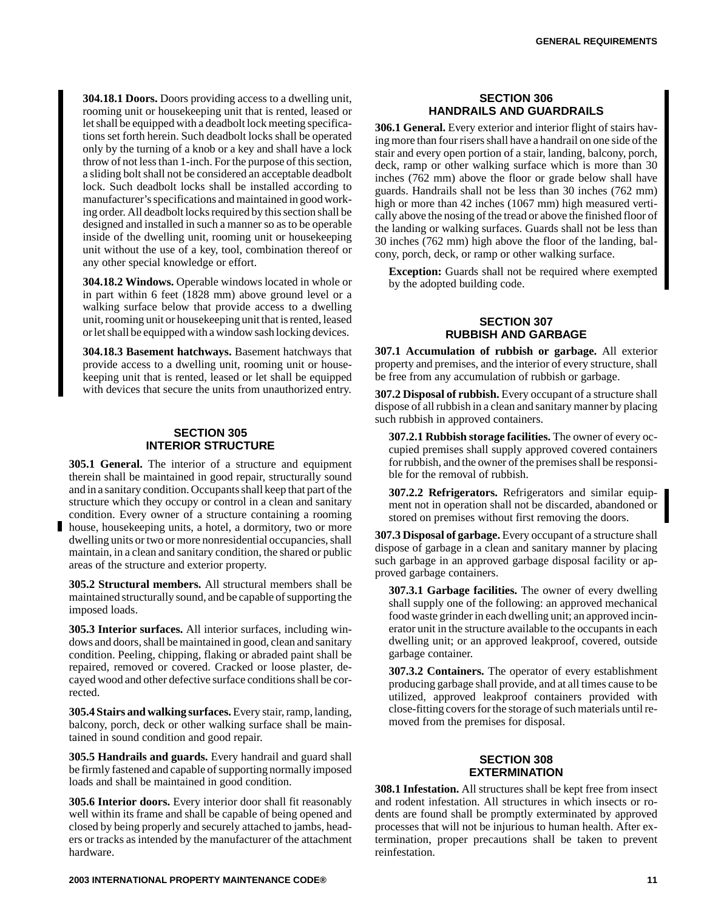**304.18.1 Doors.** Doors providing access to a dwelling unit, rooming unit or housekeeping unit that is rented, leased or let shall be equipped with a deadbolt lock meeting specifications set forth herein. Such deadbolt locks shall be operated only by the turning of a knob or a key and shall have a lock throw of not less than 1-inch. For the purpose of this section, a sliding bolt shall not be considered an acceptable deadbolt lock. Such deadbolt locks shall be installed according to manufacturer's specifications and maintained in good working order. All deadbolt locks required by this section shall be designed and installed in such a manner so as to be operable inside of the dwelling unit, rooming unit or housekeeping unit without the use of a key, tool, combination thereof or any other special knowledge or effort.

**304.18.2 Windows.** Operable windows located in whole or in part within 6 feet (1828 mm) above ground level or a walking surface below that provide access to a dwelling unit, rooming unit or housekeeping unit that is rented, leased or let shall be equipped with a window sash locking devices.

**304.18.3 Basement hatchways.** Basement hatchways that provide access to a dwelling unit, rooming unit or housekeeping unit that is rented, leased or let shall be equipped with devices that secure the units from unauthorized entry.

## SECTION 305 INTERIOR STRUCTURE

**305.1 General.** The interior of a structure and equipment therein shall be maintained in good repair, structurally sound and in a sanitary condition. Occupants shall keep that part of the structure which they occupy or control in a clean and sanitary condition. Every owner of a structure containing a rooming house, housekeeping units, a hotel, a dormitory, two or more dwelling units or two or more nonresidential occupancies, shall maintain, in a clean and sanitary condition, the shared or public areas of the structure and exterior property.

**305.2 Structural members.** All structural members shall be maintained structurally sound, and be capable of supporting the imposed loads.

**305.3 Interior surfaces.** All interior surfaces, including windows and doors, shall be maintained in good, clean and sanitary condition. Peeling, chipping, flaking or abraded paint shall be repaired, removed or covered. Cracked or loose plaster, decayed wood and other defective surface conditions shall be corrected.

**305.4 Stairs and walking surfaces.** Every stair, ramp, landing, balcony, porch, deck or other walking surface shall be maintained in sound condition and good repair.

**305.5 Handrails and guards.** Every handrail and guard shall be firmly fastened and capable of supporting normally imposed loads and shall be maintained in good condition.

**305.6 Interior doors.** Every interior door shall fit reasonably well within its frame and shall be capable of being opened and closed by being properly and securely attached to jambs, headers or tracks as intended by the manufacturer of the attachment hardware.

## SECTION 306 HANDRAILS AND GUARDRAILS

**306.1 General.** Every exterior and interior flight of stairs having more than four risers shall have a handrail on one side of the stair and every open portion of a stair, landing, balcony, porch, deck, ramp or other walking surface which is more than 30 inches (762 mm) above the floor or grade below shall have guards. Handrails shall not be less than 30 inches (762 mm) high or more than 42 inches (1067 mm) high measured vertically above the nosing of the tread or above the finished floor of the landing or walking surfaces. Guards shall not be less than 30 inches (762 mm) high above the floor of the landing, balcony, porch, deck, or ramp or other walking surface.

**Exception:** Guards shall not be required where exempted by the adopted building code.

## SECTION 307 RUBBISH AND GARBAGE

**307.1 Accumulation of rubbish or garbage.** All exterior property and premises, and the interior of every structure, shall be free from any accumulation of rubbish or garbage.

**307.2 Disposal of rubbish.** Every occupant of a structure shall dispose of all rubbish in a clean and sanitary manner by placing such rubbish in approved containers.

**307.2.1 Rubbish storage facilities.** The owner of every occupied premises shall supply approved covered containers for rubbish, and the owner of the premises shall be responsible for the removal of rubbish.

**307.2.2 Refrigerators.** Refrigerators and similar equipment not in operation shall not be discarded, abandoned or stored on premises without first removing the doors.

**307.3 Disposal of garbage.** Every occupant of a structure shall dispose of garbage in a clean and sanitary manner by placing such garbage in an approved garbage disposal facility or approved garbage containers.

**307.3.1 Garbage facilities.** The owner of every dwelling shall supply one of the following: an approved mechanical food waste grinder in each dwelling unit; an approved incinerator unit in the structure available to the occupants in each dwelling unit; or an approved leakproof, covered, outside garbage container.

**307.3.2 Containers.** The operator of every establishment producing garbage shall provide, and at all times cause to be utilized, approved leakproof containers provided with close-fitting covers for the storage of such materials until removed from the premises for disposal.

## SECTION 308 EXTERMINATION

**308.1 Infestation.** All structures shall be kept free from insect and rodent infestation. All structures in which insects or rodents are found shall be promptly exterminated by approved processes that will not be injurious to human health. After extermination, proper precautions shall be taken to prevent reinfestation.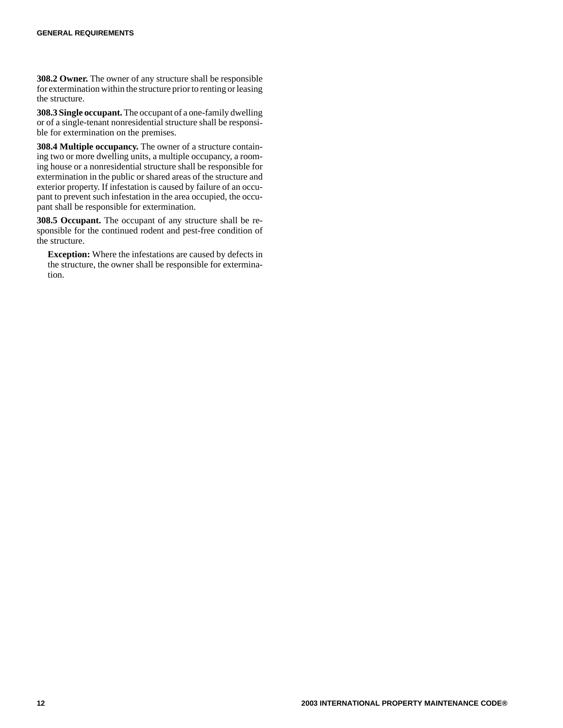**308.2 Owner.** The owner of any structure shall be responsible for extermination within the structure prior to renting or leasing the structure.

**308.3 Single occupant.** The occupant of a one-family dwelling or of a single-tenant nonresidential structure shall be responsible for extermination on the premises.

**308.4 Multiple occupancy.** The owner of a structure containing two or more dwelling units, a multiple occupancy, a rooming house or a nonresidential structure shall be responsible for extermination in the public or shared areas of the structure and exterior property. If infestation is caused by failure of an occupant to prevent such infestation in the area occupied, the occupant shall be responsible for extermination.

**308.5 Occupant.** The occupant of any structure shall be responsible for the continued rodent and pest-free condition of the structure.

> **Exception:** Where the infestations are caused by defects in the structure, the owner shall be responsible for extermination.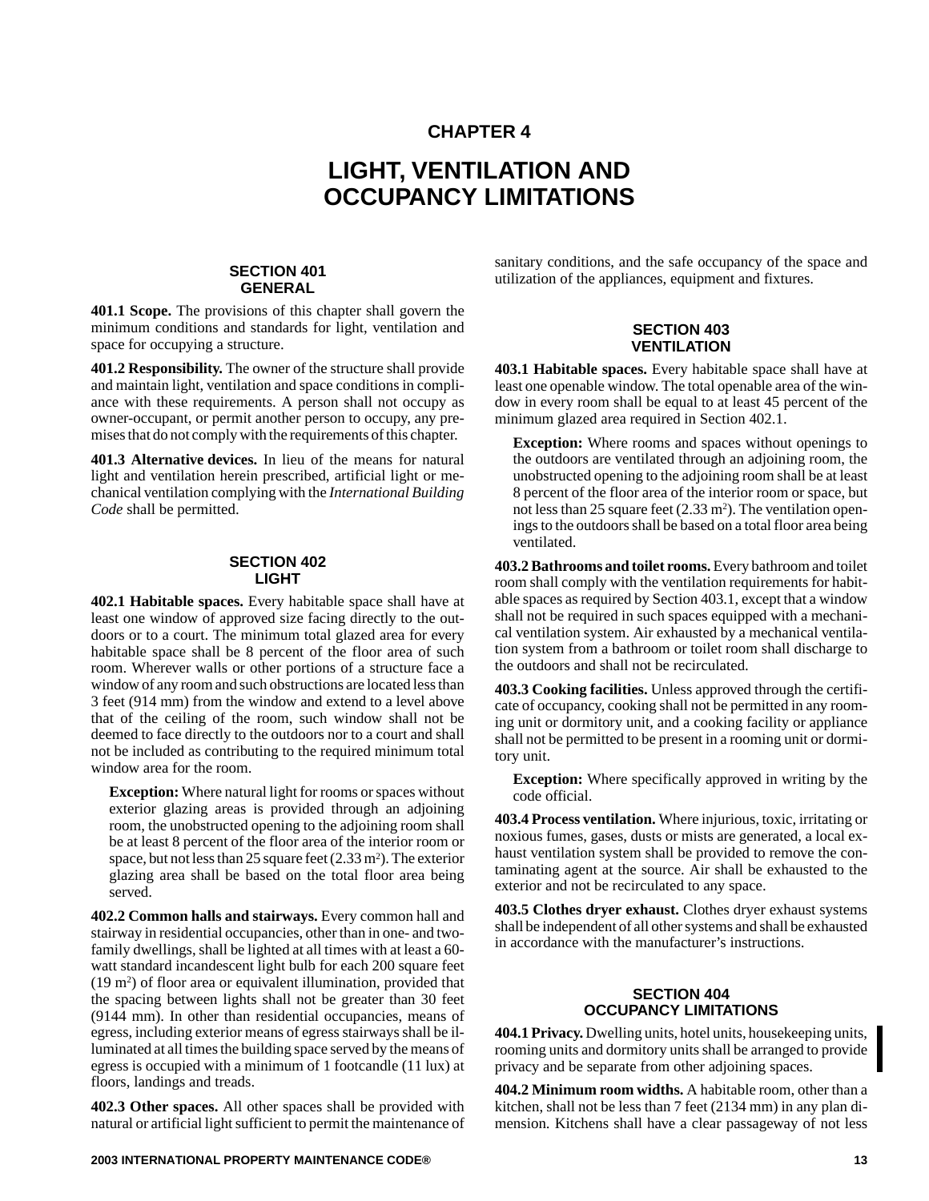# CHAPTER 4

# LIGHT, VENTILATION AND OCCUPANCY LIMITATIONS

## SECTION 401 GENERAL

**401.1 Scope.** The provisions of this chapter shall govern the minimum conditions and standards for light, ventilation and space for occupying a structure.

**401.2 Responsibility.** The owner of the structure shall provide and maintain light, ventilation and space conditions in compliance with these requirements. A person shall not occupy as owner-occupant, or permit another person to occupy, any premises that do not comply with the requirements of this chapter.

**401.3 Alternative devices.** In lieu of the means for natural light and ventilation herein prescribed, artificial light or mechanical ventilation complying with the *International Building Code* shall be permitted.

## SECTION 402 LIGHT

**402.1 Habitable spaces.** Every habitable space shall have at least one window of approved size facing directly to the outdoors or to a court. The minimum total glazed area for every habitable space shall be 8 percent of the floor area of such room. Wherever walls or other portions of a structure face a window of any room and such obstructions are located less than 3 feet (914 mm) from the window and extend to a level above that of the ceiling of the room, such window shall not be deemed to face directly to the outdoors nor to a court and shall not be included as contributing to the required minimum total window area for the room.

> **Exception:** Where natural light for rooms or spaces without exterior glazing areas is provided through an adjoining room, the unobstructed opening to the adjoining room shall be at least 8 percent of the floor area of the interior room or space, but not less than 25 square feet (2.33 m$^2$). The exterior glazing area shall be based on the total floor area being served.

**402.2 Common halls and stairways.** Every common hall and stairway in residential occupancies, other than in one- and two-family dwellings, shall be lighted at all times with at least a 60-watt standard incandescent light bulb for each 200 square feet (19 m$^2$) of floor area or equivalent illumination, provided that the spacing between lights shall not be greater than 30 feet (9144 mm). In other than residential occupancies, means of egress, including exterior means of egress stairways shall be illuminated at all times the building space served by the means of egress is occupied with a minimum of 1 footcandle (11 lux) at floors, landings and treads.

**402.3 Other spaces.** All other spaces shall be provided with natural or artificial light sufficient to permit the maintenance of sanitary conditions, and the safe occupancy of the space and utilization of the appliances, equipment and fixtures.

## SECTION 403 VENTILATION

**403.1 Habitable spaces.** Every habitable space shall have at least one openable window. The total openable area of the window in every room shall be equal to at least 45 percent of the minimum glazed area required in Section 402.1.

> **Exception:** Where rooms and spaces without openings to the outdoors are ventilated through an adjoining room, the unobstructed opening to the adjoining room shall be at least 8 percent of the floor area of the interior room or space, but not less than 25 square feet (2.33 m$^2$). The ventilation openings to the outdoors shall be based on a total floor area being ventilated.

**403.2 Bathrooms and toilet rooms.** Every bathroom and toilet room shall comply with the ventilation requirements for habitable spaces as required by Section 403.1, except that a window shall not be required in such spaces equipped with a mechanical ventilation system. Air exhausted by a mechanical ventilation system from a bathroom or toilet room shall discharge to the outdoors and shall not be recirculated.

**403.3 Cooking facilities.** Unless approved through the certificate of occupancy, cooking shall not be permitted in any rooming unit or dormitory unit, and a cooking facility or appliance shall not be permitted to be present in a rooming unit or dormitory unit.

> **Exception:** Where specifically approved in writing by the code official.

**403.4 Process ventilation.** Where injurious, toxic, irritating or noxious fumes, gases, dusts or mists are generated, a local exhaust ventilation system shall be provided to remove the contaminating agent at the source. Air shall be exhausted to the exterior and not be recirculated to any space.

**403.5 Clothes dryer exhaust.** Clothes dryer exhaust systems shall be independent of all other systems and shall be exhausted in accordance with the manufacturer's instructions.

## SECTION 404 OCCUPANCY LIMITATIONS

**404.1 Privacy.** Dwelling units, hotel units, housekeeping units, rooming units and dormitory units shall be arranged to provide privacy and be separate from other adjoining spaces.

**404.2 Minimum room widths.** A habitable room, other than a kitchen, shall not be less than 7 feet (2134 mm) in any plan dimension. Kitchens shall have a clear passageway of not less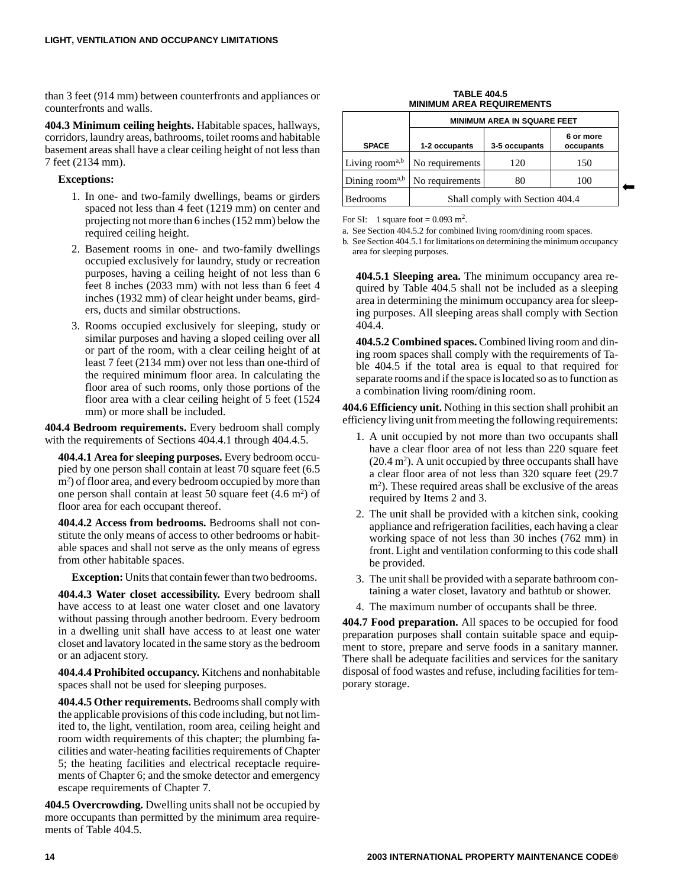than 3 feet (914 mm) between counterfronts and appliances or counterfronts and walls.

**404.3 Minimum ceiling heights.** Habitable spaces, hallways, corridors, laundry areas, bathrooms, toilet rooms and habitable basement areas shall have a clear ceiling height of not less than 7 feet (2134 mm).

**Exceptions:**

1. In one- and two-family dwellings, beams or girders spaced not less than 4 feet (1219 mm) on center and projecting not more than 6 inches (152 mm) below the required ceiling height.
2. Basement rooms in one- and two-family dwellings occupied exclusively for laundry, study or recreation purposes, having a ceiling height of not less than 6 feet 8 inches (2033 mm) with not less than 6 feet 4 inches (1932 mm) of clear height under beams, girders, ducts and similar obstructions.
3. Rooms occupied exclusively for sleeping, study or similar purposes and having a sloped ceiling over all or part of the room, with a clear ceiling height of at least 7 feet (2134 mm) over not less than one-third of the required minimum floor area. In calculating the floor area of such rooms, only those portions of the floor area with a clear ceiling height of 5 feet (1524 mm) or more shall be included.

**404.4 Bedroom requirements.** Every bedroom shall comply with the requirements of Sections 404.4.1 through 404.4.5.

**404.4.1 Area for sleeping purposes.** Every bedroom occupied by one person shall contain at least 70 square feet (6.5 $m^2$) of floor area, and every bedroom occupied by more than one person shall contain at least 50 square feet (4.6 $m^2$) of floor area for each occupant thereof.

**404.4.2 Access from bedrooms.** Bedrooms shall not constitute the only means of access to other bedrooms or habitable spaces and shall not serve as the only means of egress from other habitable spaces.

**Exception:** Units that contain fewer than two bedrooms.

**404.4.3 Water closet accessibility.** Every bedroom shall have access to at least one water closet and one lavatory without passing through another bedroom. Every bedroom in a dwelling unit shall have access to at least one water closet and lavatory located in the same story as the bedroom or an adjacent story.

**404.4.4 Prohibited occupancy.** Kitchens and nonhabitable spaces shall not be used for sleeping purposes.

**404.4.5 Other requirements.** Bedrooms shall comply with the applicable provisions of this code including, but not limited to, the light, ventilation, room area, ceiling height and room width requirements of this chapter; the plumbing facilities and water-heating facilities requirements of Chapter 5; the heating facilities and electrical receptacle requirements of Chapter 6; and the smoke detector and emergency escape requirements of Chapter 7.

**404.5 Overcrowding.** Dwelling units shall not be occupied by more occupants than permitted by the minimum area requirements of Table 404.5.

**TABLE 404.5**
**MINIMUM AREA REQUIREMENTS**

| SPACE | MINIMUM AREA IN SQUARE FEET | | |
|---|---|---|---|
| | 1-2 occupants | 3-5 occupants | 6 or more occupants |
| Living room[a,b] | No requirements | 120 | 150 |
| Dining room[a,b] | No requirements | 80 | 100 |
| Bedrooms | Shall comply with Section 404.4 | | |

For SI: 1 square foot = 0.093 $m^2$.

a. See Section 404.5.2 for combined living room/dining room spaces.

b. See Section 404.5.1 for limitations on determining the minimum occupancy area for sleeping purposes.

**404.5.1 Sleeping area.** The minimum occupancy area required by Table 404.5 shall not be included as a sleeping area in determining the minimum occupancy area for sleeping purposes. All sleeping areas shall comply with Section 404.4.

**404.5.2 Combined spaces.** Combined living room and dining room spaces shall comply with the requirements of Table 404.5 if the total area is equal to that required for separate rooms and if the space is located so as to function as a combination living room/dining room.

**404.6 Efficiency unit.** Nothing in this section shall prohibit an efficiency living unit from meeting the following requirements:

1. A unit occupied by not more than two occupants shall have a clear floor area of not less than 220 square feet (20.4 $m^2$). A unit occupied by three occupants shall have a clear floor area of not less than 320 square feet (29.7 $m^2$). These required areas shall be exclusive of the areas required by Items 2 and 3.
2. The unit shall be provided with a kitchen sink, cooking appliance and refrigeration facilities, each having a clear working space of not less than 30 inches (762 mm) in front. Light and ventilation conforming to this code shall be provided.
3. The unit shall be provided with a separate bathroom containing a water closet, lavatory and bathtub or shower.
4. The maximum number of occupants shall be three.

**404.7 Food preparation.** All spaces to be occupied for food preparation purposes shall contain suitable space and equipment to store, prepare and serve foods in a sanitary manner. There shall be adequate facilities and services for the sanitary disposal of food wastes and refuse, including facilities for temporary storage.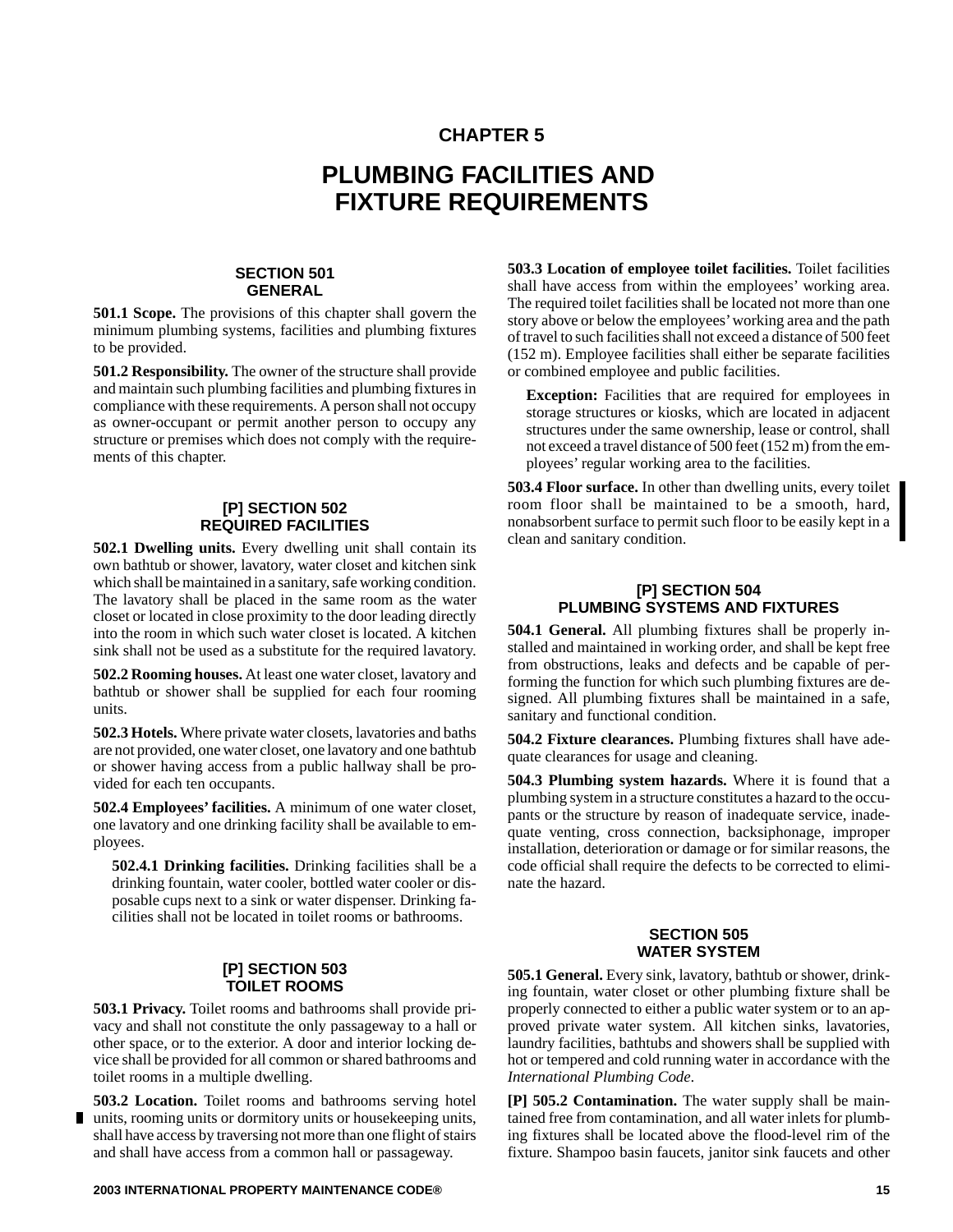# CHAPTER 5

# PLUMBING FACILITIES AND FIXTURE REQUIREMENTS

## SECTION 501 GENERAL

**501.1 Scope.** The provisions of this chapter shall govern the minimum plumbing systems, facilities and plumbing fixtures to be provided.

**501.2 Responsibility.** The owner of the structure shall provide and maintain such plumbing facilities and plumbing fixtures in compliance with these requirements. A person shall not occupy as owner-occupant or permit another person to occupy any structure or premises which does not comply with the requirements of this chapter.

## [P] SECTION 502 REQUIRED FACILITIES

**502.1 Dwelling units.** Every dwelling unit shall contain its own bathtub or shower, lavatory, water closet and kitchen sink which shall be maintained in a sanitary, safe working condition. The lavatory shall be placed in the same room as the water closet or located in close proximity to the door leading directly into the room in which such water closet is located. A kitchen sink shall not be used as a substitute for the required lavatory.

**502.2 Rooming houses.** At least one water closet, lavatory and bathtub or shower shall be supplied for each four rooming units.

**502.3 Hotels.** Where private water closets, lavatories and baths are not provided, one water closet, one lavatory and one bathtub or shower having access from a public hallway shall be provided for each ten occupants.

**502.4 Employees' facilities.** A minimum of one water closet, one lavatory and one drinking facility shall be available to employees.

> **502.4.1 Drinking facilities.** Drinking facilities shall be a drinking fountain, water cooler, bottled water cooler or disposable cups next to a sink or water dispenser. Drinking facilities shall not be located in toilet rooms or bathrooms.

## [P] SECTION 503 TOILET ROOMS

**503.1 Privacy.** Toilet rooms and bathrooms shall provide privacy and shall not constitute the only passageway to a hall or other space, or to the exterior. A door and interior locking device shall be provided for all common or shared bathrooms and toilet rooms in a multiple dwelling.

**503.2 Location.** Toilet rooms and bathrooms serving hotel units, rooming units or dormitory units or housekeeping units, shall have access by traversing not more than one flight of stairs and shall have access from a common hall or passageway.

**503.3 Location of employee toilet facilities.** Toilet facilities shall have access from within the employees' working area. The required toilet facilities shall be located not more than one story above or below the employees' working area and the path of travel to such facilities shall not exceed a distance of 500 feet (152 m). Employee facilities shall either be separate facilities or combined employee and public facilities.

> **Exception:** Facilities that are required for employees in storage structures or kiosks, which are located in adjacent structures under the same ownership, lease or control, shall not exceed a travel distance of 500 feet (152 m) from the employees' regular working area to the facilities.

**503.4 Floor surface.** In other than dwelling units, every toilet room floor shall be maintained to be a smooth, hard, nonabsorbent surface to permit such floor to be easily kept in a clean and sanitary condition.

## [P] SECTION 504 PLUMBING SYSTEMS AND FIXTURES

**504.1 General.** All plumbing fixtures shall be properly installed and maintained in working order, and shall be kept free from obstructions, leaks and defects and be capable of performing the function for which such plumbing fixtures are designed. All plumbing fixtures shall be maintained in a safe, sanitary and functional condition.

**504.2 Fixture clearances.** Plumbing fixtures shall have adequate clearances for usage and cleaning.

**504.3 Plumbing system hazards.** Where it is found that a plumbing system in a structure constitutes a hazard to the occupants or the structure by reason of inadequate service, inadequate venting, cross connection, backsiphonage, improper installation, deterioration or damage or for similar reasons, the code official shall require the defects to be corrected to eliminate the hazard.

## SECTION 505 WATER SYSTEM

**505.1 General.** Every sink, lavatory, bathtub or shower, drinking fountain, water closet or other plumbing fixture shall be properly connected to either a public water system or to an approved private water system. All kitchen sinks, lavatories, laundry facilities, bathtubs and showers shall be supplied with hot or tempered and cold running water in accordance with the *International Plumbing Code*.

**[P] 505.2 Contamination.** The water supply shall be maintained free from contamination, and all water inlets for plumbing fixtures shall be located above the flood-level rim of the fixture. Shampoo basin faucets, janitor sink faucets and other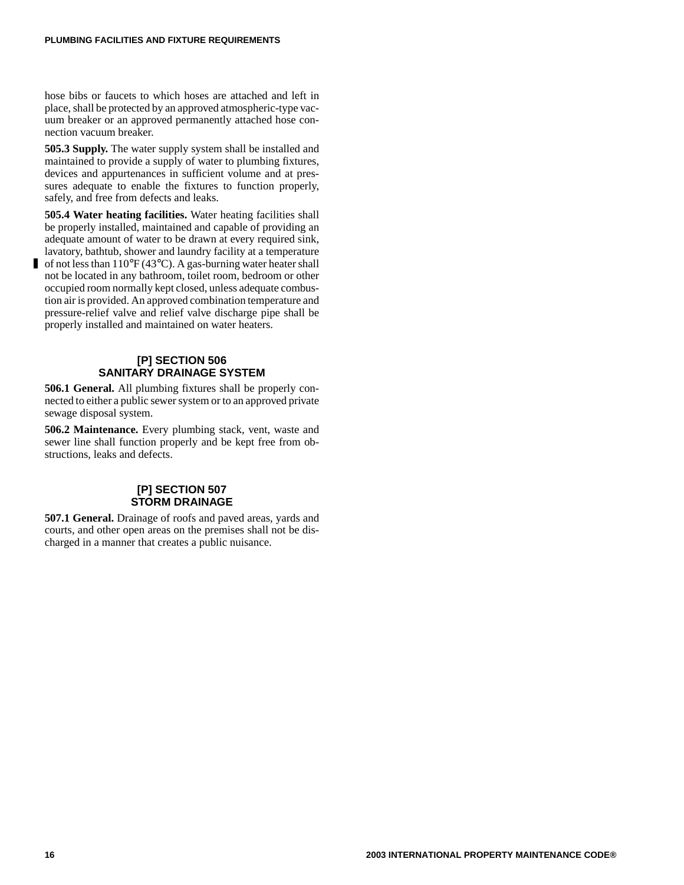hose bibs or faucets to which hoses are attached and left in place, shall be protected by an approved atmospheric-type vacuum breaker or an approved permanently attached hose connection vacuum breaker.

**505.3 Supply.** The water supply system shall be installed and maintained to provide a supply of water to plumbing fixtures, devices and appurtenances in sufficient volume and at pressures adequate to enable the fixtures to function properly, safely, and free from defects and leaks.

**505.4 Water heating facilities.** Water heating facilities shall be properly installed, maintained and capable of providing an adequate amount of water to be drawn at every required sink, lavatory, bathtub, shower and laundry facility at a temperature of not less than 110°F (43°C). A gas-burning water heater shall not be located in any bathroom, toilet room, bedroom or other occupied room normally kept closed, unless adequate combustion air is provided. An approved combination temperature and pressure-relief valve and relief valve discharge pipe shall be properly installed and maintained on water heaters.

## [P] SECTION 506 SANITARY DRAINAGE SYSTEM

**506.1 General.** All plumbing fixtures shall be properly connected to either a public sewer system or to an approved private sewage disposal system.

**506.2 Maintenance.** Every plumbing stack, vent, waste and sewer line shall function properly and be kept free from obstructions, leaks and defects.

## [P] SECTION 507 STORM DRAINAGE

**507.1 General.** Drainage of roofs and paved areas, yards and courts, and other open areas on the premises shall not be discharged in a manner that creates a public nuisance.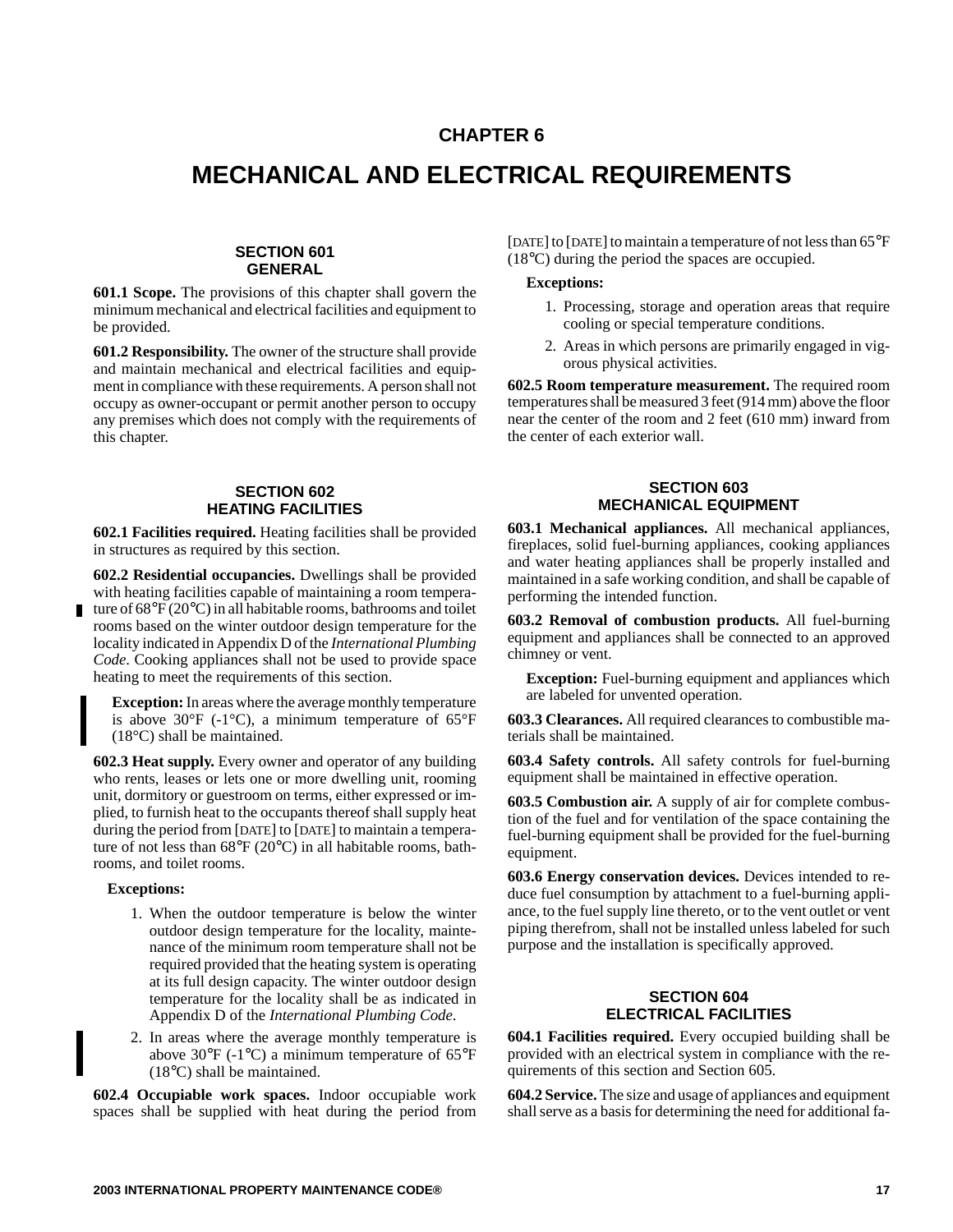# CHAPTER 6

# MECHANICAL AND ELECTRICAL REQUIREMENTS

## SECTION 601 GENERAL

**601.1 Scope.** The provisions of this chapter shall govern the minimum mechanical and electrical facilities and equipment to be provided.

**601.2 Responsibility.** The owner of the structure shall provide and maintain mechanical and electrical facilities and equipment in compliance with these requirements. A person shall not occupy as owner-occupant or permit another person to occupy any premises which does not comply with the requirements of this chapter.

## SECTION 602 HEATING FACILITIES

**602.1 Facilities required.** Heating facilities shall be provided in structures as required by this section.

**602.2 Residential occupancies.** Dwellings shall be provided with heating facilities capable of maintaining a room temperature of 68°F (20°C) in all habitable rooms, bathrooms and toilet rooms based on the winter outdoor design temperature for the locality indicated in Appendix D of the *International Plumbing Code*. Cooking appliances shall not be used to provide space heating to meet the requirements of this section.

**Exception:** In areas where the average monthly temperature is above 30°F (-1°C), a minimum temperature of 65°F (18°C) shall be maintained.

**602.3 Heat supply.** Every owner and operator of any building who rents, leases or lets one or more dwelling unit, rooming unit, dormitory or guestroom on terms, either expressed or implied, to furnish heat to the occupants thereof shall supply heat during the period from [DATE] to [DATE] to maintain a temperature of not less than 68°F (20°C) in all habitable rooms, bathrooms, and toilet rooms.

**Exceptions:**

1. When the outdoor temperature is below the winter outdoor design temperature for the locality, maintenance of the minimum room temperature shall not be required provided that the heating system is operating at its full design capacity. The winter outdoor design temperature for the locality shall be as indicated in Appendix D of the *International Plumbing Code*.
2. In areas where the average monthly temperature is above 30°F (-1°C) a minimum temperature of 65°F (18°C) shall be maintained.

**602.4 Occupiable work spaces.** Indoor occupiable work spaces shall be supplied with heat during the period from [DATE] to [DATE] to maintain a temperature of not less than 65°F (18°C) during the period the spaces are occupied.

**Exceptions:**

1. Processing, storage and operation areas that require cooling or special temperature conditions.
2. Areas in which persons are primarily engaged in vigorous physical activities.

**602.5 Room temperature measurement.** The required room temperatures shall be measured 3 feet (914 mm) above the floor near the center of the room and 2 feet (610 mm) inward from the center of each exterior wall.

## SECTION 603 MECHANICAL EQUIPMENT

**603.1 Mechanical appliances.** All mechanical appliances, fireplaces, solid fuel-burning appliances, cooking appliances and water heating appliances shall be properly installed and maintained in a safe working condition, and shall be capable of performing the intended function.

**603.2 Removal of combustion products.** All fuel-burning equipment and appliances shall be connected to an approved chimney or vent.

**Exception:** Fuel-burning equipment and appliances which are labeled for unvented operation.

**603.3 Clearances.** All required clearances to combustible materials shall be maintained.

**603.4 Safety controls.** All safety controls for fuel-burning equipment shall be maintained in effective operation.

**603.5 Combustion air.** A supply of air for complete combustion of the fuel and for ventilation of the space containing the fuel-burning equipment shall be provided for the fuel-burning equipment.

**603.6 Energy conservation devices.** Devices intended to reduce fuel consumption by attachment to a fuel-burning appliance, to the fuel supply line thereto, or to the vent outlet or vent piping therefrom, shall not be installed unless labeled for such purpose and the installation is specifically approved.

## SECTION 604 ELECTRICAL FACILITIES

**604.1 Facilities required.** Every occupied building shall be provided with an electrical system in compliance with the requirements of this section and Section 605.

**604.2 Service.** The size and usage of appliances and equipment shall serve as a basis for determining the need for additional fa-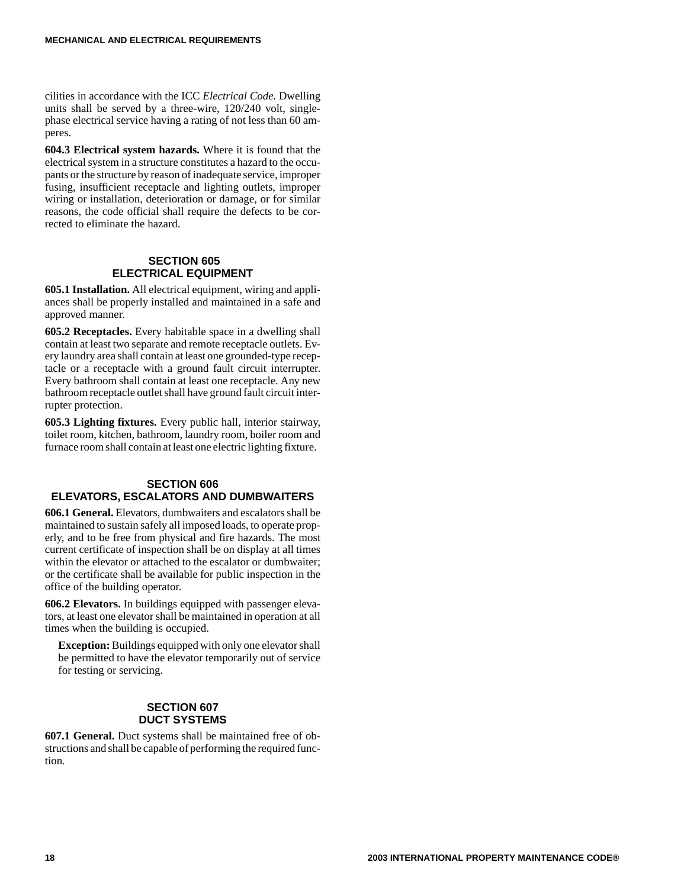cilities in accordance with the ICC *Electrical Code*. Dwelling units shall be served by a three-wire, 120/240 volt, single-phase electrical service having a rating of not less than 60 amperes.

**604.3 Electrical system hazards.** Where it is found that the electrical system in a structure constitutes a hazard to the occupants or the structure by reason of inadequate service, improper fusing, insufficient receptacle and lighting outlets, improper wiring or installation, deterioration or damage, or for similar reasons, the code official shall require the defects to be corrected to eliminate the hazard.

## SECTION 605
## ELECTRICAL EQUIPMENT

**605.1 Installation.** All electrical equipment, wiring and appliances shall be properly installed and maintained in a safe and approved manner.

**605.2 Receptacles.** Every habitable space in a dwelling shall contain at least two separate and remote receptacle outlets. Every laundry area shall contain at least one grounded-type receptacle or a receptacle with a ground fault circuit interrupter. Every bathroom shall contain at least one receptacle. Any new bathroom receptacle outlet shall have ground fault circuit interrupter protection.

**605.3 Lighting fixtures.** Every public hall, interior stairway, toilet room, kitchen, bathroom, laundry room, boiler room and furnace room shall contain at least one electric lighting fixture.

## SECTION 606
## ELEVATORS, ESCALATORS AND DUMBWAITERS

**606.1 General.** Elevators, dumbwaiters and escalators shall be maintained to sustain safely all imposed loads, to operate properly, and to be free from physical and fire hazards. The most current certificate of inspection shall be on display at all times within the elevator or attached to the escalator or dumbwaiter; or the certificate shall be available for public inspection in the office of the building operator.

**606.2 Elevators.** In buildings equipped with passenger elevators, at least one elevator shall be maintained in operation at all times when the building is occupied.

> **Exception:** Buildings equipped with only one elevator shall be permitted to have the elevator temporarily out of service for testing or servicing.

## SECTION 607
## DUCT SYSTEMS

**607.1 General.** Duct systems shall be maintained free of obstructions and shall be capable of performing the required function.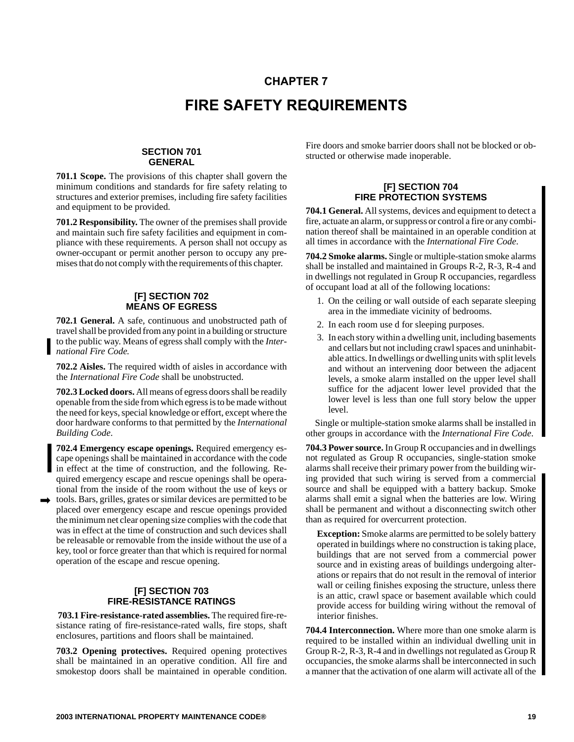# CHAPTER 7

# FIRE SAFETY REQUIREMENTS

## SECTION 701 GENERAL

**701.1 Scope.** The provisions of this chapter shall govern the minimum conditions and standards for fire safety relating to structures and exterior premises, including fire safety facilities and equipment to be provided.

**701.2 Responsibility.** The owner of the premises shall provide and maintain such fire safety facilities and equipment in compliance with these requirements. A person shall not occupy as owner-occupant or permit another person to occupy any premises that do not comply with the requirements of this chapter.

## [F] SECTION 702 MEANS OF EGRESS

**702.1 General.** A safe, continuous and unobstructed path of travel shall be provided from any point in a building or structure to the public way. Means of egress shall comply with the *International Fire Code.*

**702.2 Aisles.** The required width of aisles in accordance with the *International Fire Code* shall be unobstructed.

**702.3 Locked doors.** All means of egress doors shall be readily openable from the side from which egress is to be made without the need for keys, special knowledge or effort, except where the door hardware conforms to that permitted by the *International Building Code*.

**702.4 Emergency escape openings.** Required emergency escape openings shall be maintained in accordance with the code in effect at the time of construction, and the following. Required emergency escape and rescue openings shall be operational from the inside of the room without the use of keys or tools. Bars, grilles, grates or similar devices are permitted to be placed over emergency escape and rescue openings provided the minimum net clear opening size complies with the code that was in effect at the time of construction and such devices shall be releasable or removable from the inside without the use of a key, tool or force greater than that which is required for normal operation of the escape and rescue opening.

## [F] SECTION 703 FIRE-RESISTANCE RATINGS

**703.1 Fire-resistance-rated assemblies.** The required fire-resistance rating of fire-resistance-rated walls, fire stops, shaft enclosures, partitions and floors shall be maintained.

**703.2 Opening protectives.** Required opening protectives shall be maintained in an operative condition. All fire and smokestop doors shall be maintained in operable condition. Fire doors and smoke barrier doors shall not be blocked or obstructed or otherwise made inoperable.

## [F] SECTION 704 FIRE PROTECTION SYSTEMS

**704.1 General.** All systems, devices and equipment to detect a fire, actuate an alarm, or suppress or control a fire or any combination thereof shall be maintained in an operable condition at all times in accordance with the *International Fire Code*.

**704.2 Smoke alarms.** Single or multiple-station smoke alarms shall be installed and maintained in Groups R-2, R-3, R-4 and in dwellings not regulated in Group R occupancies, regardless of occupant load at all of the following locations:

1. On the ceiling or wall outside of each separate sleeping area in the immediate vicinity of bedrooms.
2. In each room use d for sleeping purposes.
3. In each story within a dwelling unit, including basements and cellars but not including crawl spaces and uninhabitable attics. In dwellings or dwelling units with split levels and without an intervening door between the adjacent levels, a smoke alarm installed on the upper level shall suffice for the adjacent lower level provided that the lower level is less than one full story below the upper level.

Single or multiple-station smoke alarms shall be installed in other groups in accordance with the *International Fire Code*.

**704.3 Power source.** In Group R occupancies and in dwellings not regulated as Group R occupancies, single-station smoke alarms shall receive their primary power from the building wiring provided that such wiring is served from a commercial source and shall be equipped with a battery backup. Smoke alarms shall emit a signal when the batteries are low. Wiring shall be permanent and without a disconnecting switch other than as required for overcurrent protection.

**Exception:** Smoke alarms are permitted to be solely battery operated in buildings where no construction is taking place, buildings that are not served from a commercial power source and in existing areas of buildings undergoing alterations or repairs that do not result in the removal of interior wall or ceiling finishes exposing the structure, unless there is an attic, crawl space or basement available which could provide access for building wiring without the removal of interior finishes.

**704.4 Interconnection.** Where more than one smoke alarm is required to be installed within an individual dwelling unit in Group R-2, R-3, R-4 and in dwellings not regulated as Group R occupancies, the smoke alarms shall be interconnected in such a manner that the activation of one alarm will activate all of the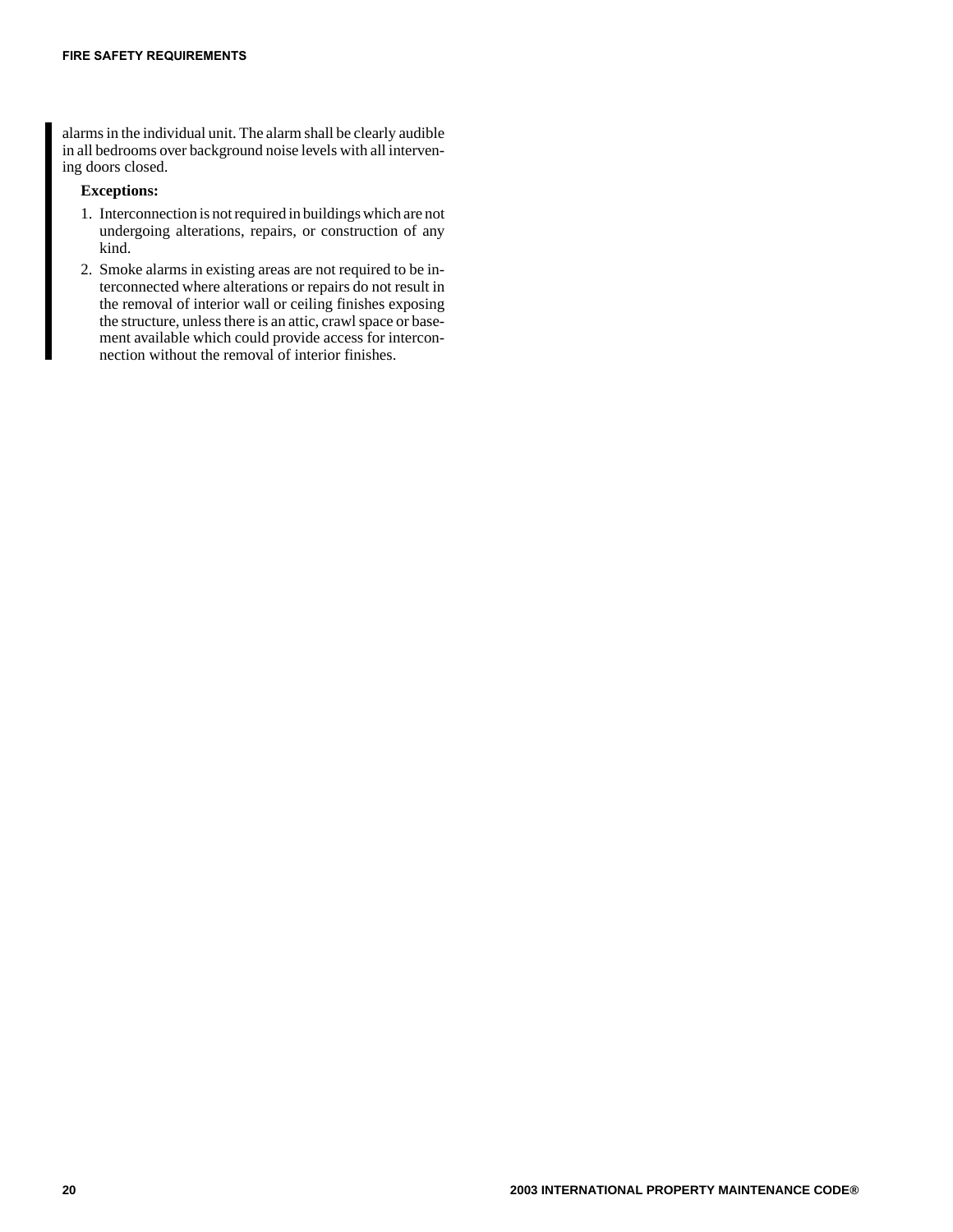alarms in the individual unit. The alarm shall be clearly audible in all bedrooms over background noise levels with all intervening doors closed.

**Exceptions:**

1. Interconnection is not required in buildings which are not undergoing alterations, repairs, or construction of any kind.
2. Smoke alarms in existing areas are not required to be interconnected where alterations or repairs do not result in the removal of interior wall or ceiling finishes exposing the structure, unless there is an attic, crawl space or basement available which could provide access for interconnection without the removal of interior finishes.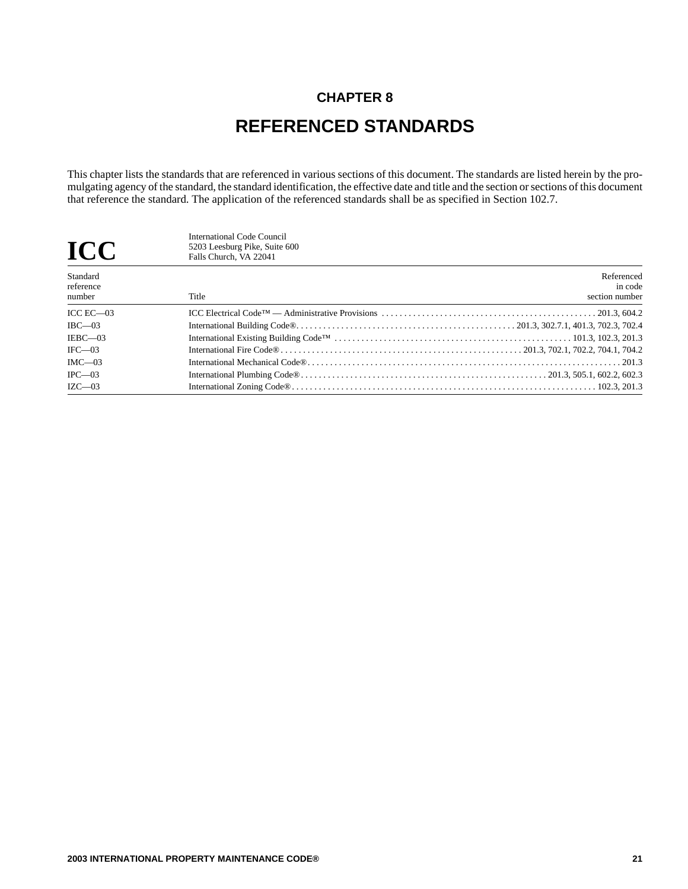# CHAPTER 8

# REFERENCED STANDARDS

This chapter lists the standards that are referenced in various sections of this document. The standards are listed herein by the promulgating agency of the standard, the standard identification, the effective date and title and the section or sections of this document that reference the standard. The application of the referenced standards shall be as specified in Section 102.7.

**ICC**

International Code Council
5203 Leesburg Pike, Suite 600
Falls Church, VA 22041

| Standard reference number | Title | Referenced in code section number |
|---|---|---|
| ICC EC—03 | ICC Electrical Code™ — Administrative Provisions | 201.3, 604.2 |
| IBC—03 | International Building Code® | 201.3, 302.7.1, 401.3, 702.3, 702.4 |
| IEBC—03 | International Existing Building Code™ | 101.3, 102.3, 201.3 |
| IFC—03 | International Fire Code® | 201.3, 702.1, 702.2, 704.1, 704.2 |
| IMC—03 | International Mechanical Code® | 201.3 |
| IPC—03 | International Plumbing Code® | 201.3, 505.1, 602.2, 602.3 |
| IZC—03 | International Zoning Code® | 102.3, 201.3 |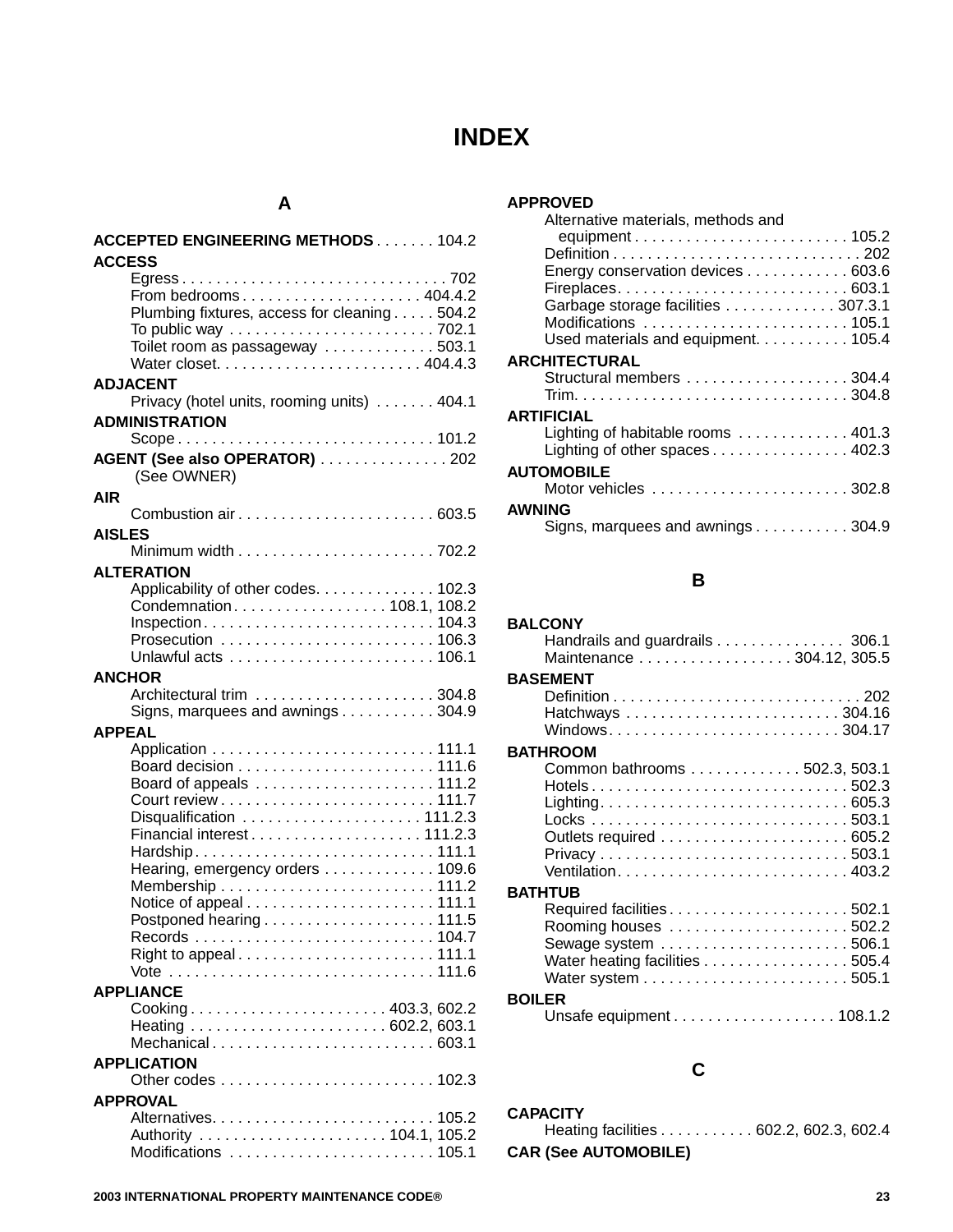# INDEX

## A

**ACCEPTED ENGINEERING METHODS** . . . . . . . 104.2

**ACCESS**
- Egress . . . . . . . . . . . . . . . . . . . . . . . . . . . . . . . 702
- From bedrooms . . . . . . . . . . . . . . . . . . . . . 404.4.2
- Plumbing fixtures, access for cleaning . . . . . 504.2
- To public way . . . . . . . . . . . . . . . . . . . . . . . . 702.1
- Toilet room as passageway . . . . . . . . . . . . . 503.1
- Water closet. . . . . . . . . . . . . . . . . . . . . . . . 404.4.3

**ADJACENT**
- Privacy (hotel units, rooming units) . . . . . . . 404.1

**ADMINISTRATION**
- Scope . . . . . . . . . . . . . . . . . . . . . . . . . . . . . 101.2

**AGENT (See also OPERATOR)** . . . . . . . . . . . . . . . 202
(See OWNER)

**AIR**
- Combustion air . . . . . . . . . . . . . . . . . . . . . . . 603.5

**AISLES**
- Minimum width . . . . . . . . . . . . . . . . . . . . . . . 702.2

**ALTERATION**
- Applicability of other codes. . . . . . . . . . . . . . 102.3
- Condemnation . . . . . . . . . . . . . . . . . . 108.1, 108.2
- Inspection . . . . . . . . . . . . . . . . . . . . . . . . . . . 104.3
- Prosecution . . . . . . . . . . . . . . . . . . . . . . . . . 106.3
- Unlawful acts . . . . . . . . . . . . . . . . . . . . . . . . 106.1

**ANCHOR**
- Architectural trim . . . . . . . . . . . . . . . . . . . . . 304.8
- Signs, marquees and awnings . . . . . . . . . . . 304.9

**APPEAL**
- Application . . . . . . . . . . . . . . . . . . . . . . . . . . 111.1
- Board decision . . . . . . . . . . . . . . . . . . . . . . . 111.6
- Board of appeals . . . . . . . . . . . . . . . . . . . . . 111.2
- Court review . . . . . . . . . . . . . . . . . . . . . . . . . 111.7
- Disqualification . . . . . . . . . . . . . . . . . . . . . 111.2.3
- Financial interest . . . . . . . . . . . . . . . . . . . . 111.2.3
- Hardship . . . . . . . . . . . . . . . . . . . . . . . . . . . . 111.1
- Hearing, emergency orders . . . . . . . . . . . . . 109.6
- Membership . . . . . . . . . . . . . . . . . . . . . . . . . 111.2
- Notice of appeal . . . . . . . . . . . . . . . . . . . . . . 111.1
- Postponed hearing . . . . . . . . . . . . . . . . . . . . 111.5
- Records . . . . . . . . . . . . . . . . . . . . . . . . . . . . 104.7
- Right to appeal . . . . . . . . . . . . . . . . . . . . . . . 111.1
- Vote . . . . . . . . . . . . . . . . . . . . . . . . . . . . . . . 111.6

**APPLIANCE**
- Cooking . . . . . . . . . . . . . . . . . . . . . . . 403.3, 602.2
- Heating . . . . . . . . . . . . . . . . . . . . . . . 602.2, 603.1
- Mechanical . . . . . . . . . . . . . . . . . . . . . . . . . . 603.1

**APPLICATION**
- Other codes . . . . . . . . . . . . . . . . . . . . . . . . . 102.3

**APPROVAL**
- Alternatives. . . . . . . . . . . . . . . . . . . . . . . . . . 105.2
- Authority . . . . . . . . . . . . . . . . . . . . . . 104.1, 105.2
- Modifications . . . . . . . . . . . . . . . . . . . . . . . . 105.1

**APPROVED**
- Alternative materials, methods and equipment . . . . . . . . . . . . . . . . . . . . . . . . . 105.2
- Definition . . . . . . . . . . . . . . . . . . . . . . . . . . . . . 202
- Energy conservation devices . . . . . . . . . . . . 603.6
- Fireplaces. . . . . . . . . . . . . . . . . . . . . . . . . . . 603.1
- Garbage storage facilities . . . . . . . . . . . . . 307.3.1
- Modifications . . . . . . . . . . . . . . . . . . . . . . . . 105.1
- Used materials and equipment. . . . . . . . . . . 105.4

**ARCHITECTURAL**
- Structural members . . . . . . . . . . . . . . . . . . . 304.4
- Trim. . . . . . . . . . . . . . . . . . . . . . . . . . . . . . . . 304.8

**ARTIFICIAL**
- Lighting of habitable rooms . . . . . . . . . . . . . 401.3
- Lighting of other spaces . . . . . . . . . . . . . . . . 402.3

**AUTOMOBILE**
- Motor vehicles . . . . . . . . . . . . . . . . . . . . . . . 302.8

**AWNING**
- Signs, marquees and awnings . . . . . . . . . . . 304.9

## B

**BALCONY**
- Handrails and guardrails . . . . . . . . . . . . . . . 306.1
- Maintenance . . . . . . . . . . . . . . . . . . 304.12, 305.5

**BASEMENT**
- Definition . . . . . . . . . . . . . . . . . . . . . . . . . . . . . 202
- Hatchways . . . . . . . . . . . . . . . . . . . . . . . . . 304.16
- Windows. . . . . . . . . . . . . . . . . . . . . . . . . . . 304.17

**BATHROOM**
- Common bathrooms . . . . . . . . . . . . . 502.3, 503.1
- Hotels . . . . . . . . . . . . . . . . . . . . . . . . . . . . . . 502.3
- Lighting. . . . . . . . . . . . . . . . . . . . . . . . . . . . . 605.3
- Locks . . . . . . . . . . . . . . . . . . . . . . . . . . . . . . 503.1
- Outlets required . . . . . . . . . . . . . . . . . . . . . . 605.2
- Privacy . . . . . . . . . . . . . . . . . . . . . . . . . . . . . 503.1
- Ventilation. . . . . . . . . . . . . . . . . . . . . . . . . . . 403.2

**BATHTUB**
- Required facilities . . . . . . . . . . . . . . . . . . . . . 502.1
- Rooming houses . . . . . . . . . . . . . . . . . . . . . 502.2
- Sewage system . . . . . . . . . . . . . . . . . . . . . . 506.1
- Water heating facilities . . . . . . . . . . . . . . . . . 505.4
- Water system . . . . . . . . . . . . . . . . . . . . . . . . 505.1

**BOILER**
- Unsafe equipment . . . . . . . . . . . . . . . . . . . 108.1.2

## C

**CAPACITY**
- Heating facilities . . . . . . . . . . . 602.2, 602.3, 602.4

**CAR (See AUTOMOBILE)**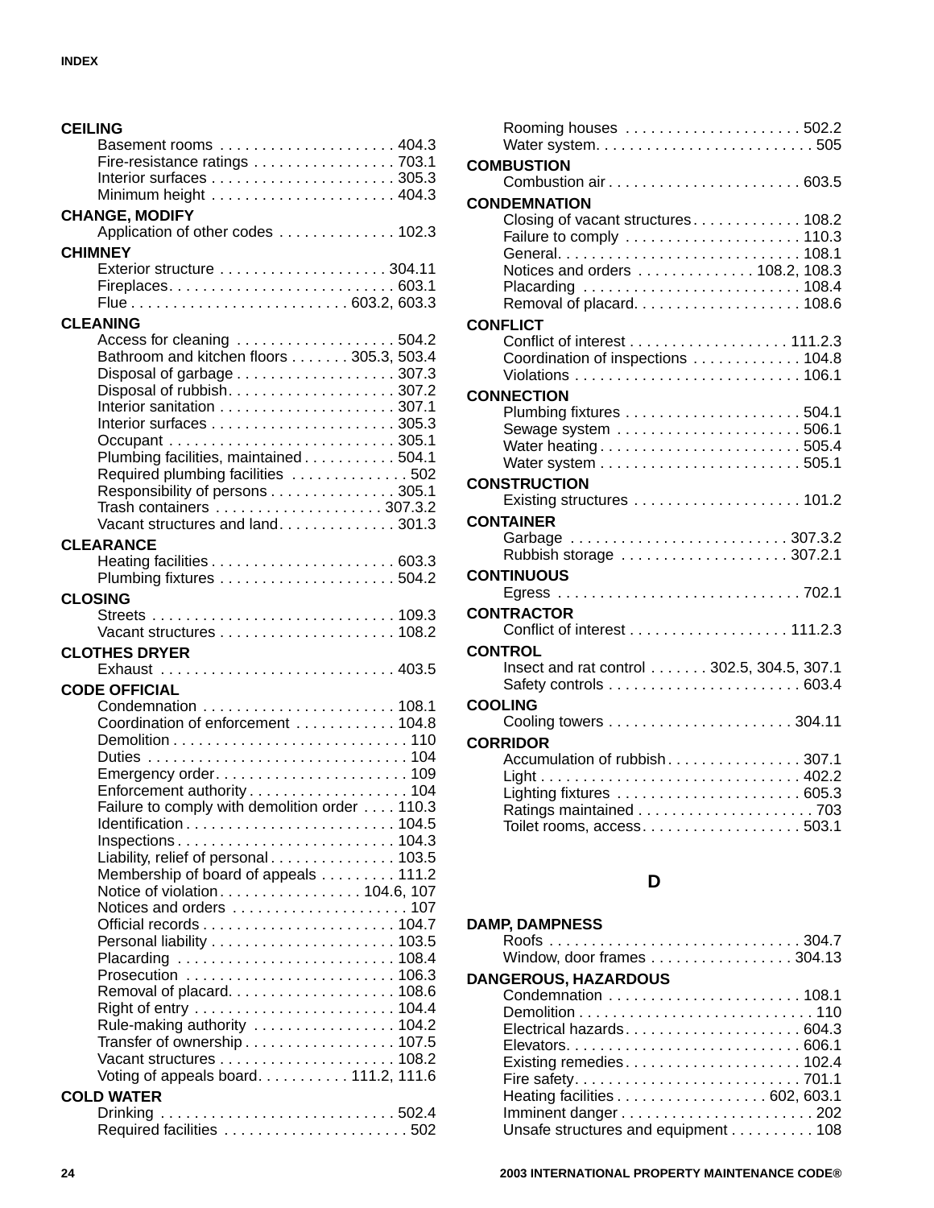**CEILING**
- Basement rooms . . . . . . . . . . . . . . . . . . . . . 404.3
- Fire-resistance ratings . . . . . . . . . . . . . . . . . 703.1
- Interior surfaces . . . . . . . . . . . . . . . . . . . . . . 305.3
- Minimum height . . . . . . . . . . . . . . . . . . . . . . 404.3

**CHANGE, MODIFY**
- Application of other codes . . . . . . . . . . . . . . 102.3

**CHIMNEY**
- Exterior structure . . . . . . . . . . . . . . . . . . . . 304.11
- Fireplaces. . . . . . . . . . . . . . . . . . . . . . . . . . . 603.1
- Flue . . . . . . . . . . . . . . . . . . . . . . . . . . 603.2, 603.3

**CLEANING**
- Access for cleaning . . . . . . . . . . . . . . . . . . . 504.2
- Bathroom and kitchen floors . . . . . . . 305.3, 503.4
- Disposal of garbage . . . . . . . . . . . . . . . . . . . 307.3
- Disposal of rubbish. . . . . . . . . . . . . . . . . . . . 307.2
- Interior sanitation . . . . . . . . . . . . . . . . . . . . . 307.1
- Interior surfaces . . . . . . . . . . . . . . . . . . . . . . 305.3
- Occupant . . . . . . . . . . . . . . . . . . . . . . . . . . . 305.1
- Plumbing facilities, maintained . . . . . . . . . . . 504.1
- Required plumbing facilities . . . . . . . . . . . . . . 502
- Responsibility of persons . . . . . . . . . . . . . . . 305.1
- Trash containers . . . . . . . . . . . . . . . . . . . . 307.3.2
- Vacant structures and land. . . . . . . . . . . . . . 301.3

**CLEARANCE**
- Heating facilities . . . . . . . . . . . . . . . . . . . . . . 603.3
- Plumbing fixtures . . . . . . . . . . . . . . . . . . . . . 504.2

**CLOSING**
- Streets . . . . . . . . . . . . . . . . . . . . . . . . . . . . . 109.3
- Vacant structures . . . . . . . . . . . . . . . . . . . . . 108.2

**CLOTHES DRYER**
- Exhaust . . . . . . . . . . . . . . . . . . . . . . . . . . . . 403.5

**CODE OFFICIAL**
- Condemnation . . . . . . . . . . . . . . . . . . . . . . . 108.1
- Coordination of enforcement . . . . . . . . . . . . 104.8
- Demolition . . . . . . . . . . . . . . . . . . . . . . . . . . . . 110
- Duties . . . . . . . . . . . . . . . . . . . . . . . . . . . . . . . 104
- Emergency order. . . . . . . . . . . . . . . . . . . . . . . 109
- Enforcement authority . . . . . . . . . . . . . . . . . . . 104
- Failure to comply with demolition order . . . . 110.3
- Identification . . . . . . . . . . . . . . . . . . . . . . . . . 104.5
- Inspections . . . . . . . . . . . . . . . . . . . . . . . . . . 104.3
- Liability, relief of personal . . . . . . . . . . . . . . . 103.5
- Membership of board of appeals . . . . . . . . . 111.2
- Notice of violation. . . . . . . . . . . . . . . . . 104.6, 107
- Notices and orders . . . . . . . . . . . . . . . . . . . . . 107
- Official records . . . . . . . . . . . . . . . . . . . . . . . 104.7
- Personal liability . . . . . . . . . . . . . . . . . . . . . . 103.5
- Placarding . . . . . . . . . . . . . . . . . . . . . . . . . . 108.4
- Prosecution . . . . . . . . . . . . . . . . . . . . . . . . . 106.3
- Removal of placard. . . . . . . . . . . . . . . . . . . . 108.6
- Right of entry . . . . . . . . . . . . . . . . . . . . . . . . 104.4
- Rule-making authority . . . . . . . . . . . . . . . . . 104.2
- Transfer of ownership . . . . . . . . . . . . . . . . . . 107.5
- Vacant structures . . . . . . . . . . . . . . . . . . . . . 108.2
- Voting of appeals board. . . . . . . . . . . 111.2, 111.6

**COLD WATER**
- Drinking . . . . . . . . . . . . . . . . . . . . . . . . . . . . 502.4
- Required facilities . . . . . . . . . . . . . . . . . . . . . . 502
- Rooming houses . . . . . . . . . . . . . . . . . . . . . 502.2
- Water system. . . . . . . . . . . . . . . . . . . . . . . . . . 505

**COMBUSTION**
- Combustion air . . . . . . . . . . . . . . . . . . . . . . . 603.5

**CONDEMNATION**
- Closing of vacant structures . . . . . . . . . . . . . 108.2
- Failure to comply . . . . . . . . . . . . . . . . . . . . . 110.3
- General. . . . . . . . . . . . . . . . . . . . . . . . . . . . . 108.1
- Notices and orders . . . . . . . . . . . . . . 108.2, 108.3
- Placarding . . . . . . . . . . . . . . . . . . . . . . . . . . 108.4
- Removal of placard. . . . . . . . . . . . . . . . . . . . 108.6

**CONFLICT**
- Conflict of interest . . . . . . . . . . . . . . . . . . . 111.2.3
- Coordination of inspections . . . . . . . . . . . . . 104.8
- Violations . . . . . . . . . . . . . . . . . . . . . . . . . . . 106.1

**CONNECTION**
- Plumbing fixtures . . . . . . . . . . . . . . . . . . . . . 504.1
- Sewage system . . . . . . . . . . . . . . . . . . . . . . 506.1
- Water heating . . . . . . . . . . . . . . . . . . . . . . . . 505.4
- Water system . . . . . . . . . . . . . . . . . . . . . . . . 505.1

**CONSTRUCTION**
- Existing structures . . . . . . . . . . . . . . . . . . . . 101.2

**CONTAINER**
- Garbage . . . . . . . . . . . . . . . . . . . . . . . . . . 307.3.2
- Rubbish storage . . . . . . . . . . . . . . . . . . . . 307.2.1

**CONTINUOUS**
- Egress . . . . . . . . . . . . . . . . . . . . . . . . . . . . . 702.1

**CONTRACTOR**
- Conflict of interest . . . . . . . . . . . . . . . . . . . 111.2.3

**CONTROL**
- Insect and rat control . . . . . . . 302.5, 304.5, 307.1
- Safety controls . . . . . . . . . . . . . . . . . . . . . . . 603.4

**COOLING**
- Cooling towers . . . . . . . . . . . . . . . . . . . . . . 304.11

**CORRIDOR**
- Accumulation of rubbish . . . . . . . . . . . . . . . . 307.1
- Light . . . . . . . . . . . . . . . . . . . . . . . . . . . . . . . 402.2
- Lighting fixtures . . . . . . . . . . . . . . . . . . . . . . 605.3
- Ratings maintained . . . . . . . . . . . . . . . . . . . . . 703
- Toilet rooms, access. . . . . . . . . . . . . . . . . . . 503.1

## D

**DAMP, DAMPNESS**
- Roofs . . . . . . . . . . . . . . . . . . . . . . . . . . . . . . 304.7
- Window, door frames . . . . . . . . . . . . . . . . . 304.13

**DANGEROUS, HAZARDOUS**
- Condemnation . . . . . . . . . . . . . . . . . . . . . . . 108.1
- Demolition . . . . . . . . . . . . . . . . . . . . . . . . . . . . 110
- Electrical hazards. . . . . . . . . . . . . . . . . . . . . 604.3
- Elevators. . . . . . . . . . . . . . . . . . . . . . . . . . . . 606.1
- Existing remedies. . . . . . . . . . . . . . . . . . . . . 102.4
- Fire safety. . . . . . . . . . . . . . . . . . . . . . . . . . . 701.1
- Heating facilities . . . . . . . . . . . . . . . . . . 602, 603.1
- Imminent danger . . . . . . . . . . . . . . . . . . . . . . . 202
- Unsafe structures and equipment . . . . . . . . . . 108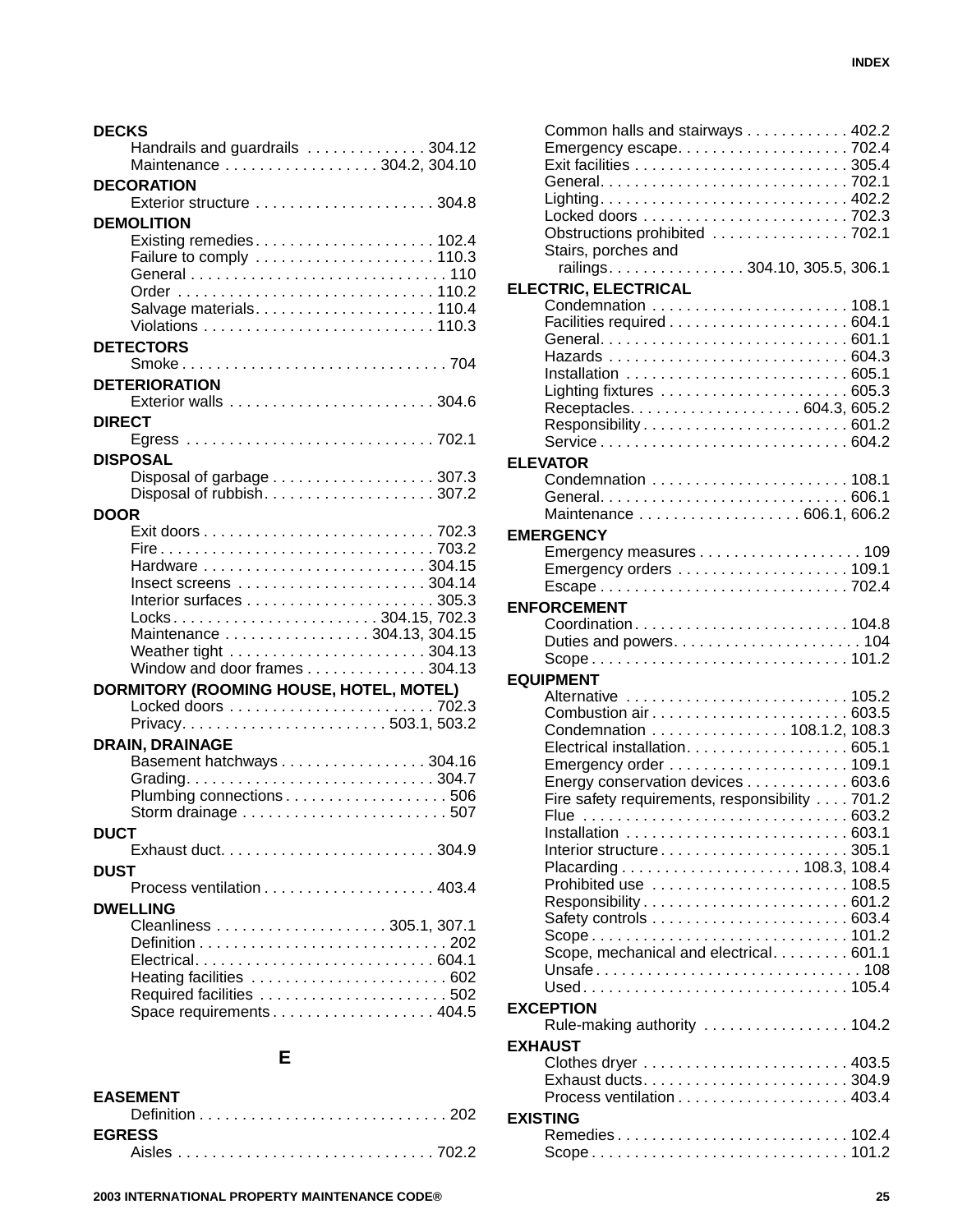**DECKS**
- Handrails and guardrails . . . . . . . . . . . . . . 304.12
- Maintenance . . . . . . . . . . . . . . . . . . 304.2, 304.10

**DECORATION**
- Exterior structure . . . . . . . . . . . . . . . . . . . . . 304.8

**DEMOLITION**
- Existing remedies . . . . . . . . . . . . . . . . . . . . . 102.4
- Failure to comply . . . . . . . . . . . . . . . . . . . . . 110.3
- General . . . . . . . . . . . . . . . . . . . . . . . . . . . . . . 110
- Order . . . . . . . . . . . . . . . . . . . . . . . . . . . . . . 110.2
- Salvage materials . . . . . . . . . . . . . . . . . . . . . 110.4
- Violations . . . . . . . . . . . . . . . . . . . . . . . . . . . 110.3

**DETECTORS**
- Smoke . . . . . . . . . . . . . . . . . . . . . . . . . . . . . . . 704

**DETERIORATION**
- Exterior walls . . . . . . . . . . . . . . . . . . . . . . . . 304.6

**DIRECT**
- Egress . . . . . . . . . . . . . . . . . . . . . . . . . . . . . 702.1

**DISPOSAL**
- Disposal of garbage . . . . . . . . . . . . . . . . . . . 307.3
- Disposal of rubbish . . . . . . . . . . . . . . . . . . . . 307.2

**DOOR**
- Exit doors . . . . . . . . . . . . . . . . . . . . . . . . . . . 702.3
- Fire . . . . . . . . . . . . . . . . . . . . . . . . . . . . . . . . 703.2
- Hardware . . . . . . . . . . . . . . . . . . . . . . . . . . 304.15
- Insect screens . . . . . . . . . . . . . . . . . . . . . . 304.14
- Interior surfaces . . . . . . . . . . . . . . . . . . . . . . 305.3
- Locks . . . . . . . . . . . . . . . . . . . . . . . . 304.15, 702.3
- Maintenance . . . . . . . . . . . . . . . . . 304.13, 304.15
- Weather tight . . . . . . . . . . . . . . . . . . . . . . . 304.13
- Window and door frames . . . . . . . . . . . . . 304.13

**DORMITORY (ROOMING HOUSE, HOTEL, MOTEL)**
- Locked doors . . . . . . . . . . . . . . . . . . . . . . . . 702.3
- Privacy . . . . . . . . . . . . . . . . . . . . . . . . 503.1, 503.2

**DRAIN, DRAINAGE**
- Basement hatchways . . . . . . . . . . . . . . . . . 304.16
- Grading . . . . . . . . . . . . . . . . . . . . . . . . . . . . . 304.7
- Plumbing connections . . . . . . . . . . . . . . . . . . . 506
- Storm drainage . . . . . . . . . . . . . . . . . . . . . . . . 507

**DUCT**
- Exhaust duct . . . . . . . . . . . . . . . . . . . . . . . . . 304.9

**DUST**
- Process ventilation . . . . . . . . . . . . . . . . . . . . 403.4

**DWELLING**
- Cleanliness . . . . . . . . . . . . . . . . . . . . 305.1, 307.1
- Definition . . . . . . . . . . . . . . . . . . . . . . . . . . . . . 202
- Electrical . . . . . . . . . . . . . . . . . . . . . . . . . . . . 604.1
- Heating facilities . . . . . . . . . . . . . . . . . . . . . . . 602
- Required facilities . . . . . . . . . . . . . . . . . . . . . . 502
- Space requirements . . . . . . . . . . . . . . . . . . . 404.5

## E

**EASEMENT**
- Definition . . . . . . . . . . . . . . . . . . . . . . . . . . . . . 202

**EGRESS**
- Aisles . . . . . . . . . . . . . . . . . . . . . . . . . . . . . . 702.2
- Common halls and stairways . . . . . . . . . . . . 402.2
- Emergency escape . . . . . . . . . . . . . . . . . . . . 702.4
- Exit facilities . . . . . . . . . . . . . . . . . . . . . . . . . 305.4
- General . . . . . . . . . . . . . . . . . . . . . . . . . . . . . 702.1
- Lighting . . . . . . . . . . . . . . . . . . . . . . . . . . . . . 402.2
- Locked doors . . . . . . . . . . . . . . . . . . . . . . . . 702.3
- Obstructions prohibited . . . . . . . . . . . . . . . . 702.1
- Stairs, porches and railings . . . . . . . . . . . . . . . . 304.10, 305.5, 306.1

**ELECTRIC, ELECTRICAL**
- Condemnation . . . . . . . . . . . . . . . . . . . . . . . 108.1
- Facilities required . . . . . . . . . . . . . . . . . . . . . 604.1
- General . . . . . . . . . . . . . . . . . . . . . . . . . . . . . 601.1
- Hazards . . . . . . . . . . . . . . . . . . . . . . . . . . . . 604.3
- Installation . . . . . . . . . . . . . . . . . . . . . . . . . . 605.1
- Lighting fixtures . . . . . . . . . . . . . . . . . . . . . . 605.3
- Receptacles . . . . . . . . . . . . . . . . . . . . 604.3, 605.2
- Responsibility . . . . . . . . . . . . . . . . . . . . . . . . 601.2
- Service . . . . . . . . . . . . . . . . . . . . . . . . . . . . . 604.2

**ELEVATOR**
- Condemnation . . . . . . . . . . . . . . . . . . . . . . . 108.1
- General . . . . . . . . . . . . . . . . . . . . . . . . . . . . . 606.1
- Maintenance . . . . . . . . . . . . . . . . . . . 606.1, 606.2

**EMERGENCY**
- Emergency measures . . . . . . . . . . . . . . . . . . . 109
- Emergency orders . . . . . . . . . . . . . . . . . . . . 109.1
- Escape . . . . . . . . . . . . . . . . . . . . . . . . . . . . . 702.4

**ENFORCEMENT**
- Coordination . . . . . . . . . . . . . . . . . . . . . . . . . 104.8
- Duties and powers . . . . . . . . . . . . . . . . . . . . . . 104
- Scope . . . . . . . . . . . . . . . . . . . . . . . . . . . . . . 101.2

**EQUIPMENT**
- Alternative . . . . . . . . . . . . . . . . . . . . . . . . . . 105.2
- Combustion air . . . . . . . . . . . . . . . . . . . . . . . 603.5
- Condemnation . . . . . . . . . . . . . . . . 108.1.2, 108.3
- Electrical installation . . . . . . . . . . . . . . . . . . . 605.1
- Emergency order . . . . . . . . . . . . . . . . . . . . . 109.1
- Energy conservation devices . . . . . . . . . . . . 603.6
- Fire safety requirements, responsibility . . . . 701.2
- Flue . . . . . . . . . . . . . . . . . . . . . . . . . . . . . . . 603.2
- Installation . . . . . . . . . . . . . . . . . . . . . . . . . . 603.1
- Interior structure . . . . . . . . . . . . . . . . . . . . . . 305.1
- Placarding . . . . . . . . . . . . . . . . . . . . . 108.3, 108.4
- Prohibited use . . . . . . . . . . . . . . . . . . . . . . . 108.5
- Responsibility . . . . . . . . . . . . . . . . . . . . . . . . 601.2
- Safety controls . . . . . . . . . . . . . . . . . . . . . . . 603.4
- Scope . . . . . . . . . . . . . . . . . . . . . . . . . . . . . . 101.2
- Scope, mechanical and electrical . . . . . . . . . 601.1
- Unsafe . . . . . . . . . . . . . . . . . . . . . . . . . . . . . . . 108
- Used . . . . . . . . . . . . . . . . . . . . . . . . . . . . . . . 105.4

**EXCEPTION**
- Rule-making authority . . . . . . . . . . . . . . . . . 104.2

**EXHAUST**
- Clothes dryer . . . . . . . . . . . . . . . . . . . . . . . . 403.5
- Exhaust ducts . . . . . . . . . . . . . . . . . . . . . . . . 304.9
- Process ventilation . . . . . . . . . . . . . . . . . . . . 403.4

**EXISTING**
- Remedies . . . . . . . . . . . . . . . . . . . . . . . . . . . 102.4
- Scope . . . . . . . . . . . . . . . . . . . . . . . . . . . . . . 101.2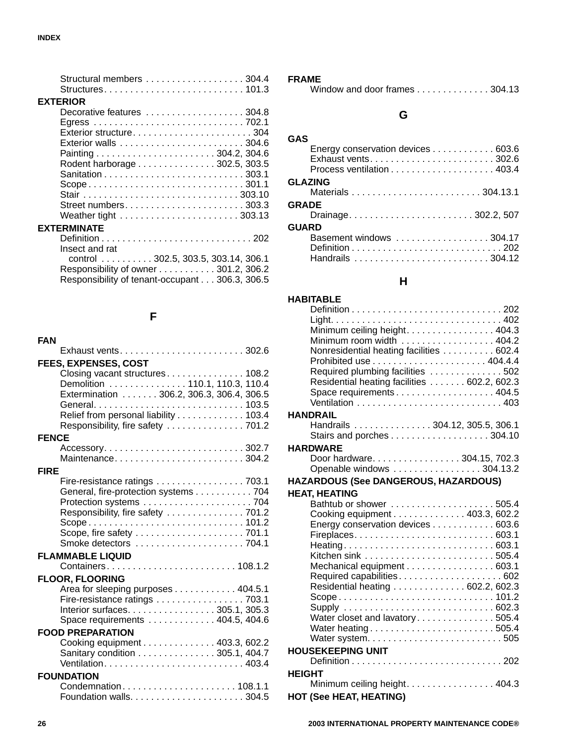Structural members . . . . . . . . . . . . . . . . . . . 304.4
Structures. . . . . . . . . . . . . . . . . . . . . . . . . . . 101.3

**EXTERIOR**
Decorative features . . . . . . . . . . . . . . . . . . . 304.8
Egress . . . . . . . . . . . . . . . . . . . . . . . . . . . . . 702.1
Exterior structure. . . . . . . . . . . . . . . . . . . . . . . 304
Exterior walls . . . . . . . . . . . . . . . . . . . . . . . . 304.6
Painting . . . . . . . . . . . . . . . . . . . . . . . 304.2, 304.6
Rodent harborage . . . . . . . . . . . . . . . 302.5, 303.5
Sanitation . . . . . . . . . . . . . . . . . . . . . . . . . . . 303.1
Scope . . . . . . . . . . . . . . . . . . . . . . . . . . . . . . 301.1
Stair . . . . . . . . . . . . . . . . . . . . . . . . . . . . . . 303.10
Street numbers. . . . . . . . . . . . . . . . . . . . . . . 303.3
Weather tight . . . . . . . . . . . . . . . . . . . . . . . 303.13

**EXTERMINATE**
Definition . . . . . . . . . . . . . . . . . . . . . . . . . . . . . 202
Insect and rat control . . . . . . . . . . 302.5, 303.5, 303.14, 306.1
Responsibility of owner . . . . . . . . . . . 301.2, 306.2
Responsibility of tenant-occupant . . . 306.3, 306.5

## F

**FAN**
Exhaust vents. . . . . . . . . . . . . . . . . . . . . . . . 302.6

**FEES, EXPENSES, COST**
Closing vacant structures . . . . . . . . . . . . . . . 108.2
Demolition . . . . . . . . . . . . . . . 110.1, 110.3, 110.4
Extermination . . . . . . . 306.2, 306.3, 306.4, 306.5
General. . . . . . . . . . . . . . . . . . . . . . . . . . . . 103.5
Relief from personal liability . . . . . . . . . . . . . 103.4
Responsibility, fire safety . . . . . . . . . . . . . . . 701.2

**FENCE**
Accessory. . . . . . . . . . . . . . . . . . . . . . . . . . . 302.7
Maintenance. . . . . . . . . . . . . . . . . . . . . . . . . 304.2

**FIRE**
Fire-resistance ratings . . . . . . . . . . . . . . . . . 703.1
General, fire-protection systems . . . . . . . . . . . 704
Protection systems . . . . . . . . . . . . . . . . . . . . . 704
Responsibility, fire safety . . . . . . . . . . . . . . . 701.2
Scope . . . . . . . . . . . . . . . . . . . . . . . . . . . . . . 101.2
Scope, fire safety . . . . . . . . . . . . . . . . . . . . . 701.1
Smoke detectors . . . . . . . . . . . . . . . . . . . . . 704.1

**FLAMMABLE LIQUID**
Containers . . . . . . . . . . . . . . . . . . . . . . . . . 108.1.2

**FLOOR, FLOORING**
Area for sleeping purposes . . . . . . . . . . . . 404.5.1
Fire-resistance ratings . . . . . . . . . . . . . . . . . 703.1
Interior surfaces. . . . . . . . . . . . . . . . . 305.1, 305.3
Space requirements . . . . . . . . . . . . . 404.5, 404.6

**FOOD PREPARATION**
Cooking equipment . . . . . . . . . . . . . . 403.3, 602.2
Sanitary condition . . . . . . . . . . . . . . . 305.1, 404.7
Ventilation. . . . . . . . . . . . . . . . . . . . . . . . . . . 403.4

**FOUNDATION**
Condemnation. . . . . . . . . . . . . . . . . . . . . . 108.1.1
Foundation walls. . . . . . . . . . . . . . . . . . . . . . 304.5

**FRAME**
Window and door frames . . . . . . . . . . . . . . 304.13

## G

**GAS**
Energy conservation devices . . . . . . . . . . . . 603.6
Exhaust vents. . . . . . . . . . . . . . . . . . . . . . . . 302.6
Process ventilation . . . . . . . . . . . . . . . . . . . . 403.4

**GLAZING**
Materials . . . . . . . . . . . . . . . . . . . . . . . . . 304.13.1

**GRADE**
Drainage. . . . . . . . . . . . . . . . . . . . . . . . 302.2, 507

**GUARD**
Basement windows . . . . . . . . . . . . . . . . . . 304.17
Definition . . . . . . . . . . . . . . . . . . . . . . . . . . . . . 202
Handrails . . . . . . . . . . . . . . . . . . . . . . . . . 304.12

## H

**HABITABLE**
Definition . . . . . . . . . . . . . . . . . . . . . . . . . . . . . 202
Light. . . . . . . . . . . . . . . . . . . . . . . . . . . . . . . . . 402
Minimum ceiling height. . . . . . . . . . . . . . . . . 404.3
Minimum room width . . . . . . . . . . . . . . . . . . 404.2
Nonresidential heating facilities . . . . . . . . . . 602.4
Prohibited use . . . . . . . . . . . . . . . . . . . . . . 404.4.4
Required plumbing facilities . . . . . . . . . . . . . . 502
Residential heating facilities . . . . . . . 602.2, 602.3
Space requirements . . . . . . . . . . . . . . . . . . . 404.5
Ventilation . . . . . . . . . . . . . . . . . . . . . . . . . . . . 403

**HANDRAIL**
Handrails . . . . . . . . . . . . . . . 304.12, 305.5, 306.1
Stairs and porches . . . . . . . . . . . . . . . . . . . 304.10

**HARDWARE**
Door hardware. . . . . . . . . . . . . . . . . 304.15, 702.3
Openable windows . . . . . . . . . . . . . . . . . 304.13.2

**HAZARDOUS (See DANGEROUS, HAZARDOUS)**

**HEAT, HEATING**
Bathtub or shower . . . . . . . . . . . . . . . . . . . . 505.4
Cooking equipment . . . . . . . . . . . . . . 403.3, 602.2
Energy conservation devices . . . . . . . . . . . . 603.6
Fireplaces. . . . . . . . . . . . . . . . . . . . . . . . . . . 603.1
Heating . . . . . . . . . . . . . . . . . . . . . . . . . . . . . 603.1
Kitchen sink . . . . . . . . . . . . . . . . . . . . . . . . . 505.4
Mechanical equipment . . . . . . . . . . . . . . . . . 603.1
Required capabilities. . . . . . . . . . . . . . . . . . . . 602
Residential heating . . . . . . . . . . . . . . 602.2, 602.3
Scope . . . . . . . . . . . . . . . . . . . . . . . . . . . . . . 101.2
Supply . . . . . . . . . . . . . . . . . . . . . . . . . . . . . 602.3
Water closet and lavatory . . . . . . . . . . . . . . . 505.4
Water heating . . . . . . . . . . . . . . . . . . . . . . . . 505.4
Water system. . . . . . . . . . . . . . . . . . . . . . . . . . 505

**HOUSEKEEPING UNIT**
Definition . . . . . . . . . . . . . . . . . . . . . . . . . . . . . 202

**HEIGHT**
Minimum ceiling height. . . . . . . . . . . . . . . . . 404.3

**HOT (See HEAT, HEATING)**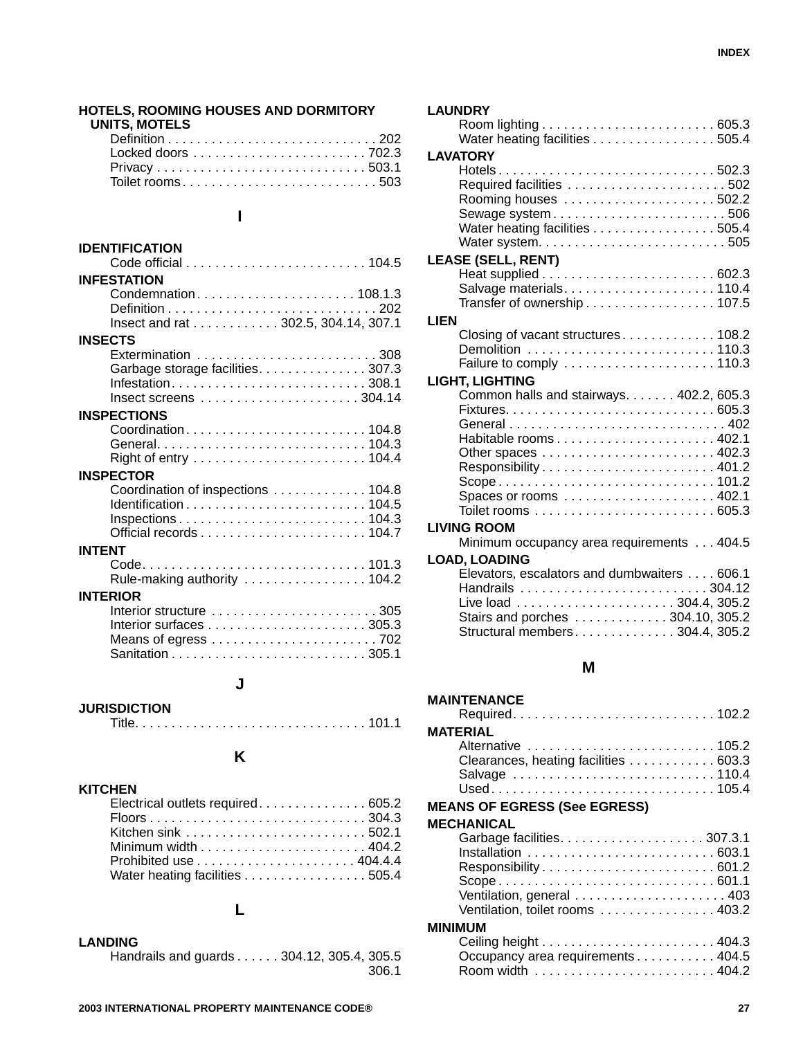**HOTELS, ROOMING HOUSES AND DORMITORY UNITS, MOTELS**
- Definition . . . . . . . . . . . . . . . . . . . . . . . . . . . . . 202
- Locked doors . . . . . . . . . . . . . . . . . . . . . . . . 702.3
- Privacy . . . . . . . . . . . . . . . . . . . . . . . . . . . . 503.1
- Toilet rooms . . . . . . . . . . . . . . . . . . . . . . . . . . . 503

## I

**IDENTIFICATION**
- Code official . . . . . . . . . . . . . . . . . . . . . . . . . 104.5

**INFESTATION**
- Condemnation . . . . . . . . . . . . . . . . . . . . . . 108.1.3
- Definition . . . . . . . . . . . . . . . . . . . . . . . . . . . . . 202
- Insect and rat . . . . . . . . . . . . 302.5, 304.14, 307.1

**INSECTS**
- Extermination . . . . . . . . . . . . . . . . . . . . . . . . . 308
- Garbage storage facilities . . . . . . . . . . . . . . . 307.3
- Infestation . . . . . . . . . . . . . . . . . . . . . . . . . . . 308.1
- Insect screens . . . . . . . . . . . . . . . . . . . . . . 304.14

**INSPECTIONS**
- Coordination . . . . . . . . . . . . . . . . . . . . . . . . . 104.8
- General . . . . . . . . . . . . . . . . . . . . . . . . . . . . . 104.3
- Right of entry . . . . . . . . . . . . . . . . . . . . . . . . 104.4

**INSPECTOR**
- Coordination of inspections . . . . . . . . . . . . . 104.8
- Identification . . . . . . . . . . . . . . . . . . . . . . . . . 104.5
- Inspections . . . . . . . . . . . . . . . . . . . . . . . . . . 104.3
- Official records . . . . . . . . . . . . . . . . . . . . . . . 104.7

**INTENT**
- Code . . . . . . . . . . . . . . . . . . . . . . . . . . . . . . . 101.3
- Rule-making authority . . . . . . . . . . . . . . . . . 104.2

**INTERIOR**
- Interior structure . . . . . . . . . . . . . . . . . . . . . . . 305
- Interior surfaces . . . . . . . . . . . . . . . . . . . . . . 305.3
- Means of egress . . . . . . . . . . . . . . . . . . . . . . . 702
- Sanitation . . . . . . . . . . . . . . . . . . . . . . . . . . . 305.1

## J

**JURISDICTION**
- Title . . . . . . . . . . . . . . . . . . . . . . . . . . . . . . . . 101.1

## K

**KITCHEN**
- Electrical outlets required . . . . . . . . . . . . . . . 605.2
- Floors . . . . . . . . . . . . . . . . . . . . . . . . . . . . . . 304.3
- Kitchen sink . . . . . . . . . . . . . . . . . . . . . . . . . 502.1
- Minimum width . . . . . . . . . . . . . . . . . . . . . . . 404.2
- Prohibited use . . . . . . . . . . . . . . . . . . . . . . 404.4.4
- Water heating facilities . . . . . . . . . . . . . . . . . 505.4

## L

**LANDING**
- Handrails and guards . . . . . . 304.12, 305.4, 305.5, 306.1

**LAUNDRY**
- Room lighting . . . . . . . . . . . . . . . . . . . . . . . . 605.3
- Water heating facilities . . . . . . . . . . . . . . . . . 505.4

**LAVATORY**
- Hotels . . . . . . . . . . . . . . . . . . . . . . . . . . . . . . 502.3
- Required facilities . . . . . . . . . . . . . . . . . . . . . . 502
- Rooming houses . . . . . . . . . . . . . . . . . . . . . 502.2
- Sewage system . . . . . . . . . . . . . . . . . . . . . . . . 506
- Water heating facilities . . . . . . . . . . . . . . . . . 505.4
- Water system . . . . . . . . . . . . . . . . . . . . . . . . . . 505

**LEASE (SELL, RENT)**
- Heat supplied . . . . . . . . . . . . . . . . . . . . . . . . 602.3
- Salvage materials . . . . . . . . . . . . . . . . . . . . . 110.4
- Transfer of ownership . . . . . . . . . . . . . . . . . . 107.5

**LIEN**
- Closing of vacant structures . . . . . . . . . . . . . 108.2
- Demolition . . . . . . . . . . . . . . . . . . . . . . . . . . 110.3
- Failure to comply . . . . . . . . . . . . . . . . . . . . . 110.3

**LIGHT, LIGHTING**
- Common halls and stairways . . . . . . . 402.2, 605.3
- Fixtures . . . . . . . . . . . . . . . . . . . . . . . . . . . . . 605.3
- General . . . . . . . . . . . . . . . . . . . . . . . . . . . . . . 402
- Habitable rooms . . . . . . . . . . . . . . . . . . . . . . 402.1
- Other spaces . . . . . . . . . . . . . . . . . . . . . . . . 402.3
- Responsibility . . . . . . . . . . . . . . . . . . . . . . . . 401.2
- Scope . . . . . . . . . . . . . . . . . . . . . . . . . . . . . . 101.2
- Spaces or rooms . . . . . . . . . . . . . . . . . . . . . 402.1
- Toilet rooms . . . . . . . . . . . . . . . . . . . . . . . . . 605.3

**LIVING ROOM**
- Minimum occupancy area requirements . . . 404.5

**LOAD, LOADING**
- Elevators, escalators and dumbwaiters . . . . 606.1
- Handrails . . . . . . . . . . . . . . . . . . . . . . . . . . 304.12
- Live load . . . . . . . . . . . . . . . . . . . . . . 304.4, 305.2
- Stairs and porches . . . . . . . . . . . . . 304.10, 305.2
- Structural members . . . . . . . . . . . . . . 304.4, 305.2

## M

**MAINTENANCE**
- Required . . . . . . . . . . . . . . . . . . . . . . . . . . . . 102.2

**MATERIAL**
- Alternative . . . . . . . . . . . . . . . . . . . . . . . . . . 105.2
- Clearances, heating facilities . . . . . . . . . . . . 603.3
- Salvage . . . . . . . . . . . . . . . . . . . . . . . . . . . . 110.4
- Used . . . . . . . . . . . . . . . . . . . . . . . . . . . . . . . 105.4

**MEANS OF EGRESS (See EGRESS)**

**MECHANICAL**
- Garbage facilities . . . . . . . . . . . . . . . . . . . . 307.3.1
- Installation . . . . . . . . . . . . . . . . . . . . . . . . . . 603.1
- Responsibility . . . . . . . . . . . . . . . . . . . . . . . . 601.2
- Scope . . . . . . . . . . . . . . . . . . . . . . . . . . . . . . 601.1
- Ventilation, general . . . . . . . . . . . . . . . . . . . . . 403
- Ventilation, toilet rooms . . . . . . . . . . . . . . . . 403.2

**MINIMUM**
- Ceiling height . . . . . . . . . . . . . . . . . . . . . . . . 404.3
- Occupancy area requirements . . . . . . . . . . . 404.5
- Room width . . . . . . . . . . . . . . . . . . . . . . . . . 404.2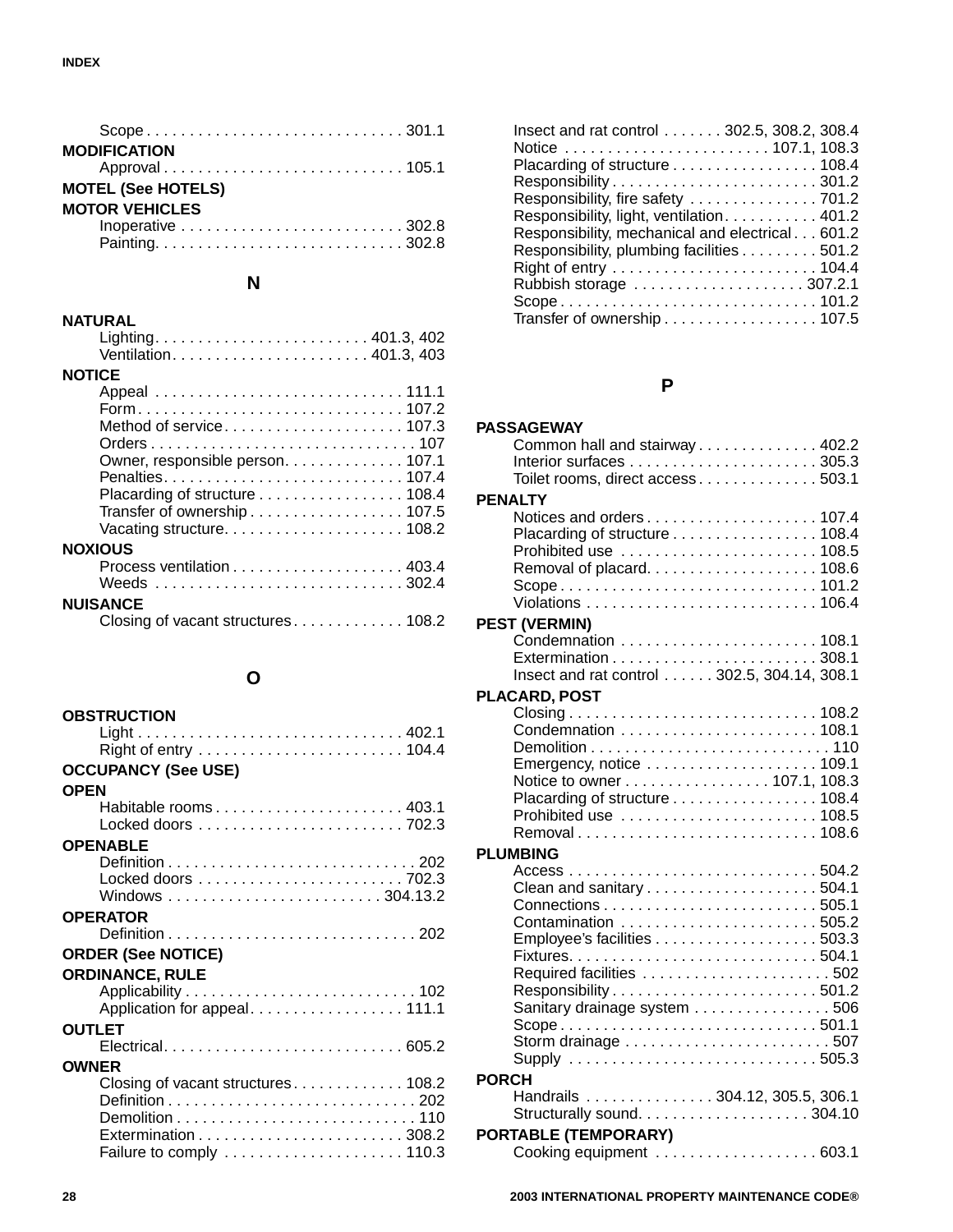Scope . . . . . . . . . . . . . . . . . . . . . . . . . . . . . 301.1

**MODIFICATION**
Approval . . . . . . . . . . . . . . . . . . . . . . . . . . . . 105.1

**MOTEL (See HOTELS)**

**MOTOR VEHICLES**
Inoperative . . . . . . . . . . . . . . . . . . . . . . . . . . 302.8
Painting. . . . . . . . . . . . . . . . . . . . . . . . . . . . 302.8

## N

**NATURAL**
Lighting. . . . . . . . . . . . . . . . . . . . . . . . . 401.3, 402
Ventilation. . . . . . . . . . . . . . . . . . . . . . . 401.3, 403

**NOTICE**
Appeal . . . . . . . . . . . . . . . . . . . . . . . . . . . . 111.1
Form . . . . . . . . . . . . . . . . . . . . . . . . . . . . . . 107.2
Method of service. . . . . . . . . . . . . . . . . . . . . 107.3
Orders . . . . . . . . . . . . . . . . . . . . . . . . . . . . . . 107
Owner, responsible person. . . . . . . . . . . . . . 107.1
Penalties. . . . . . . . . . . . . . . . . . . . . . . . . . . 107.4
Placarding of structure . . . . . . . . . . . . . . . . . 108.4
Transfer of ownership . . . . . . . . . . . . . . . . . . 107.5
Vacating structure. . . . . . . . . . . . . . . . . . . . . 108.2

**NOXIOUS**
Process ventilation . . . . . . . . . . . . . . . . . . . . 403.4
Weeds . . . . . . . . . . . . . . . . . . . . . . . . . . . . 302.4

**NUISANCE**
Closing of vacant structures . . . . . . . . . . . . . 108.2

## O

**OBSTRUCTION**
Light . . . . . . . . . . . . . . . . . . . . . . . . . . . . . . 402.1
Right of entry . . . . . . . . . . . . . . . . . . . . . . . . 104.4

**OCCUPANCY (See USE)**

**OPEN**
Habitable rooms . . . . . . . . . . . . . . . . . . . . . . 403.1
Locked doors . . . . . . . . . . . . . . . . . . . . . . . . 702.3

**OPENABLE**
Definition . . . . . . . . . . . . . . . . . . . . . . . . . . . . 202
Locked doors . . . . . . . . . . . . . . . . . . . . . . . . 702.3
Windows . . . . . . . . . . . . . . . . . . . . . . . . . 304.13.2

**OPERATOR**
Definition . . . . . . . . . . . . . . . . . . . . . . . . . . . . 202

**ORDER (See NOTICE)**

**ORDINANCE, RULE**
Applicability . . . . . . . . . . . . . . . . . . . . . . . . . . 102
Application for appeal. . . . . . . . . . . . . . . . . . 111.1

**OUTLET**
Electrical. . . . . . . . . . . . . . . . . . . . . . . . . . . 605.2

**OWNER**
Closing of vacant structures . . . . . . . . . . . . . 108.2
Definition . . . . . . . . . . . . . . . . . . . . . . . . . . . . 202
Demolition . . . . . . . . . . . . . . . . . . . . . . . . . . . 110
Extermination . . . . . . . . . . . . . . . . . . . . . . . . 308.2
Failure to comply . . . . . . . . . . . . . . . . . . . . . 110.3
Insect and rat control . . . . . . . 302.5, 308.2, 308.4
Notice . . . . . . . . . . . . . . . . . . . . . . . . 107.1, 108.3
Placarding of structure . . . . . . . . . . . . . . . . . 108.4
Responsibility . . . . . . . . . . . . . . . . . . . . . . . . 301.2
Responsibility, fire safety . . . . . . . . . . . . . . . 701.2
Responsibility, light, ventilation . . . . . . . . . . . 401.2
Responsibility, mechanical and electrical . . . 601.2
Responsibility, plumbing facilities . . . . . . . . . 501.2
Right of entry . . . . . . . . . . . . . . . . . . . . . . . . 104.4
Rubbish storage . . . . . . . . . . . . . . . . . . . . 307.2.1
Scope . . . . . . . . . . . . . . . . . . . . . . . . . . . . . 101.2
Transfer of ownership . . . . . . . . . . . . . . . . . . 107.5

## P

**PASSAGEWAY**
Common hall and stairway . . . . . . . . . . . . . . 402.2
Interior surfaces . . . . . . . . . . . . . . . . . . . . . . 305.3
Toilet rooms, direct access . . . . . . . . . . . . . . 503.1

**PENALTY**
Notices and orders . . . . . . . . . . . . . . . . . . . . 107.4
Placarding of structure . . . . . . . . . . . . . . . . . 108.4
Prohibited use . . . . . . . . . . . . . . . . . . . . . . . 108.5
Removal of placard. . . . . . . . . . . . . . . . . . . . 108.6
Scope . . . . . . . . . . . . . . . . . . . . . . . . . . . . . 101.2
Violations . . . . . . . . . . . . . . . . . . . . . . . . . . . 106.4

**PEST (VERMIN)**
Condemnation . . . . . . . . . . . . . . . . . . . . . . . 108.1
Extermination . . . . . . . . . . . . . . . . . . . . . . . . 308.1
Insect and rat control . . . . . . 302.5, 304.14, 308.1

**PLACARD, POST**
Closing . . . . . . . . . . . . . . . . . . . . . . . . . . . . . 108.2
Condemnation . . . . . . . . . . . . . . . . . . . . . . . 108.1
Demolition . . . . . . . . . . . . . . . . . . . . . . . . . . . 110
Emergency, notice . . . . . . . . . . . . . . . . . . . . 109.1
Notice to owner . . . . . . . . . . . . . . . . . 107.1, 108.3
Placarding of structure . . . . . . . . . . . . . . . . . 108.4
Prohibited use . . . . . . . . . . . . . . . . . . . . . . . 108.5
Removal . . . . . . . . . . . . . . . . . . . . . . . . . . . . 108.6

**PLUMBING**
Access . . . . . . . . . . . . . . . . . . . . . . . . . . . . . 504.2
Clean and sanitary . . . . . . . . . . . . . . . . . . . . 504.1
Connections . . . . . . . . . . . . . . . . . . . . . . . . . 505.1
Contamination . . . . . . . . . . . . . . . . . . . . . . . 505.2
Employee's facilities . . . . . . . . . . . . . . . . . . . 503.3
Fixtures. . . . . . . . . . . . . . . . . . . . . . . . . . . . . 504.1
Required facilities . . . . . . . . . . . . . . . . . . . . . . 502
Responsibility . . . . . . . . . . . . . . . . . . . . . . . . 501.2
Sanitary drainage system . . . . . . . . . . . . . . . . 506
Scope . . . . . . . . . . . . . . . . . . . . . . . . . . . . . 501.1
Storm drainage . . . . . . . . . . . . . . . . . . . . . . . . 507
Supply . . . . . . . . . . . . . . . . . . . . . . . . . . . . . 505.3

**PORCH**
Handrails . . . . . . . . . . . . . . . 304.12, 305.5, 306.1
Structurally sound. . . . . . . . . . . . . . . . . . . . 304.10

**PORTABLE (TEMPORARY)**
Cooking equipment . . . . . . . . . . . . . . . . . . . 603.1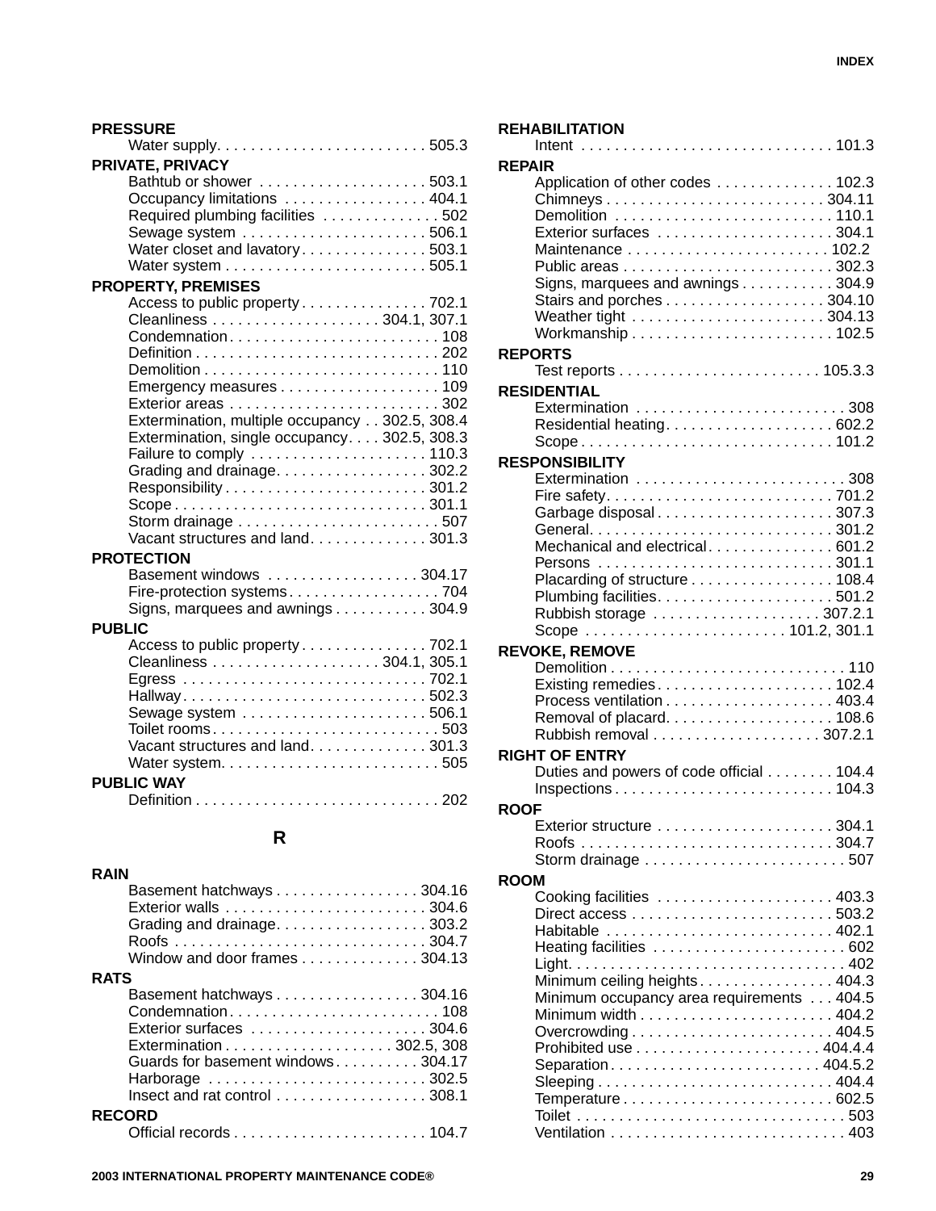**PRESSURE**
- Water supply. . . . . . . . . . . . . . . . . . . . . . . . . 505.3

**PRIVATE, PRIVACY**
- Bathtub or shower . . . . . . . . . . . . . . . . . . . . 503.1
- Occupancy limitations . . . . . . . . . . . . . . . . . 404.1
- Required plumbing facilities . . . . . . . . . . . . . . 502
- Sewage system . . . . . . . . . . . . . . . . . . . . . . 506.1
- Water closet and lavatory . . . . . . . . . . . . . . . 503.1
- Water system . . . . . . . . . . . . . . . . . . . . . . . . 505.1

**PROPERTY, PREMISES**
- Access to public property . . . . . . . . . . . . . . . 702.1
- Cleanliness . . . . . . . . . . . . . . . . . . . . 304.1, 307.1
- Condemnation . . . . . . . . . . . . . . . . . . . . . . . . . 108
- Definition . . . . . . . . . . . . . . . . . . . . . . . . . . . . 202
- Demolition . . . . . . . . . . . . . . . . . . . . . . . . . . . 110
- Emergency measures . . . . . . . . . . . . . . . . . . . 109
- Exterior areas . . . . . . . . . . . . . . . . . . . . . . . . . 302
- Extermination, multiple occupancy . . 302.5, 308.4
- Extermination, single occupancy. . . . 302.5, 308.3
- Failure to comply . . . . . . . . . . . . . . . . . . . . . 110.3
- Grading and drainage. . . . . . . . . . . . . . . . . . 302.2
- Responsibility . . . . . . . . . . . . . . . . . . . . . . . . 301.2
- Scope . . . . . . . . . . . . . . . . . . . . . . . . . . . . . . 301.1
- Storm drainage . . . . . . . . . . . . . . . . . . . . . . . . 507
- Vacant structures and land. . . . . . . . . . . . . . 301.3

**PROTECTION**
- Basement windows . . . . . . . . . . . . . . . . . . 304.17
- Fire-protection systems . . . . . . . . . . . . . . . . . . 704
- Signs, marquees and awnings . . . . . . . . . . . 304.9

**PUBLIC**
- Access to public property . . . . . . . . . . . . . . . 702.1
- Cleanliness . . . . . . . . . . . . . . . . . . . . 304.1, 305.1
- Egress . . . . . . . . . . . . . . . . . . . . . . . . . . . . . 702.1
- Hallway. . . . . . . . . . . . . . . . . . . . . . . . . . . . . 502.3
- Sewage system . . . . . . . . . . . . . . . . . . . . . . 506.1
- Toilet rooms. . . . . . . . . . . . . . . . . . . . . . . . . . . 503
- Vacant structures and land. . . . . . . . . . . . . . 301.3
- Water system. . . . . . . . . . . . . . . . . . . . . . . . . . 505

**PUBLIC WAY**
- Definition . . . . . . . . . . . . . . . . . . . . . . . . . . . . 202

## R

**RAIN**
- Basement hatchways . . . . . . . . . . . . . . . . . 304.16
- Exterior walls . . . . . . . . . . . . . . . . . . . . . . . . 304.6
- Grading and drainage. . . . . . . . . . . . . . . . . . 303.2
- Roofs . . . . . . . . . . . . . . . . . . . . . . . . . . . . . . 304.7
- Window and door frames . . . . . . . . . . . . . . 304.13

**RATS**
- Basement hatchways . . . . . . . . . . . . . . . . . 304.16
- Condemnation . . . . . . . . . . . . . . . . . . . . . . . . . 108
- Exterior surfaces . . . . . . . . . . . . . . . . . . . . . 304.6
- Extermination . . . . . . . . . . . . . . . . . . . . 302.5, 308
- Guards for basement windows . . . . . . . . . . 304.17
- Harborage . . . . . . . . . . . . . . . . . . . . . . . . . . 302.5
- Insect and rat control . . . . . . . . . . . . . . . . . . 308.1

**RECORD**
- Official records . . . . . . . . . . . . . . . . . . . . . . . 104.7

**REHABILITATION**
- Intent . . . . . . . . . . . . . . . . . . . . . . . . . . . . . . 101.3

**REPAIR**
- Application of other codes . . . . . . . . . . . . . . 102.3
- Chimneys . . . . . . . . . . . . . . . . . . . . . . . . . . 304.11
- Demolition . . . . . . . . . . . . . . . . . . . . . . . . . . 110.1
- Exterior surfaces . . . . . . . . . . . . . . . . . . . . . 304.1
- Maintenance . . . . . . . . . . . . . . . . . . . . . . . . 102.2
- Public areas . . . . . . . . . . . . . . . . . . . . . . . . . 302.3
- Signs, marquees and awnings . . . . . . . . . . . 304.9
- Stairs and porches . . . . . . . . . . . . . . . . . . . 304.10
- Weather tight . . . . . . . . . . . . . . . . . . . . . . . 304.13
- Workmanship . . . . . . . . . . . . . . . . . . . . . . . . 102.5

**REPORTS**
- Test reports . . . . . . . . . . . . . . . . . . . . . . . . 105.3.3

**RESIDENTIAL**
- Extermination . . . . . . . . . . . . . . . . . . . . . . . . . 308
- Residential heating. . . . . . . . . . . . . . . . . . . . 602.2
- Scope . . . . . . . . . . . . . . . . . . . . . . . . . . . . . . 101.2

**RESPONSIBILITY**
- Extermination . . . . . . . . . . . . . . . . . . . . . . . . . 308
- Fire safety. . . . . . . . . . . . . . . . . . . . . . . . . . . 701.2
- Garbage disposal . . . . . . . . . . . . . . . . . . . . . 307.3
- General. . . . . . . . . . . . . . . . . . . . . . . . . . . . . 301.2
- Mechanical and electrical . . . . . . . . . . . . . . . 601.2
- Persons . . . . . . . . . . . . . . . . . . . . . . . . . . . . 301.1
- Placarding of structure . . . . . . . . . . . . . . . . . 108.4
- Plumbing facilities. . . . . . . . . . . . . . . . . . . . . 501.2
- Rubbish storage . . . . . . . . . . . . . . . . . . . . 307.2.1
- Scope . . . . . . . . . . . . . . . . . . . . . . . . 101.2, 301.1

**REVOKE, REMOVE**
- Demolition . . . . . . . . . . . . . . . . . . . . . . . . . . . 110
- Existing remedies. . . . . . . . . . . . . . . . . . . . . 102.4
- Process ventilation . . . . . . . . . . . . . . . . . . . . 403.4
- Removal of placard. . . . . . . . . . . . . . . . . . . . 108.6
- Rubbish removal . . . . . . . . . . . . . . . . . . . . 307.2.1

**RIGHT OF ENTRY**
- Duties and powers of code official . . . . . . . . 104.4
- Inspections . . . . . . . . . . . . . . . . . . . . . . . . . . 104.3

**ROOF**
- Exterior structure . . . . . . . . . . . . . . . . . . . . . 304.1
- Roofs . . . . . . . . . . . . . . . . . . . . . . . . . . . . . . 304.7
- Storm drainage . . . . . . . . . . . . . . . . . . . . . . . . 507

**ROOM**
- Cooking facilities . . . . . . . . . . . . . . . . . . . . . 403.3
- Direct access . . . . . . . . . . . . . . . . . . . . . . . . 503.2
- Habitable . . . . . . . . . . . . . . . . . . . . . . . . . . . 402.1
- Heating facilities . . . . . . . . . . . . . . . . . . . . . . . 602
- Light. . . . . . . . . . . . . . . . . . . . . . . . . . . . . . . . 402
- Minimum ceiling heights . . . . . . . . . . . . . . . . 404.3
- Minimum occupancy area requirements . . . 404.5
- Minimum width . . . . . . . . . . . . . . . . . . . . . . . 404.2
- Overcrowding . . . . . . . . . . . . . . . . . . . . . . . . 404.5
- Prohibited use . . . . . . . . . . . . . . . . . . . . . . 404.4.4
- Separation . . . . . . . . . . . . . . . . . . . . . . . . 404.5.2
- Sleeping . . . . . . . . . . . . . . . . . . . . . . . . . . . . 404.4
- Temperature . . . . . . . . . . . . . . . . . . . . . . . . . 602.5
- Toilet . . . . . . . . . . . . . . . . . . . . . . . . . . . . . . . 503
- Ventilation . . . . . . . . . . . . . . . . . . . . . . . . . . . 403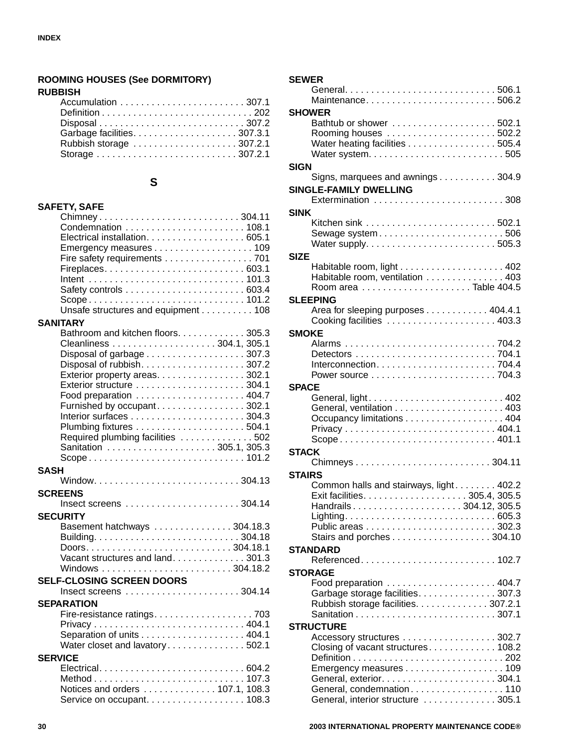**ROOMING HOUSES (See DORMITORY)**

**RUBBISH**

- Accumulation . . . . . . . . . . . . . . . . . . . . . . . . 307.1
- Definition . . . . . . . . . . . . . . . . . . . . . . . . . . . . 202
- Disposal . . . . . . . . . . . . . . . . . . . . . . . . . . . . 307.2
- Garbage facilities. . . . . . . . . . . . . . . . . . . . 307.3.1
- Rubbish storage . . . . . . . . . . . . . . . . . . . . 307.2.1
- Storage . . . . . . . . . . . . . . . . . . . . . . . . . . . 307.2.1

## S

**SAFETY, SAFE**

- Chimney . . . . . . . . . . . . . . . . . . . . . . . . . . . 304.11
- Condemnation . . . . . . . . . . . . . . . . . . . . . . . 108.1
- Electrical installation. . . . . . . . . . . . . . . . . . . 605.1
- Emergency measures . . . . . . . . . . . . . . . . . . . 109
- Fire safety requirements . . . . . . . . . . . . . . . . . 701
- Fireplaces. . . . . . . . . . . . . . . . . . . . . . . . . . . 603.1
- Intent . . . . . . . . . . . . . . . . . . . . . . . . . . . . . 101.3
- Safety controls . . . . . . . . . . . . . . . . . . . . . . . 603.4
- Scope . . . . . . . . . . . . . . . . . . . . . . . . . . . . . 101.2
- Unsafe structures and equipment . . . . . . . . . . 108

**SANITARY**

- Bathroom and kitchen floors. . . . . . . . . . . . . 305.3
- Cleanliness . . . . . . . . . . . . . . . . . . . . 304.1, 305.1
- Disposal of garbage . . . . . . . . . . . . . . . . . . . 307.3
- Disposal of rubbish. . . . . . . . . . . . . . . . . . . . 307.2
- Exterior property areas. . . . . . . . . . . . . . . . . 302.1
- Exterior structure . . . . . . . . . . . . . . . . . . . . . 304.1
- Food preparation . . . . . . . . . . . . . . . . . . . . . 404.7
- Furnished by occupant . . . . . . . . . . . . . . . . . 302.1
- Interior surfaces . . . . . . . . . . . . . . . . . . . . . . 304.3
- Plumbing fixtures . . . . . . . . . . . . . . . . . . . . . 504.1
- Required plumbing facilities . . . . . . . . . . . . . . 502
- Sanitation . . . . . . . . . . . . . . . . . . . . . 305.1, 305.3
- Scope . . . . . . . . . . . . . . . . . . . . . . . . . . . . . 101.2

**SASH**

- Window. . . . . . . . . . . . . . . . . . . . . . . . . . . 304.13

**SCREENS**

- Insect screens . . . . . . . . . . . . . . . . . . . . . . 304.14

**SECURITY**

- Basement hatchways . . . . . . . . . . . . . . . 304.18.3
- Building. . . . . . . . . . . . . . . . . . . . . . . . . . . 304.18
- Doors. . . . . . . . . . . . . . . . . . . . . . . . . . . 304.18.1
- Vacant structures and land. . . . . . . . . . . . . . 301.3
- Windows . . . . . . . . . . . . . . . . . . . . . . . . 304.18.2

**SELF-CLOSING SCREEN DOORS**

- Insect screens . . . . . . . . . . . . . . . . . . . . . . 304.14

**SEPARATION**

- Fire-resistance ratings. . . . . . . . . . . . . . . . . . . 703
- Privacy . . . . . . . . . . . . . . . . . . . . . . . . . . . . 404.1
- Separation of units . . . . . . . . . . . . . . . . . . . . 404.1
- Water closet and lavatory . . . . . . . . . . . . . . . 502.1

**SERVICE**

- Electrical. . . . . . . . . . . . . . . . . . . . . . . . . . . 604.2
- Method . . . . . . . . . . . . . . . . . . . . . . . . . . . . 107.3
- Notices and orders . . . . . . . . . . . . . . 107.1, 108.3
- Service on occupant. . . . . . . . . . . . . . . . . . . 108.3

**SEWER**

- General. . . . . . . . . . . . . . . . . . . . . . . . . . . . 506.1
- Maintenance. . . . . . . . . . . . . . . . . . . . . . . . . 506.2

**SHOWER**

- Bathtub or shower . . . . . . . . . . . . . . . . . . . . 502.1
- Rooming houses . . . . . . . . . . . . . . . . . . . . . 502.2
- Water heating facilities . . . . . . . . . . . . . . . . . 505.4
- Water system. . . . . . . . . . . . . . . . . . . . . . . . . . 505

**SIGN**

- Signs, marquees and awnings . . . . . . . . . . . 304.9

**SINGLE-FAMILY DWELLING**

- Extermination . . . . . . . . . . . . . . . . . . . . . . . . . 308

**SINK**

- Kitchen sink . . . . . . . . . . . . . . . . . . . . . . . . . 502.1
- Sewage system . . . . . . . . . . . . . . . . . . . . . . . . 506
- Water supply. . . . . . . . . . . . . . . . . . . . . . . . . 505.3

**SIZE**

- Habitable room, light . . . . . . . . . . . . . . . . . . . . 402
- Habitable room, ventilation . . . . . . . . . . . . . . . 403
- Room area . . . . . . . . . . . . . . . . . . . . . Table 404.5

**SLEEPING**

- Area for sleeping purposes . . . . . . . . . . . . 404.4.1
- Cooking facilities . . . . . . . . . . . . . . . . . . . . . 403.3

**SMOKE**

- Alarms . . . . . . . . . . . . . . . . . . . . . . . . . . . . 704.2
- Detectors . . . . . . . . . . . . . . . . . . . . . . . . . . . 704.1
- Interconnection. . . . . . . . . . . . . . . . . . . . . . . 704.4
- Power source . . . . . . . . . . . . . . . . . . . . . . . . 704.3

**SPACE**

- General, light. . . . . . . . . . . . . . . . . . . . . . . . . . 402
- General, ventilation . . . . . . . . . . . . . . . . . . . . . 403
- Occupancy limitations . . . . . . . . . . . . . . . . . . . 404
- Privacy . . . . . . . . . . . . . . . . . . . . . . . . . . . . 404.1
- Scope . . . . . . . . . . . . . . . . . . . . . . . . . . . . . 401.1

**STACK**

- Chimneys . . . . . . . . . . . . . . . . . . . . . . . . . 304.11

**STAIRS**

- Common halls and stairways, light . . . . . . . . 402.2
- Exit facilities. . . . . . . . . . . . . . . . . . . . 305.4, 305.5
- Handrails . . . . . . . . . . . . . . . . . . . . 304.12, 305.5
- Lighting. . . . . . . . . . . . . . . . . . . . . . . . . . . . 605.3
- Public areas . . . . . . . . . . . . . . . . . . . . . . . . . 302.3
- Stairs and porches . . . . . . . . . . . . . . . . . . . 304.10

**STANDARD**

- Referenced. . . . . . . . . . . . . . . . . . . . . . . . . . 102.7

**STORAGE**

- Food preparation . . . . . . . . . . . . . . . . . . . . . 404.7
- Garbage storage facilities. . . . . . . . . . . . . . . 307.3
- Rubbish storage facilities. . . . . . . . . . . . . . 307.2.1
- Sanitation . . . . . . . . . . . . . . . . . . . . . . . . . . . 307.1

**STRUCTURE**

- Accessory structures . . . . . . . . . . . . . . . . . . 302.7
- Closing of vacant structures. . . . . . . . . . . . . 108.2
- Definition . . . . . . . . . . . . . . . . . . . . . . . . . . . . 202
- Emergency measures . . . . . . . . . . . . . . . . . . . 109
- General, exterior. . . . . . . . . . . . . . . . . . . . . . 304.1
- General, condemnation . . . . . . . . . . . . . . . . . . 110
- General, interior structure . . . . . . . . . . . . . . 305.1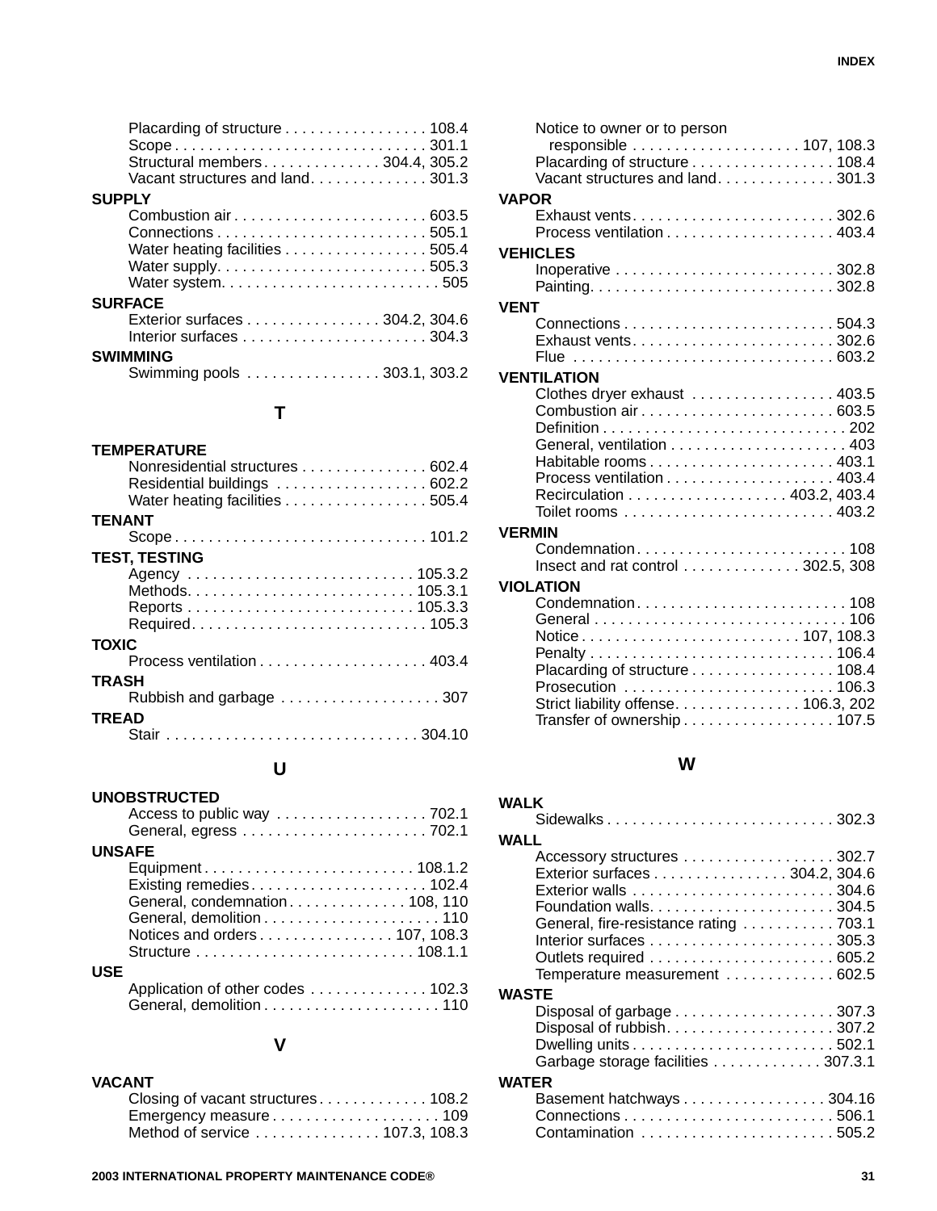Placarding of structure . . . . . . . . . . . . . . . . . 108.4
Scope . . . . . . . . . . . . . . . . . . . . . . . . . . . . . . 301.1
Structural members . . . . . . . . . . . . . . 304.4, 305.2
Vacant structures and land. . . . . . . . . . . . . . 301.3

**SUPPLY**
Combustion air . . . . . . . . . . . . . . . . . . . . . . . 603.5
Connections . . . . . . . . . . . . . . . . . . . . . . . . . 505.1
Water heating facilities . . . . . . . . . . . . . . . . . 505.4
Water supply. . . . . . . . . . . . . . . . . . . . . . . . . 505.3
Water system. . . . . . . . . . . . . . . . . . . . . . . . . . 505

**SURFACE**
Exterior surfaces . . . . . . . . . . . . . . . . 304.2, 304.6
Interior surfaces . . . . . . . . . . . . . . . . . . . . . . 304.3

**SWIMMING**
Swimming pools . . . . . . . . . . . . . . . . 303.1, 303.2

## T

**TEMPERATURE**
Nonresidential structures . . . . . . . . . . . . . . . 602.4
Residential buildings . . . . . . . . . . . . . . . . . . 602.2
Water heating facilities . . . . . . . . . . . . . . . . . 505.4

**TENANT**
Scope . . . . . . . . . . . . . . . . . . . . . . . . . . . . . . 101.2

**TEST, TESTING**
Agency . . . . . . . . . . . . . . . . . . . . . . . . . . . 105.3.2
Methods. . . . . . . . . . . . . . . . . . . . . . . . . . . 105.3.1
Reports . . . . . . . . . . . . . . . . . . . . . . . . . . . 105.3.3
Required. . . . . . . . . . . . . . . . . . . . . . . . . . . . 105.3

**TOXIC**
Process ventilation . . . . . . . . . . . . . . . . . . . . 403.4

**TRASH**
Rubbish and garbage . . . . . . . . . . . . . . . . . . . 307

**TREAD**
Stair . . . . . . . . . . . . . . . . . . . . . . . . . . . . . 304.10

## U

**UNOBSTRUCTED**
Access to public way . . . . . . . . . . . . . . . . . . 702.1
General, egress . . . . . . . . . . . . . . . . . . . . . . 702.1

**UNSAFE**
Equipment . . . . . . . . . . . . . . . . . . . . . . . . . 108.1.2
Existing remedies . . . . . . . . . . . . . . . . . . . . . 102.4
General, condemnation . . . . . . . . . . . . . . 108, 110
General, demolition . . . . . . . . . . . . . . . . . . . . . 110
Notices and orders . . . . . . . . . . . . . . . . 107, 108.3
Structure . . . . . . . . . . . . . . . . . . . . . . . . . . 108.1.1

**USE**
Application of other codes . . . . . . . . . . . . . . 102.3
General, demolition . . . . . . . . . . . . . . . . . . . . . 110

## V

**VACANT**
Closing of vacant structures . . . . . . . . . . . . . 108.2
Emergency measure . . . . . . . . . . . . . . . . . . . . 109
Method of service . . . . . . . . . . . . . . . 107.3, 108.3
Notice to owner or to person
responsible . . . . . . . . . . . . . . . . . . . . 107, 108.3
Placarding of structure . . . . . . . . . . . . . . . . . 108.4
Vacant structures and land. . . . . . . . . . . . . . 301.3

**VAPOR**
Exhaust vents. . . . . . . . . . . . . . . . . . . . . . . . 302.6
Process ventilation . . . . . . . . . . . . . . . . . . . . 403.4

**VEHICLES**
Inoperative . . . . . . . . . . . . . . . . . . . . . . . . . . 302.8
Painting. . . . . . . . . . . . . . . . . . . . . . . . . . . . . 302.8

**VENT**
Connections . . . . . . . . . . . . . . . . . . . . . . . . . 504.3
Exhaust vents. . . . . . . . . . . . . . . . . . . . . . . . 302.6
Flue . . . . . . . . . . . . . . . . . . . . . . . . . . . . . . . 603.2

**VENTILATION**
Clothes dryer exhaust . . . . . . . . . . . . . . . . . 403.5
Combustion air . . . . . . . . . . . . . . . . . . . . . . . 603.5
Definition . . . . . . . . . . . . . . . . . . . . . . . . . . . . . 202
General, ventilation . . . . . . . . . . . . . . . . . . . . . 403
Habitable rooms . . . . . . . . . . . . . . . . . . . . . . 403.1
Process ventilation . . . . . . . . . . . . . . . . . . . . 403.4
Recirculation . . . . . . . . . . . . . . . . . . . 403.2, 403.4
Toilet rooms . . . . . . . . . . . . . . . . . . . . . . . . . 403.2

**VERMIN**
Condemnation . . . . . . . . . . . . . . . . . . . . . . . . . 108
Insect and rat control . . . . . . . . . . . . . . 302.5, 308

**VIOLATION**
Condemnation . . . . . . . . . . . . . . . . . . . . . . . . . 108
General . . . . . . . . . . . . . . . . . . . . . . . . . . . . . . 106
Notice . . . . . . . . . . . . . . . . . . . . . . . . . . 107, 108.3
Penalty . . . . . . . . . . . . . . . . . . . . . . . . . . . . . 106.4
Placarding of structure . . . . . . . . . . . . . . . . . 108.4
Prosecution . . . . . . . . . . . . . . . . . . . . . . . . . 106.3
Strict liability offense. . . . . . . . . . . . . . . . 106.3, 202
Transfer of ownership . . . . . . . . . . . . . . . . . . 107.5

## W

**WALK**
Sidewalks . . . . . . . . . . . . . . . . . . . . . . . . . . . 302.3

**WALL**
Accessory structures . . . . . . . . . . . . . . . . . . 302.7
Exterior surfaces . . . . . . . . . . . . . . . . 304.2, 304.6
Exterior walls . . . . . . . . . . . . . . . . . . . . . . . . 304.6
Foundation walls. . . . . . . . . . . . . . . . . . . . . . 304.5
General, fire-resistance rating . . . . . . . . . . . 703.1
Interior surfaces . . . . . . . . . . . . . . . . . . . . . . 305.3
Outlets required . . . . . . . . . . . . . . . . . . . . . . 605.2
Temperature measurement . . . . . . . . . . . . . 602.5

**WASTE**
Disposal of garbage . . . . . . . . . . . . . . . . . . . 307.3
Disposal of rubbish. . . . . . . . . . . . . . . . . . . . 307.2
Dwelling units . . . . . . . . . . . . . . . . . . . . . . . . 502.1
Garbage storage facilities . . . . . . . . . . . . . 307.3.1

**WATER**
Basement hatchways . . . . . . . . . . . . . . . . . 304.16
Connections . . . . . . . . . . . . . . . . . . . . . . . . . 506.1
Contamination . . . . . . . . . . . . . . . . . . . . . . . 505.2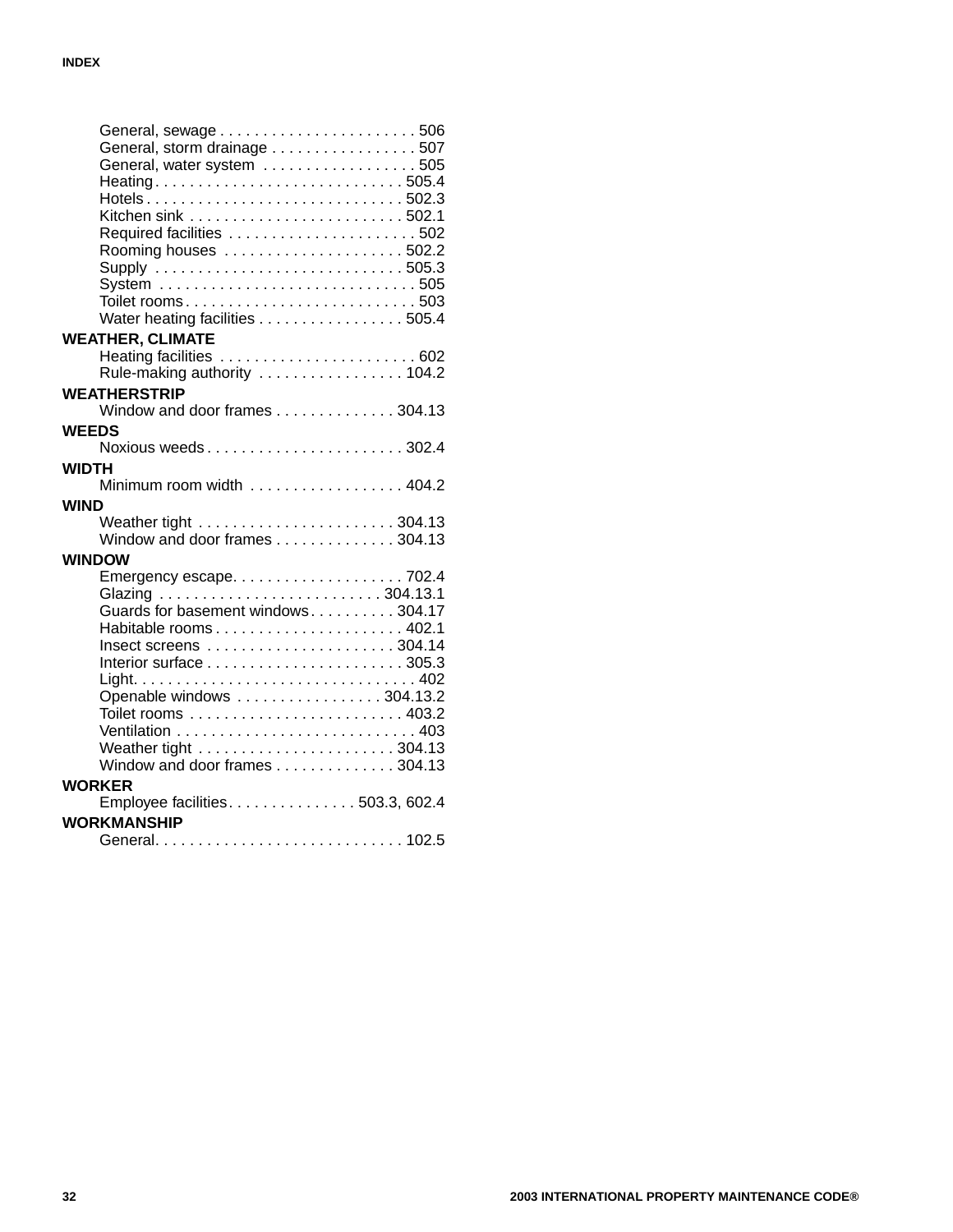General, sewage . . . . . . . . . . . . . . . . . . . . . . . 506
General, storm drainage . . . . . . . . . . . . . . . . . 507
General, water system . . . . . . . . . . . . . . . . . . 505
Heating . . . . . . . . . . . . . . . . . . . . . . . . . . . . . 505.4
Hotels . . . . . . . . . . . . . . . . . . . . . . . . . . . . . . 502.3
Kitchen sink . . . . . . . . . . . . . . . . . . . . . . . . . 502.1
Required facilities . . . . . . . . . . . . . . . . . . . . . . 502
Rooming houses . . . . . . . . . . . . . . . . . . . . . 502.2
Supply . . . . . . . . . . . . . . . . . . . . . . . . . . . . . 505.3
System . . . . . . . . . . . . . . . . . . . . . . . . . . . . . . 505
Toilet rooms . . . . . . . . . . . . . . . . . . . . . . . . . . . 503
Water heating facilities . . . . . . . . . . . . . . . . . 505.4

**WEATHER, CLIMATE**

Heating facilities . . . . . . . . . . . . . . . . . . . . . . . 602
Rule-making authority . . . . . . . . . . . . . . . . . 104.2

**WEATHERSTRIP**

Window and door frames . . . . . . . . . . . . . . 304.13

**WEEDS**

Noxious weeds . . . . . . . . . . . . . . . . . . . . . . . 302.4

**WIDTH**

Minimum room width . . . . . . . . . . . . . . . . . . 404.2

**WIND**

Weather tight . . . . . . . . . . . . . . . . . . . . . . . 304.13
Window and door frames . . . . . . . . . . . . . . 304.13

**WINDOW**

Emergency escape. . . . . . . . . . . . . . . . . . . . 702.4
Glazing . . . . . . . . . . . . . . . . . . . . . . . . . . 304.13.1
Guards for basement windows . . . . . . . . . . 304.17
Habitable rooms . . . . . . . . . . . . . . . . . . . . . . 402.1
Insect screens . . . . . . . . . . . . . . . . . . . . . . 304.14
Interior surface . . . . . . . . . . . . . . . . . . . . . . . 305.3
Light. . . . . . . . . . . . . . . . . . . . . . . . . . . . . . . . . 402
Openable windows . . . . . . . . . . . . . . . . . 304.13.2
Toilet rooms . . . . . . . . . . . . . . . . . . . . . . . . . 403.2
Ventilation . . . . . . . . . . . . . . . . . . . . . . . . . . . . 403
Weather tight . . . . . . . . . . . . . . . . . . . . . . . 304.13
Window and door frames . . . . . . . . . . . . . . 304.13

**WORKER**

Employee facilities. . . . . . . . . . . . . . . 503.3, 602.4

**WORKMANSHIP**

General. . . . . . . . . . . . . . . . . . . . . . . . . . . . 102.5